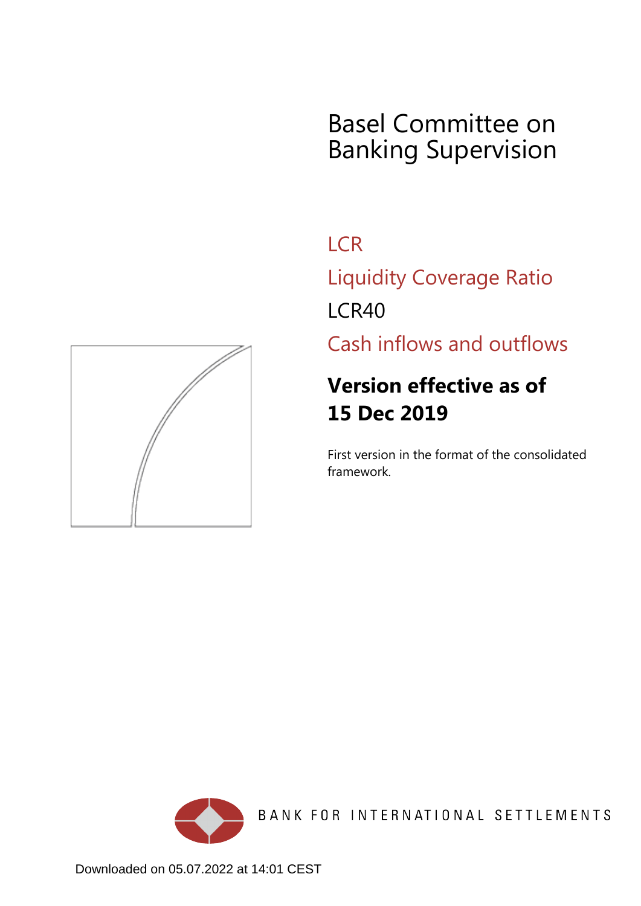# Basel Committee on Banking Supervision

## LCR

## Liquidity Coverage Ratio

## LCR40

## Cash inflows and outflows

**Version effective as of 15 Dec 2019**

First version in the format of the consolidated framework.

BANK FOR INTERNATIONAL SETTLEMENTS

Downloaded on 05.07.2022 at 14:01 CEST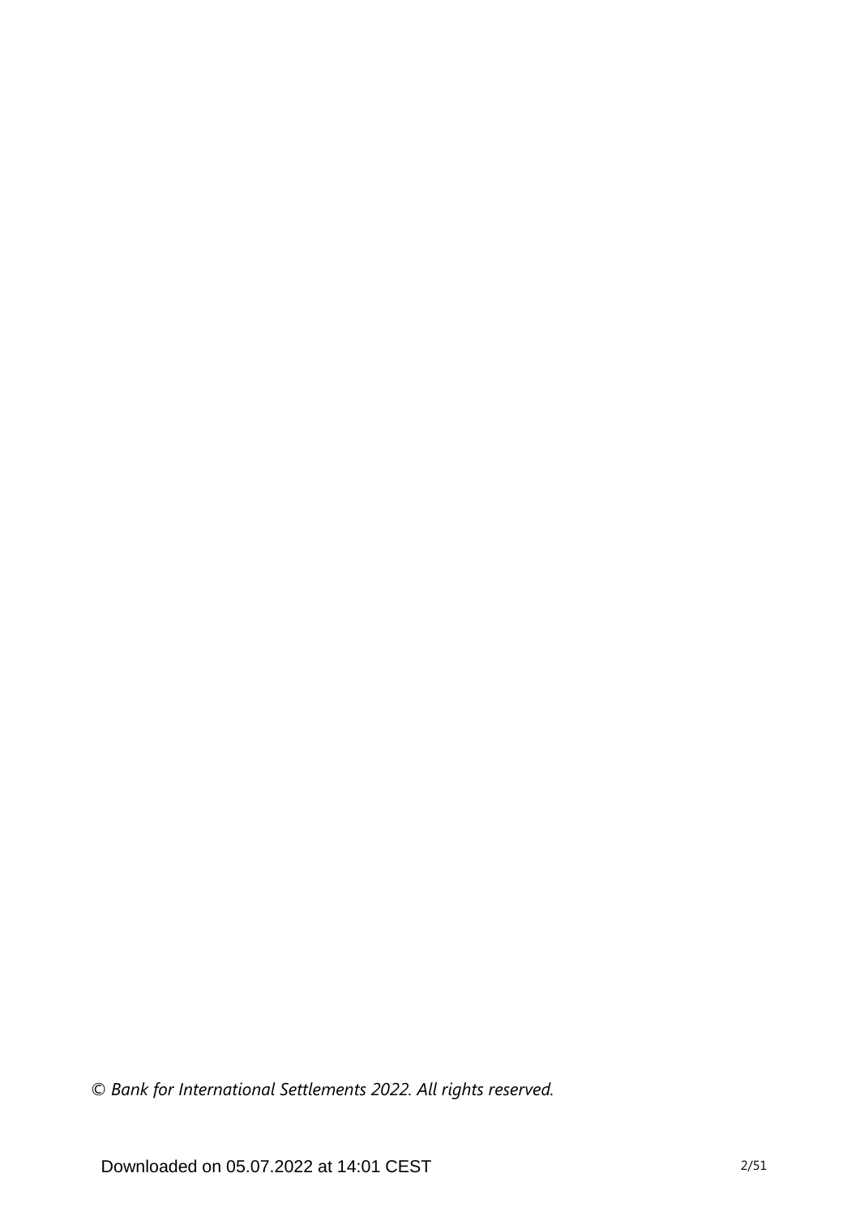*© Bank for International Settlements 2022. All rights reserved.*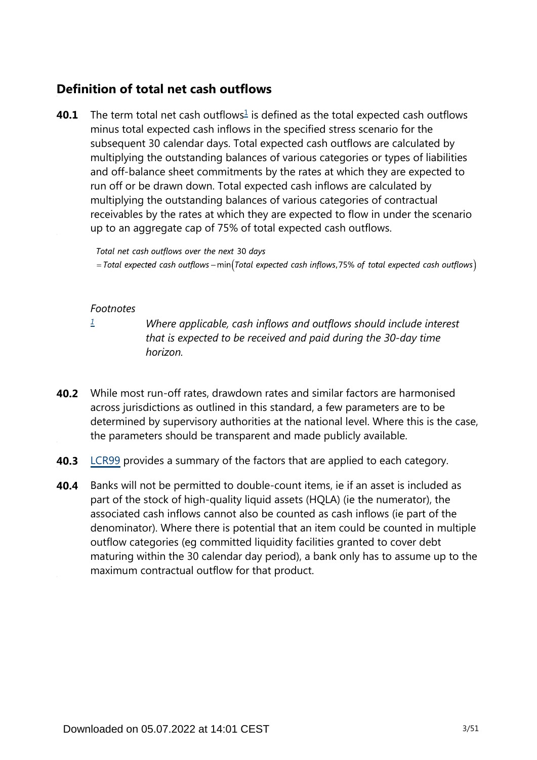## Definition of total net cash outflows

**40.1** The term total net cash outflows[1] is defined as the total expected cash outflows minus total expected cash inflows in the specified stress scenario for the subsequent 30 calendar days. Total expected cash outflows are calculated by multiplying the outstanding balances of various categories or types of liabilities and off-balance sheet commitments by the rates at which they are expected to run off or be drawn down. Total expected cash inflows are calculated by multiplying the outstanding balances of various categories of contractual receivables by the rates at which they are expected to flow in under the scenario up to an aggregate cap of 75% of total expected cash outflows.

$$\textit{Total net cash outflows over the next } 30 \textit{ days}$$
$$= \textit{Total expected cash outflows} - \min\left(\textit{Total expected cash inflows}, 75\% \textit{ of total expected cash outflows}\right)$$

*Footnotes*

[1] *Where applicable, cash inflows and outflows should include interest that is expected to be received and paid during the 30-day time horizon.*

**40.2** While most run-off rates, drawdown rates and similar factors are harmonised across jurisdictions as outlined in this standard, a few parameters are to be determined by supervisory authorities at the national level. Where this is the case, the parameters should be transparent and made publicly available.

**40.3** LCR99 provides a summary of the factors that are applied to each category.

**40.4** Banks will not be permitted to double-count items, ie if an asset is included as part of the stock of high-quality liquid assets (HQLA) (ie the numerator), the associated cash inflows cannot also be counted as cash inflows (ie part of the denominator). Where there is potential that an item could be counted in multiple outflow categories (eg committed liquidity facilities granted to cover debt maturing within the 30 calendar day period), a bank only has to assume up to the maximum contractual outflow for that product.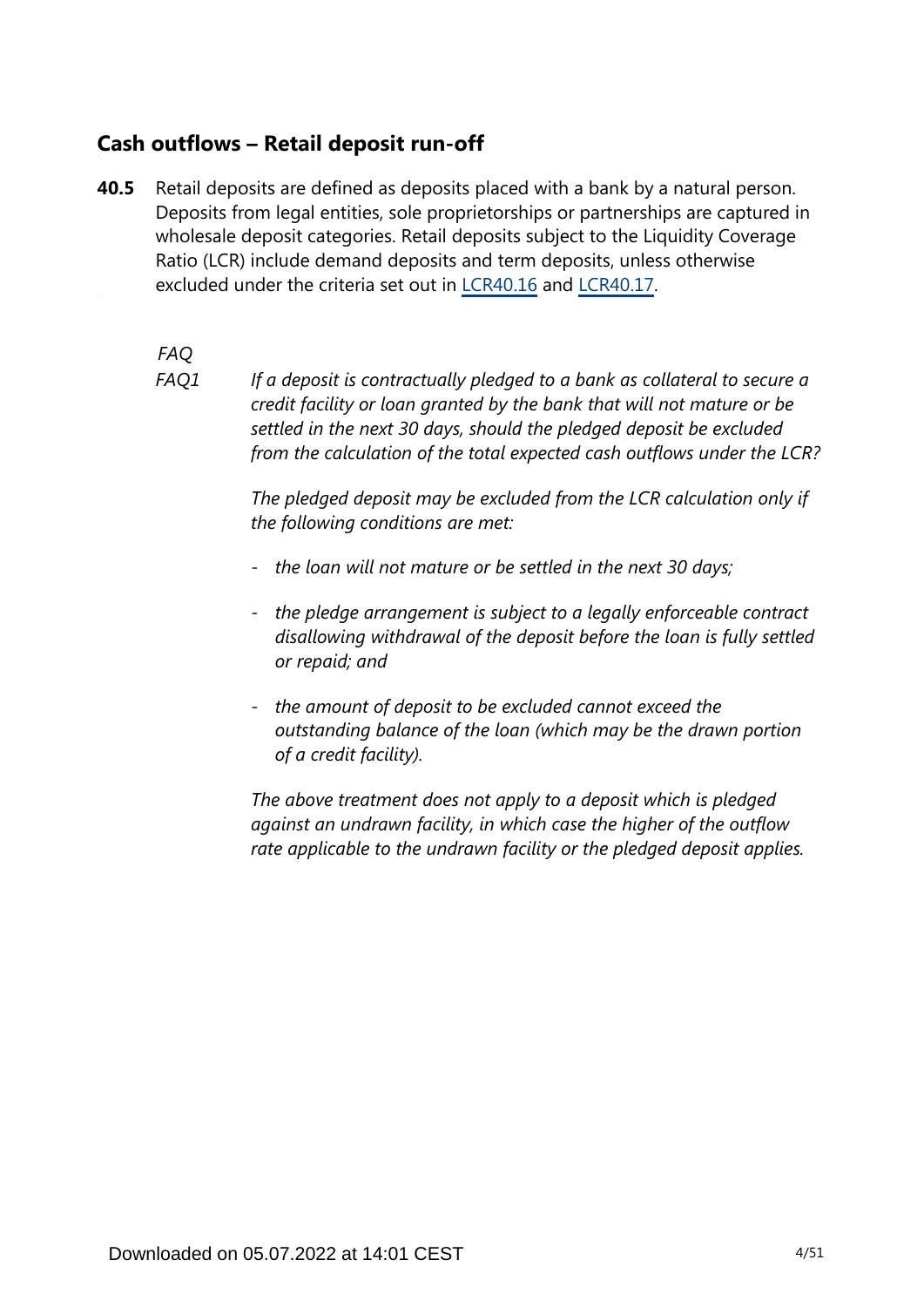## Cash outflows – Retail deposit run-off

**40.5** Retail deposits are defined as deposits placed with a bank by a natural person. Deposits from legal entities, sole proprietorships or partnerships are captured in wholesale deposit categories. Retail deposits subject to the Liquidity Coverage Ratio (LCR) include demand deposits and term deposits, unless otherwise excluded under the criteria set out in LCR40.16 and LCR40.17.

*FAQ*

*FAQ1* *If a deposit is contractually pledged to a bank as collateral to secure a credit facility or loan granted by the bank that will not mature or be settled in the next 30 days, should the pledged deposit be excluded from the calculation of the total expected cash outflows under the LCR?*

*The pledged deposit may be excluded from the LCR calculation only if the following conditions are met:*

- *the loan will not mature or be settled in the next 30 days;*
- *the pledge arrangement is subject to a legally enforceable contract disallowing withdrawal of the deposit before the loan is fully settled or repaid; and*
- *the amount of deposit to be excluded cannot exceed the outstanding balance of the loan (which may be the drawn portion of a credit facility).*

*The above treatment does not apply to a deposit which is pledged against an undrawn facility, in which case the higher of the outflow rate applicable to the undrawn facility or the pledged deposit applies.*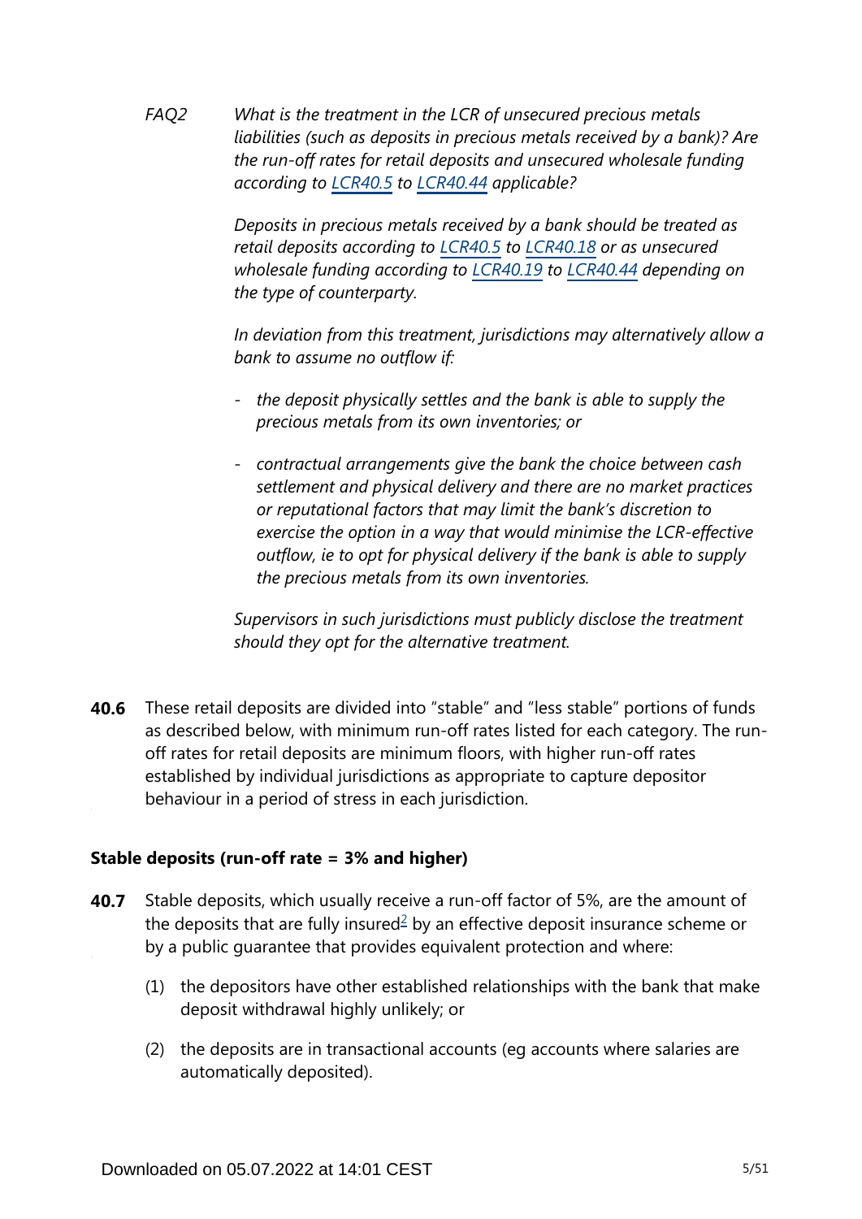*FAQ2* *What is the treatment in the LCR of unsecured precious metals liabilities (such as deposits in precious metals received by a bank)? Are the run-off rates for retail deposits and unsecured wholesale funding according to LCR40.5 to LCR40.44 applicable?*

*Deposits in precious metals received by a bank should be treated as retail deposits according to LCR40.5 to LCR40.18 or as unsecured wholesale funding according to LCR40.19 to LCR40.44 depending on the type of counterparty.*

*In deviation from this treatment, jurisdictions may alternatively allow a bank to assume no outflow if:*

- *the deposit physically settles and the bank is able to supply the precious metals from its own inventories; or*
- *contractual arrangements give the bank the choice between cash settlement and physical delivery and there are no market practices or reputational factors that may limit the bank's discretion to exercise the option in a way that would minimise the LCR-effective outflow, ie to opt for physical delivery if the bank is able to supply the precious metals from its own inventories.*

*Supervisors in such jurisdictions must publicly disclose the treatment should they opt for the alternative treatment.*

**40.6** These retail deposits are divided into "stable" and "less stable" portions of funds as described below, with minimum run-off rates listed for each category. The run-off rates for retail deposits are minimum floors, with higher run-off rates established by individual jurisdictions as appropriate to capture depositor behaviour in a period of stress in each jurisdiction.

### Stable deposits (run-off rate = 3% and higher)

**40.7** Stable deposits, which usually receive a run-off factor of 5%, are the amount of the deposits that are fully insured[2] by an effective deposit insurance scheme or by a public guarantee that provides equivalent protection and where:

(1) the depositors have other established relationships with the bank that make deposit withdrawal highly unlikely; or

(2) the deposits are in transactional accounts (eg accounts where salaries are automatically deposited).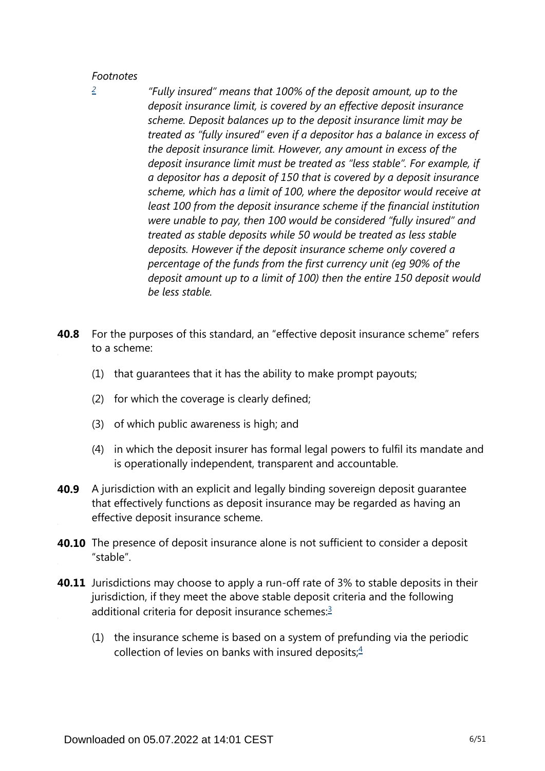*Footnotes*

[2] *"Fully insured" means that 100% of the deposit amount, up to the deposit insurance limit, is covered by an effective deposit insurance scheme. Deposit balances up to the deposit insurance limit may be treated as "fully insured" even if a depositor has a balance in excess of the deposit insurance limit. However, any amount in excess of the deposit insurance limit must be treated as "less stable". For example, if a depositor has a deposit of 150 that is covered by a deposit insurance scheme, which has a limit of 100, where the depositor would receive at least 100 from the deposit insurance scheme if the financial institution were unable to pay, then 100 would be considered "fully insured" and treated as stable deposits while 50 would be treated as less stable deposits. However if the deposit insurance scheme only covered a percentage of the funds from the first currency unit (eg 90% of the deposit amount up to a limit of 100) then the entire 150 deposit would be less stable.*

**40.8** For the purposes of this standard, an "effective deposit insurance scheme" refers to a scheme:

(1) that guarantees that it has the ability to make prompt payouts;

(2) for which the coverage is clearly defined;

(3) of which public awareness is high; and

(4) in which the deposit insurer has formal legal powers to fulfil its mandate and is operationally independent, transparent and accountable.

**40.9** A jurisdiction with an explicit and legally binding sovereign deposit guarantee that effectively functions as deposit insurance may be regarded as having an effective deposit insurance scheme.

**40.10** The presence of deposit insurance alone is not sufficient to consider a deposit "stable".

**40.11** Jurisdictions may choose to apply a run-off rate of 3% to stable deposits in their jurisdiction, if they meet the above stable deposit criteria and the following additional criteria for deposit insurance schemes:[3]

(1) the insurance scheme is based on a system of prefunding via the periodic collection of levies on banks with insured deposits;[4]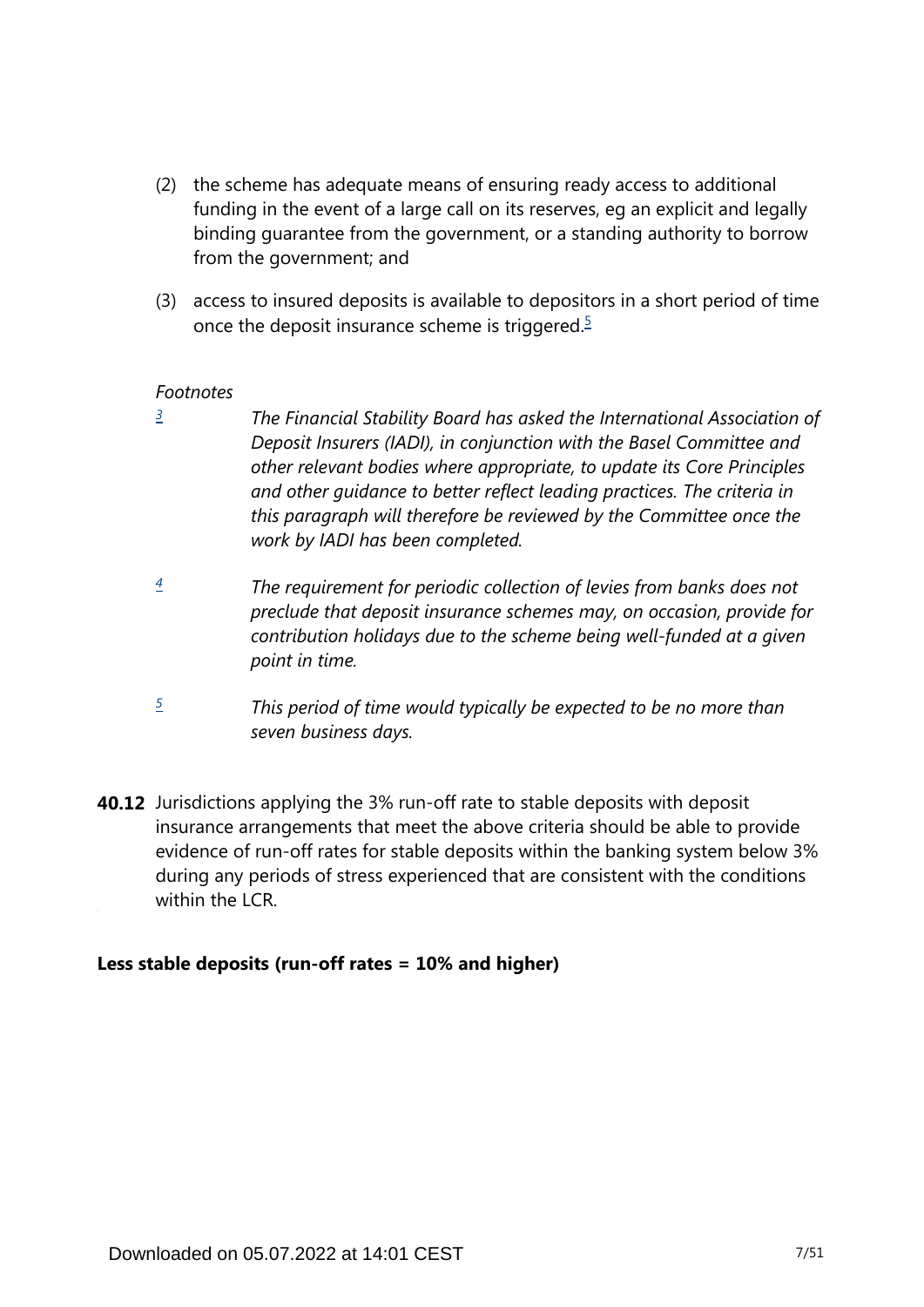(2) the scheme has adequate means of ensuring ready access to additional funding in the event of a large call on its reserves, eg an explicit and legally binding guarantee from the government, or a standing authority to borrow from the government; and

(3) access to insured deposits is available to depositors in a short period of time once the deposit insurance scheme is triggered.[5]

*Footnotes*

[3] *The Financial Stability Board has asked the International Association of Deposit Insurers (IADI), in conjunction with the Basel Committee and other relevant bodies where appropriate, to update its Core Principles and other guidance to better reflect leading practices. The criteria in this paragraph will therefore be reviewed by the Committee once the work by IADI has been completed.*

[4] *The requirement for periodic collection of levies from banks does not preclude that deposit insurance schemes may, on occasion, provide for contribution holidays due to the scheme being well-funded at a given point in time.*

[5] *This period of time would typically be expected to be no more than seven business days.*

**40.12** Jurisdictions applying the 3% run-off rate to stable deposits with deposit insurance arrangements that meet the above criteria should be able to provide evidence of run-off rates for stable deposits within the banking system below 3% during any periods of stress experienced that are consistent with the conditions within the LCR.

**Less stable deposits (run-off rates = 10% and higher)**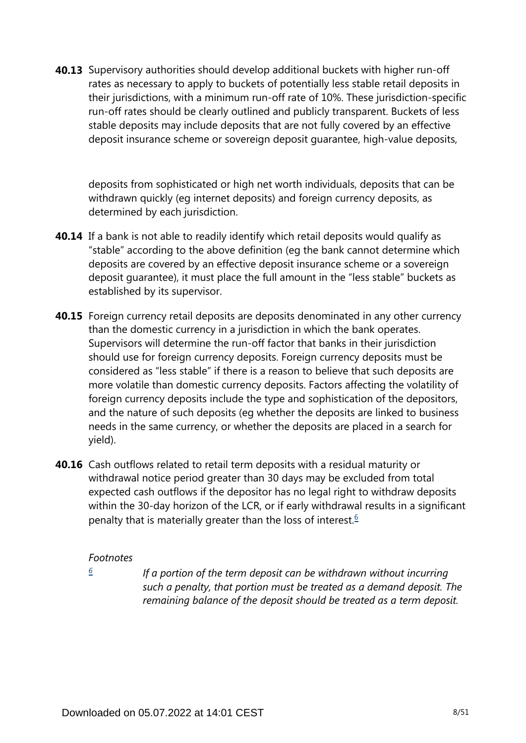**40.13** Supervisory authorities should develop additional buckets with higher run-off rates as necessary to apply to buckets of potentially less stable retail deposits in their jurisdictions, with a minimum run-off rate of 10%. These jurisdiction-specific run-off rates should be clearly outlined and publicly transparent. Buckets of less stable deposits may include deposits that are not fully covered by an effective deposit insurance scheme or sovereign deposit guarantee, high-value deposits, deposits from sophisticated or high net worth individuals, deposits that can be withdrawn quickly (eg internet deposits) and foreign currency deposits, as determined by each jurisdiction.

**40.14** If a bank is not able to readily identify which retail deposits would qualify as "stable" according to the above definition (eg the bank cannot determine which deposits are covered by an effective deposit insurance scheme or a sovereign deposit guarantee), it must place the full amount in the "less stable" buckets as established by its supervisor.

**40.15** Foreign currency retail deposits are deposits denominated in any other currency than the domestic currency in a jurisdiction in which the bank operates. Supervisors will determine the run-off factor that banks in their jurisdiction should use for foreign currency deposits. Foreign currency deposits must be considered as "less stable" if there is a reason to believe that such deposits are more volatile than domestic currency deposits. Factors affecting the volatility of foreign currency deposits include the type and sophistication of the depositors, and the nature of such deposits (eg whether the deposits are linked to business needs in the same currency, or whether the deposits are placed in a search for yield).

**40.16** Cash outflows related to retail term deposits with a residual maturity or withdrawal notice period greater than 30 days may be excluded from total expected cash outflows if the depositor has no legal right to withdraw deposits within the 30-day horizon of the LCR, or if early withdrawal results in a significant penalty that is materially greater than the loss of interest.[6]

*Footnotes*

[6] *If a portion of the term deposit can be withdrawn without incurring such a penalty, that portion must be treated as a demand deposit. The remaining balance of the deposit should be treated as a term deposit.*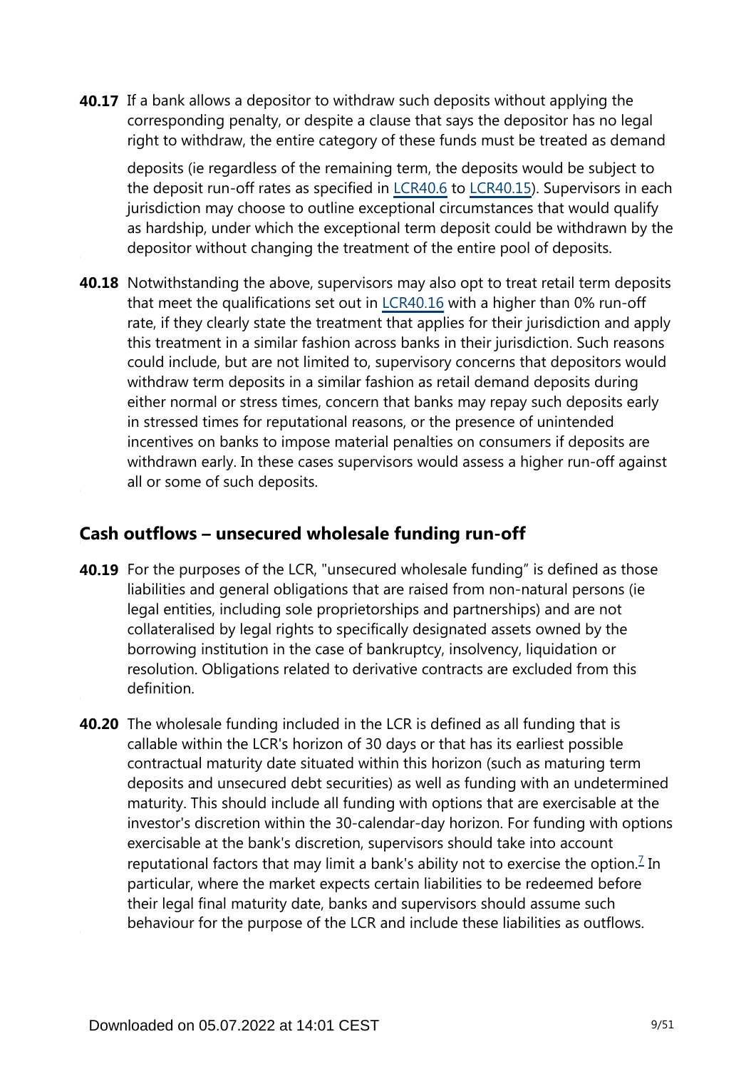**40.17** If a bank allows a depositor to withdraw such deposits without applying the corresponding penalty, or despite a clause that says the depositor has no legal right to withdraw, the entire category of these funds must be treated as demand deposits (ie regardless of the remaining term, the deposits would be subject to the deposit run-off rates as specified in LCR40.6 to LCR40.15). Supervisors in each jurisdiction may choose to outline exceptional circumstances that would qualify as hardship, under which the exceptional term deposit could be withdrawn by the depositor without changing the treatment of the entire pool of deposits.

**40.18** Notwithstanding the above, supervisors may also opt to treat retail term deposits that meet the qualifications set out in LCR40.16 with a higher than 0% run-off rate, if they clearly state the treatment that applies for their jurisdiction and apply this treatment in a similar fashion across banks in their jurisdiction. Such reasons could include, but are not limited to, supervisory concerns that depositors would withdraw term deposits in a similar fashion as retail demand deposits during either normal or stress times, concern that banks may repay such deposits early in stressed times for reputational reasons, or the presence of unintended incentives on banks to impose material penalties on consumers if deposits are withdrawn early. In these cases supervisors would assess a higher run-off against all or some of such deposits.

## Cash outflows – unsecured wholesale funding run-off

**40.19** For the purposes of the LCR, "unsecured wholesale funding" is defined as those liabilities and general obligations that are raised from non-natural persons (ie legal entities, including sole proprietorships and partnerships) and are not collateralised by legal rights to specifically designated assets owned by the borrowing institution in the case of bankruptcy, insolvency, liquidation or resolution. Obligations related to derivative contracts are excluded from this definition.

**40.20** The wholesale funding included in the LCR is defined as all funding that is callable within the LCR's horizon of 30 days or that has its earliest possible contractual maturity date situated within this horizon (such as maturing term deposits and unsecured debt securities) as well as funding with an undetermined maturity. This should include all funding with options that are exercisable at the investor's discretion within the 30-calendar-day horizon. For funding with options exercisable at the bank's discretion, supervisors should take into account reputational factors that may limit a bank's ability not to exercise the option.[7] In particular, where the market expects certain liabilities to be redeemed before their legal final maturity date, banks and supervisors should assume such behaviour for the purpose of the LCR and include these liabilities as outflows.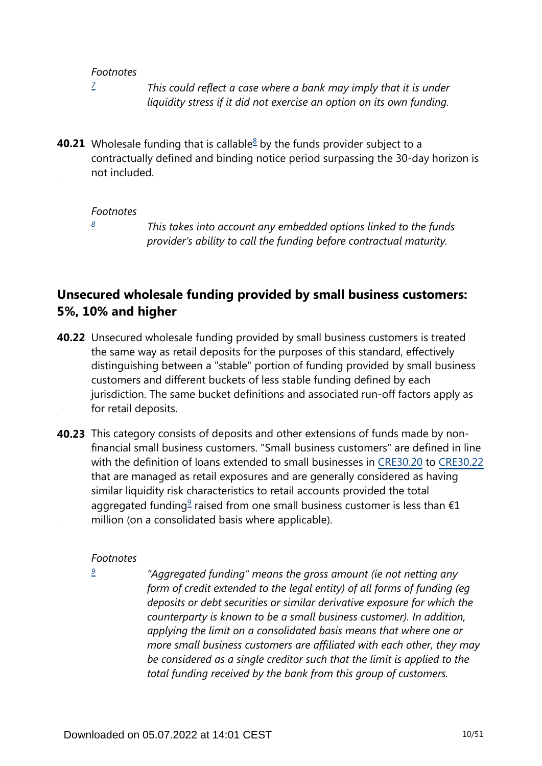*Footnotes*

[7] *This could reflect a case where a bank may imply that it is under liquidity stress if it did not exercise an option on its own funding.*

**40.21** Wholesale funding that is callable[8] by the funds provider subject to a contractually defined and binding notice period surpassing the 30-day horizon is not included.

*Footnotes*

[8] *This takes into account any embedded options linked to the funds provider's ability to call the funding before contractual maturity.*

## Unsecured wholesale funding provided by small business customers: 5%, 10% and higher

**40.22** Unsecured wholesale funding provided by small business customers is treated the same way as retail deposits for the purposes of this standard, effectively distinguishing between a "stable" portion of funding provided by small business customers and different buckets of less stable funding defined by each jurisdiction. The same bucket definitions and associated run-off factors apply as for retail deposits.

**40.23** This category consists of deposits and other extensions of funds made by non-financial small business customers. "Small business customers" are defined in line with the definition of loans extended to small businesses in CRE30.20 to CRE30.22 that are managed as retail exposures and are generally considered as having similar liquidity risk characteristics to retail accounts provided the total aggregated funding[9] raised from one small business customer is less than €1 million (on a consolidated basis where applicable).

*Footnotes*

[9] *"Aggregated funding" means the gross amount (ie not netting any form of credit extended to the legal entity) of all forms of funding (eg deposits or debt securities or similar derivative exposure for which the counterparty is known to be a small business customer). In addition, applying the limit on a consolidated basis means that where one or more small business customers are affiliated with each other, they may be considered as a single creditor such that the limit is applied to the total funding received by the bank from this group of customers.*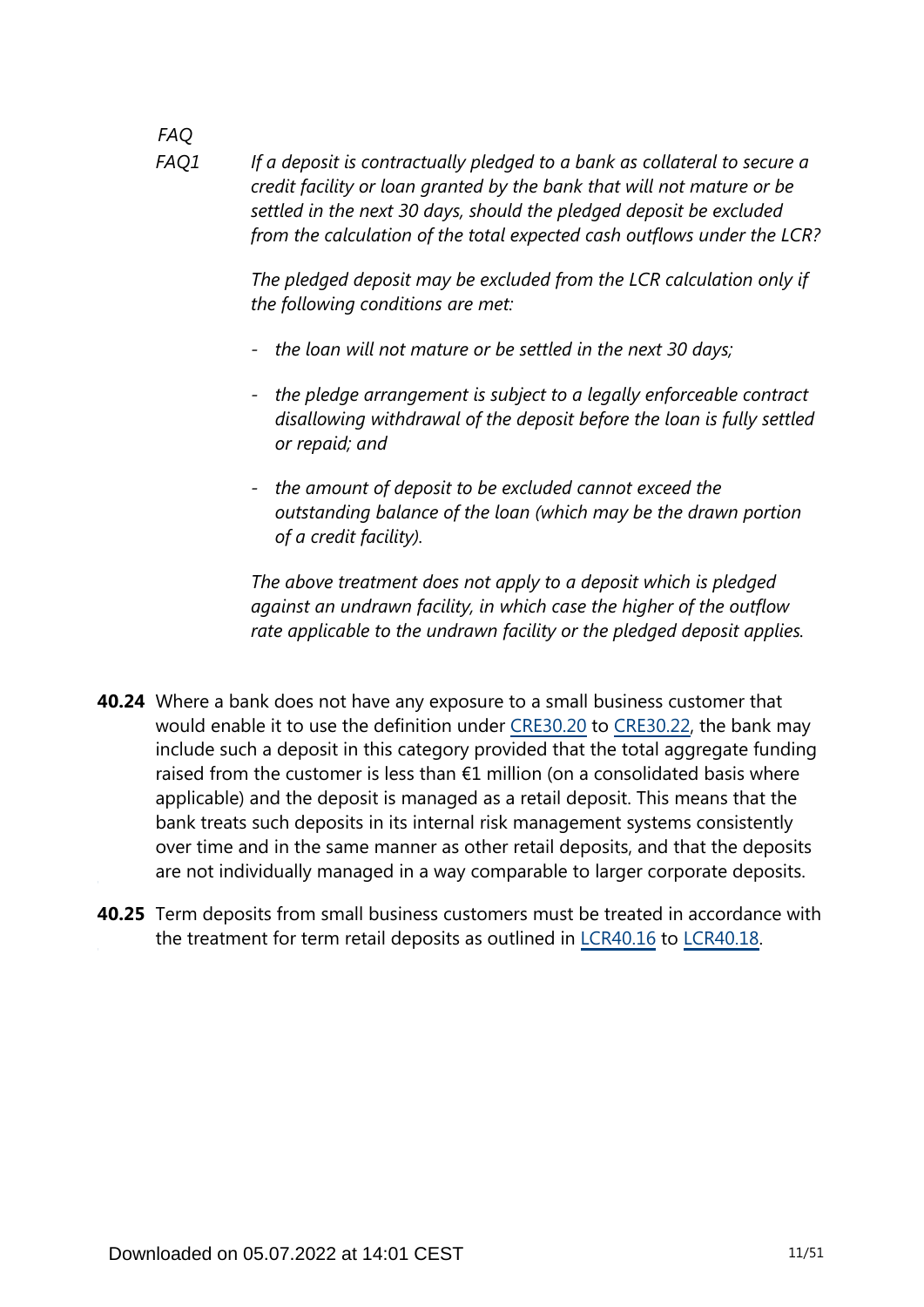*FAQ*

*FAQ1* *If a deposit is contractually pledged to a bank as collateral to secure a credit facility or loan granted by the bank that will not mature or be settled in the next 30 days, should the pledged deposit be excluded from the calculation of the total expected cash outflows under the LCR?*

*The pledged deposit may be excluded from the LCR calculation only if the following conditions are met:*

- *the loan will not mature or be settled in the next 30 days;*
- *the pledge arrangement is subject to a legally enforceable contract disallowing withdrawal of the deposit before the loan is fully settled or repaid; and*
- *the amount of deposit to be excluded cannot exceed the outstanding balance of the loan (which may be the drawn portion of a credit facility).*

*The above treatment does not apply to a deposit which is pledged against an undrawn facility, in which case the higher of the outflow rate applicable to the undrawn facility or the pledged deposit applies.*

**40.24** Where a bank does not have any exposure to a small business customer that would enable it to use the definition under CRE30.20 to CRE30.22, the bank may include such a deposit in this category provided that the total aggregate funding raised from the customer is less than €1 million (on a consolidated basis where applicable) and the deposit is managed as a retail deposit. This means that the bank treats such deposits in its internal risk management systems consistently over time and in the same manner as other retail deposits, and that the deposits are not individually managed in a way comparable to larger corporate deposits.

**40.25** Term deposits from small business customers must be treated in accordance with the treatment for term retail deposits as outlined in LCR40.16 to LCR40.18.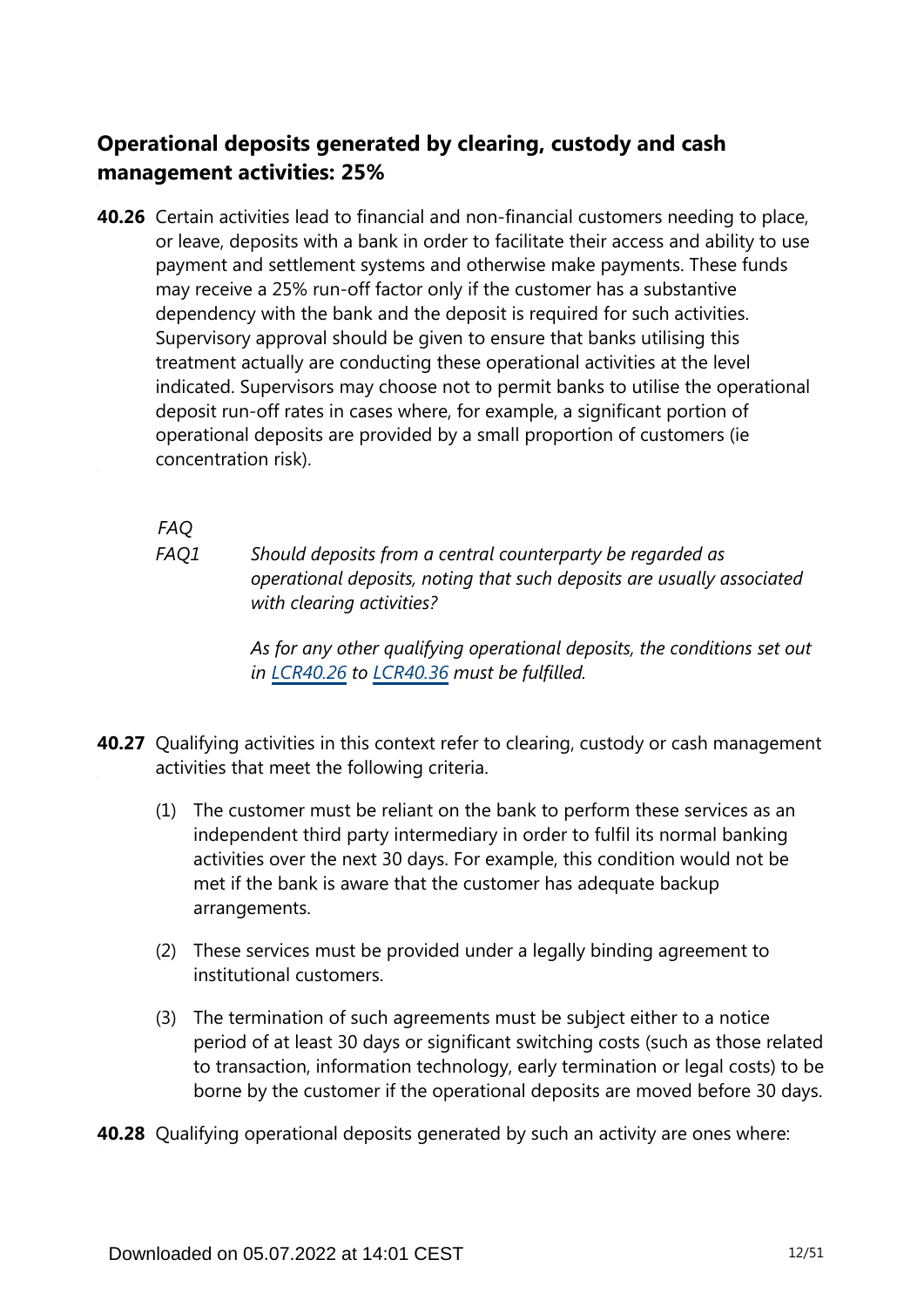## Operational deposits generated by clearing, custody and cash management activities: 25%

**40.26** Certain activities lead to financial and non-financial customers needing to place, or leave, deposits with a bank in order to facilitate their access and ability to use payment and settlement systems and otherwise make payments. These funds may receive a 25% run-off factor only if the customer has a substantive dependency with the bank and the deposit is required for such activities. Supervisory approval should be given to ensure that banks utilising this treatment actually are conducting these operational activities at the level indicated. Supervisors may choose not to permit banks to utilise the operational deposit run-off rates in cases where, for example, a significant portion of operational deposits are provided by a small proportion of customers (ie concentration risk).

*FAQ*

*FAQ1* *Should deposits from a central counterparty be regarded as operational deposits, noting that such deposits are usually associated with clearing activities?*

*As for any other qualifying operational deposits, the conditions set out in [LCR40.26](LCR40.26) to [LCR40.36](LCR40.36) must be fulfilled.*

**40.27** Qualifying activities in this context refer to clearing, custody or cash management activities that meet the following criteria.

(1) The customer must be reliant on the bank to perform these services as an independent third party intermediary in order to fulfil its normal banking activities over the next 30 days. For example, this condition would not be met if the bank is aware that the customer has adequate backup arrangements.

(2) These services must be provided under a legally binding agreement to institutional customers.

(3) The termination of such agreements must be subject either to a notice period of at least 30 days or significant switching costs (such as those related to transaction, information technology, early termination or legal costs) to be borne by the customer if the operational deposits are moved before 30 days.

**40.28** Qualifying operational deposits generated by such an activity are ones where: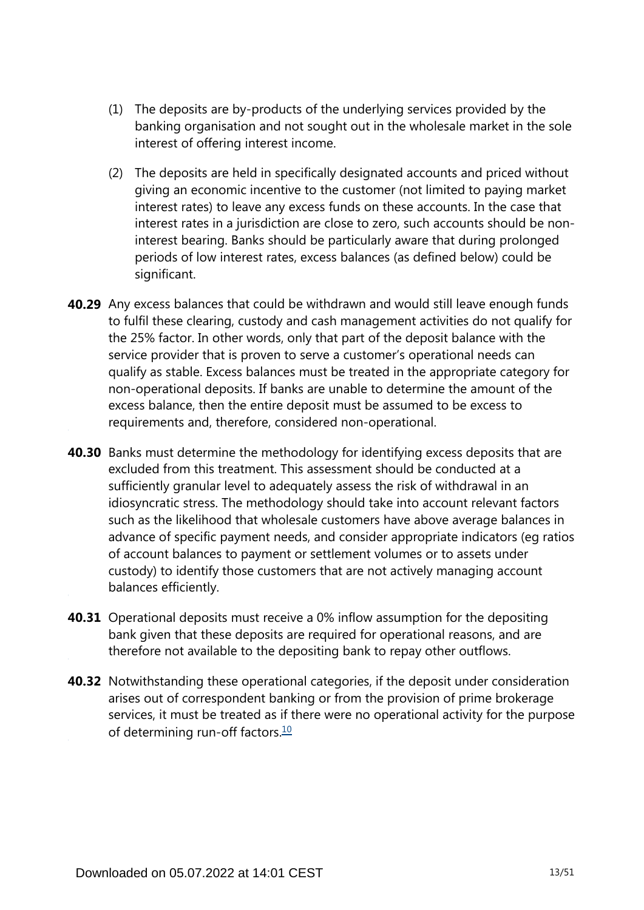(1) The deposits are by-products of the underlying services provided by the banking organisation and not sought out in the wholesale market in the sole interest of offering interest income.

(2) The deposits are held in specifically designated accounts and priced without giving an economic incentive to the customer (not limited to paying market interest rates) to leave any excess funds on these accounts. In the case that interest rates in a jurisdiction are close to zero, such accounts should be non-interest bearing. Banks should be particularly aware that during prolonged periods of low interest rates, excess balances (as defined below) could be significant.

**40.29** Any excess balances that could be withdrawn and would still leave enough funds to fulfil these clearing, custody and cash management activities do not qualify for the 25% factor. In other words, only that part of the deposit balance with the service provider that is proven to serve a customer's operational needs can qualify as stable. Excess balances must be treated in the appropriate category for non-operational deposits. If banks are unable to determine the amount of the excess balance, then the entire deposit must be assumed to be excess to requirements and, therefore, considered non-operational.

**40.30** Banks must determine the methodology for identifying excess deposits that are excluded from this treatment. This assessment should be conducted at a sufficiently granular level to adequately assess the risk of withdrawal in an idiosyncratic stress. The methodology should take into account relevant factors such as the likelihood that wholesale customers have above average balances in advance of specific payment needs, and consider appropriate indicators (eg ratios of account balances to payment or settlement volumes or to assets under custody) to identify those customers that are not actively managing account balances efficiently.

**40.31** Operational deposits must receive a 0% inflow assumption for the depositing bank given that these deposits are required for operational reasons, and are therefore not available to the depositing bank to repay other outflows.

**40.32** Notwithstanding these operational categories, if the deposit under consideration arises out of correspondent banking or from the provision of prime brokerage services, it must be treated as if there were no operational activity for the purpose of determining run-off factors.[10]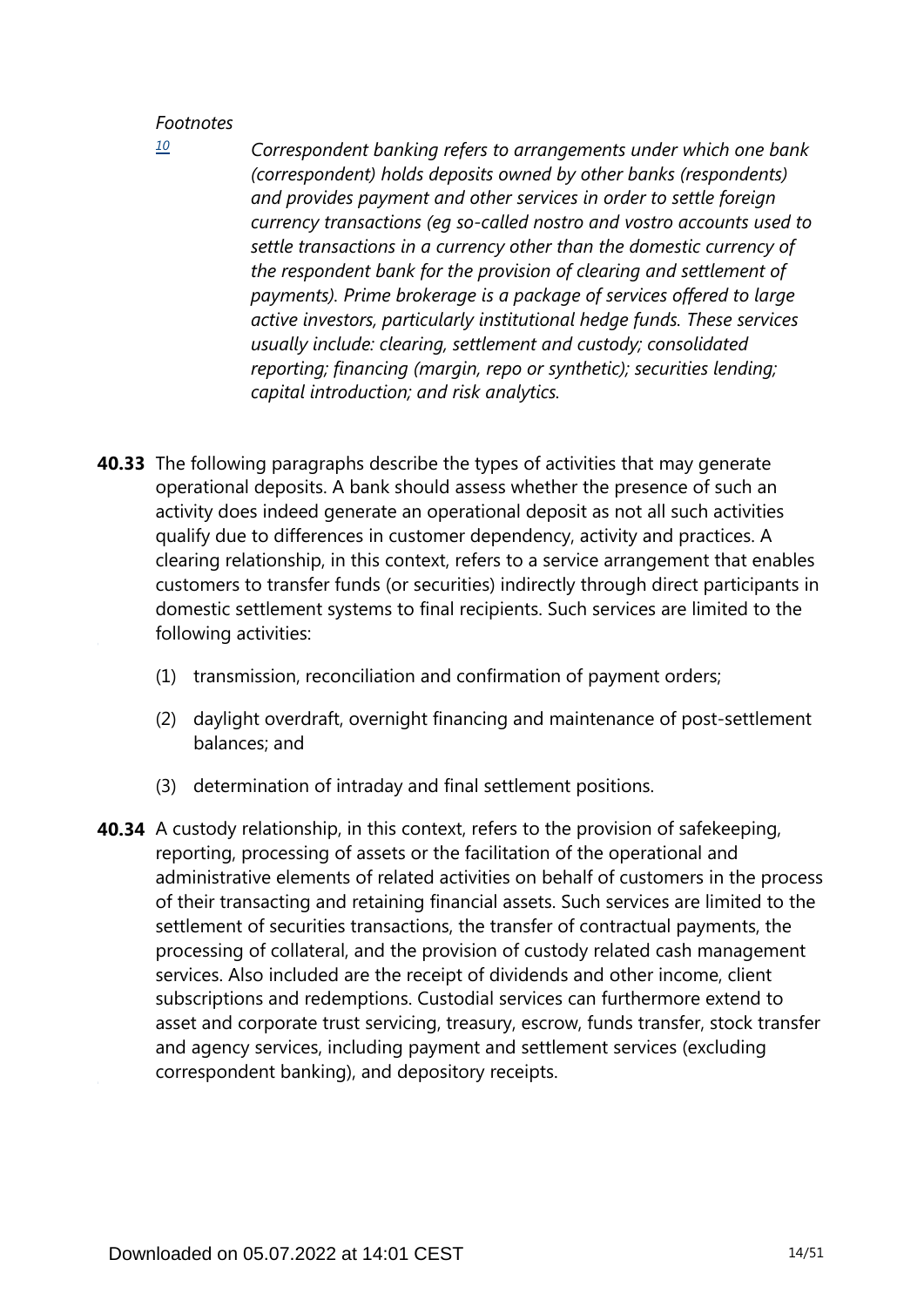*Footnotes*

[10] *Correspondent banking refers to arrangements under which one bank (correspondent) holds deposits owned by other banks (respondents) and provides payment and other services in order to settle foreign currency transactions (eg so-called nostro and vostro accounts used to settle transactions in a currency other than the domestic currency of the respondent bank for the provision of clearing and settlement of payments). Prime brokerage is a package of services offered to large active investors, particularly institutional hedge funds. These services usually include: clearing, settlement and custody; consolidated reporting; financing (margin, repo or synthetic); securities lending; capital introduction; and risk analytics.*

**40.33** The following paragraphs describe the types of activities that may generate operational deposits. A bank should assess whether the presence of such an activity does indeed generate an operational deposit as not all such activities qualify due to differences in customer dependency, activity and practices. A clearing relationship, in this context, refers to a service arrangement that enables customers to transfer funds (or securities) indirectly through direct participants in domestic settlement systems to final recipients. Such services are limited to the following activities:

(1) transmission, reconciliation and confirmation of payment orders;

(2) daylight overdraft, overnight financing and maintenance of post-settlement balances; and

(3) determination of intraday and final settlement positions.

**40.34** A custody relationship, in this context, refers to the provision of safekeeping, reporting, processing of assets or the facilitation of the operational and administrative elements of related activities on behalf of customers in the process of their transacting and retaining financial assets. Such services are limited to the settlement of securities transactions, the transfer of contractual payments, the processing of collateral, and the provision of custody related cash management services. Also included are the receipt of dividends and other income, client subscriptions and redemptions. Custodial services can furthermore extend to asset and corporate trust servicing, treasury, escrow, funds transfer, stock transfer and agency services, including payment and settlement services (excluding correspondent banking), and depository receipts.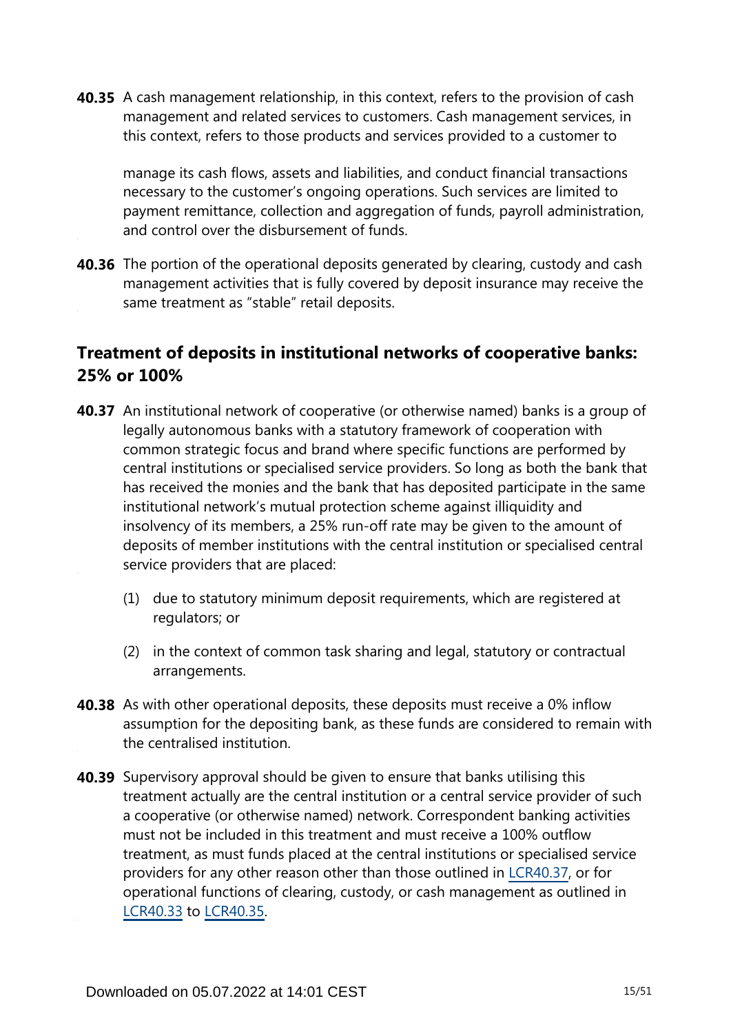**40.35** A cash management relationship, in this context, refers to the provision of cash management and related services to customers. Cash management services, in this context, refers to those products and services provided to a customer to manage its cash flows, assets and liabilities, and conduct financial transactions necessary to the customer's ongoing operations. Such services are limited to payment remittance, collection and aggregation of funds, payroll administration, and control over the disbursement of funds.

**40.36** The portion of the operational deposits generated by clearing, custody and cash management activities that is fully covered by deposit insurance may receive the same treatment as "stable" retail deposits.

## Treatment of deposits in institutional networks of cooperative banks: 25% or 100%

**40.37** An institutional network of cooperative (or otherwise named) banks is a group of legally autonomous banks with a statutory framework of cooperation with common strategic focus and brand where specific functions are performed by central institutions or specialised service providers. So long as both the bank that has received the monies and the bank that has deposited participate in the same institutional network's mutual protection scheme against illiquidity and insolvency of its members, a 25% run-off rate may be given to the amount of deposits of member institutions with the central institution or specialised central service providers that are placed:

(1) due to statutory minimum deposit requirements, which are registered at regulators; or

(2) in the context of common task sharing and legal, statutory or contractual arrangements.

**40.38** As with other operational deposits, these deposits must receive a 0% inflow assumption for the depositing bank, as these funds are considered to remain with the centralised institution.

**40.39** Supervisory approval should be given to ensure that banks utilising this treatment actually are the central institution or a central service provider of such a cooperative (or otherwise named) network. Correspondent banking activities must not be included in this treatment and must receive a 100% outflow treatment, as must funds placed at the central institutions or specialised service providers for any other reason other than those outlined in LCR40.37, or for operational functions of clearing, custody, or cash management as outlined in LCR40.33 to LCR40.35.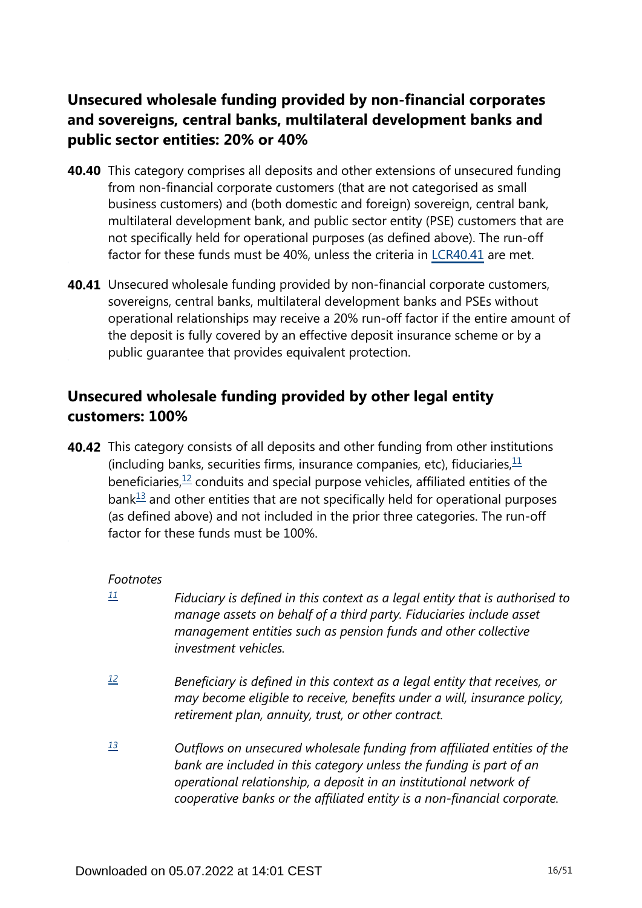## Unsecured wholesale funding provided by non-financial corporates and sovereigns, central banks, multilateral development banks and public sector entities: 20% or 40%

**40.40** This category comprises all deposits and other extensions of unsecured funding from non-financial corporate customers (that are not categorised as small business customers) and (both domestic and foreign) sovereign, central bank, multilateral development bank, and public sector entity (PSE) customers that are not specifically held for operational purposes (as defined above). The run-off factor for these funds must be 40%, unless the criteria in LCR40.41 are met.

**40.41** Unsecured wholesale funding provided by non-financial corporate customers, sovereigns, central banks, multilateral development banks and PSEs without operational relationships may receive a 20% run-off factor if the entire amount of the deposit is fully covered by an effective deposit insurance scheme or by a public guarantee that provides equivalent protection.

## Unsecured wholesale funding provided by other legal entity customers: 100%

**40.42** This category consists of all deposits and other funding from other institutions (including banks, securities firms, insurance companies, etc), fiduciaries,[11] beneficiaries,[12] conduits and special purpose vehicles, affiliated entities of the bank[13] and other entities that are not specifically held for operational purposes (as defined above) and not included in the prior three categories. The run-off factor for these funds must be 100%.

*Footnotes*

[11] *Fiduciary is defined in this context as a legal entity that is authorised to manage assets on behalf of a third party. Fiduciaries include asset management entities such as pension funds and other collective investment vehicles.*

[12] *Beneficiary is defined in this context as a legal entity that receives, or may become eligible to receive, benefits under a will, insurance policy, retirement plan, annuity, trust, or other contract.*

[13] *Outflows on unsecured wholesale funding from affiliated entities of the bank are included in this category unless the funding is part of an operational relationship, a deposit in an institutional network of cooperative banks or the affiliated entity is a non-financial corporate.*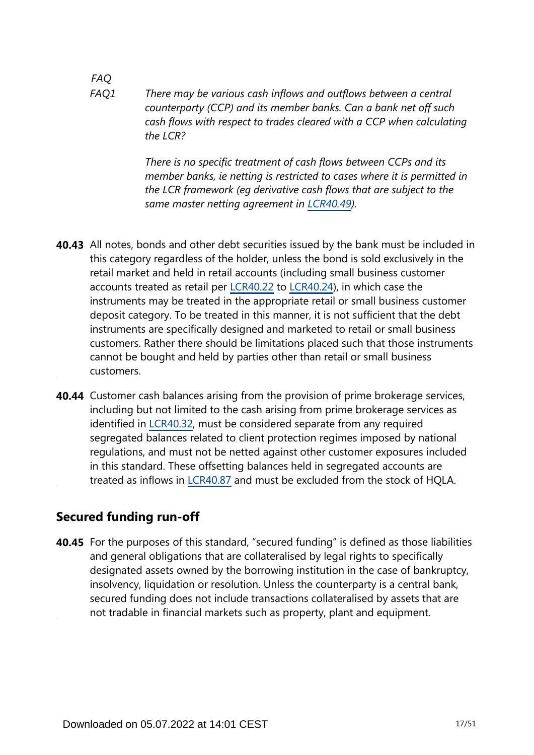*FAQ*

*FAQ1* *There may be various cash inflows and outflows between a central counterparty (CCP) and its member banks. Can a bank net off such cash flows with respect to trades cleared with a CCP when calculating the LCR?*

*There is no specific treatment of cash flows between CCPs and its member banks, ie netting is restricted to cases where it is permitted in the LCR framework (eg derivative cash flows that are subject to the same master netting agreement in LCR40.49).*

**40.43** All notes, bonds and other debt securities issued by the bank must be included in this category regardless of the holder, unless the bond is sold exclusively in the retail market and held in retail accounts (including small business customer accounts treated as retail per LCR40.22 to LCR40.24), in which case the instruments may be treated in the appropriate retail or small business customer deposit category. To be treated in this manner, it is not sufficient that the debt instruments are specifically designed and marketed to retail or small business customers. Rather there should be limitations placed such that those instruments cannot be bought and held by parties other than retail or small business customers.

**40.44** Customer cash balances arising from the provision of prime brokerage services, including but not limited to the cash arising from prime brokerage services as identified in LCR40.32, must be considered separate from any required segregated balances related to client protection regimes imposed by national regulations, and must not be netted against other customer exposures included in this standard. These offsetting balances held in segregated accounts are treated as inflows in LCR40.87 and must be excluded from the stock of HQLA.

## Secured funding run-off

**40.45** For the purposes of this standard, "secured funding" is defined as those liabilities and general obligations that are collateralised by legal rights to specifically designated assets owned by the borrowing institution in the case of bankruptcy, insolvency, liquidation or resolution. Unless the counterparty is a central bank, secured funding does not include transactions collateralised by assets that are not tradable in financial markets such as property, plant and equipment.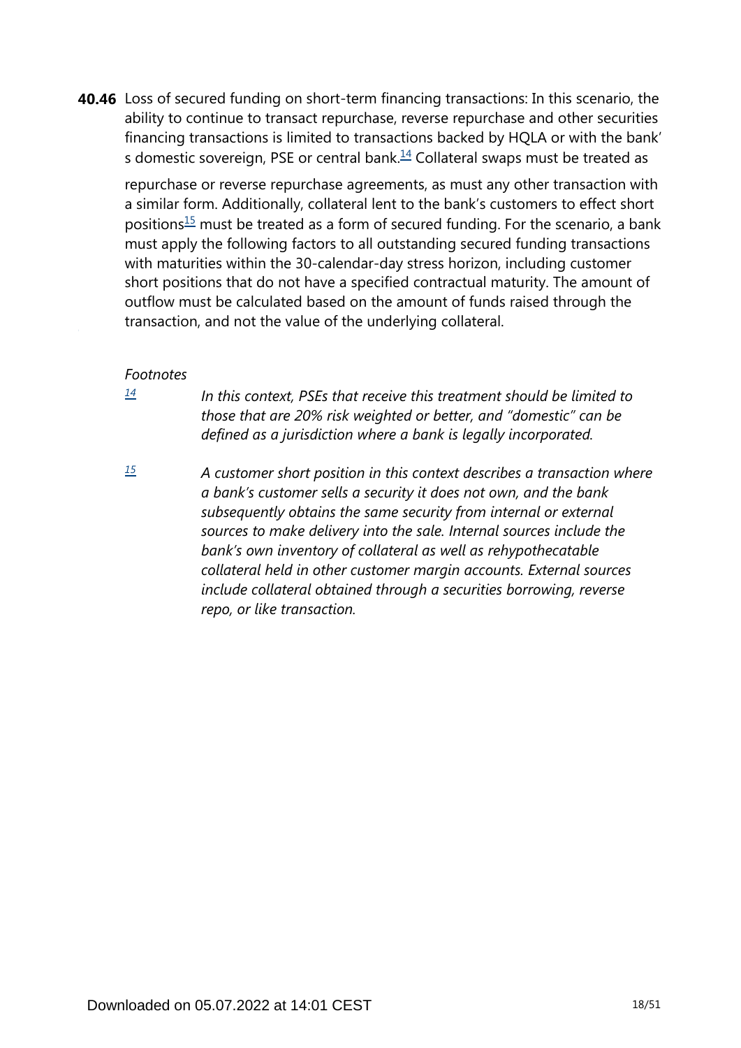**40.46** Loss of secured funding on short-term financing transactions: In this scenario, the ability to continue to transact repurchase, reverse repurchase and other securities financing transactions is limited to transactions backed by HQLA or with the bank's domestic sovereign, PSE or central bank.[14] Collateral swaps must be treated as repurchase or reverse repurchase agreements, as must any other transaction with a similar form. Additionally, collateral lent to the bank's customers to effect short positions[15] must be treated as a form of secured funding. For the scenario, a bank must apply the following factors to all outstanding secured funding transactions with maturities within the 30-calendar-day stress horizon, including customer short positions that do not have a specified contractual maturity. The amount of outflow must be calculated based on the amount of funds raised through the transaction, and not the value of the underlying collateral.

*Footnotes*

[14] *In this context, PSEs that receive this treatment should be limited to those that are 20% risk weighted or better, and "domestic" can be defined as a jurisdiction where a bank is legally incorporated.*

[15] *A customer short position in this context describes a transaction where a bank's customer sells a security it does not own, and the bank subsequently obtains the same security from internal or external sources to make delivery into the sale. Internal sources include the bank's own inventory of collateral as well as rehypothecatable collateral held in other customer margin accounts. External sources include collateral obtained through a securities borrowing, reverse repo, or like transaction.*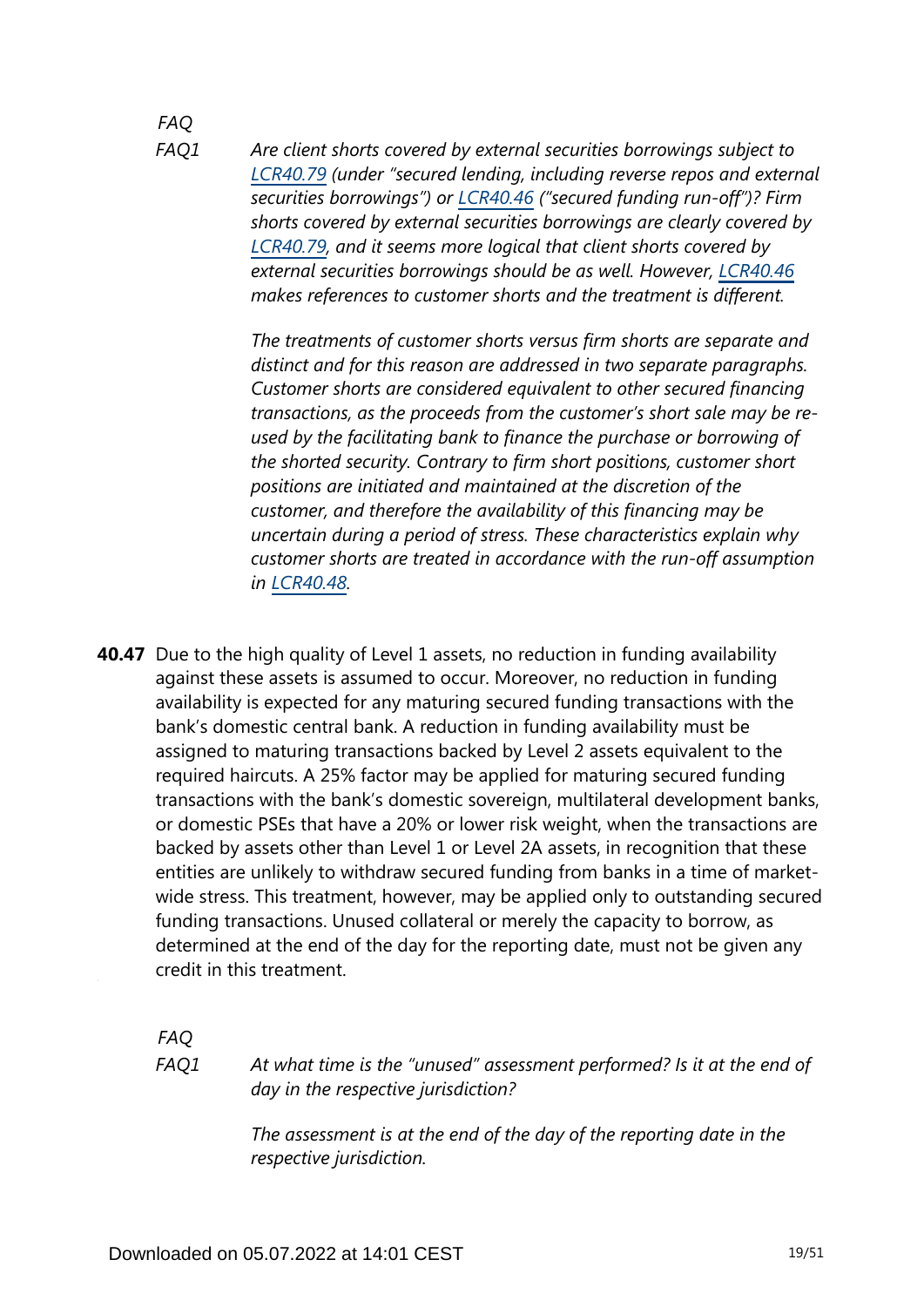*FAQ*

*FAQ1* *Are client shorts covered by external securities borrowings subject to LCR40.79 (under "secured lending, including reverse repos and external securities borrowings") or LCR40.46 ("secured funding run-off")? Firm shorts covered by external securities borrowings are clearly covered by LCR40.79, and it seems more logical that client shorts covered by external securities borrowings should be as well. However, LCR40.46 makes references to customer shorts and the treatment is different.*

*The treatments of customer shorts versus firm shorts are separate and distinct and for this reason are addressed in two separate paragraphs. Customer shorts are considered equivalent to other secured financing transactions, as the proceeds from the customer's short sale may be re-used by the facilitating bank to finance the purchase or borrowing of the shorted security. Contrary to firm short positions, customer short positions are initiated and maintained at the discretion of the customer, and therefore the availability of this financing may be uncertain during a period of stress. These characteristics explain why customer shorts are treated in accordance with the run-off assumption in LCR40.48.*

**40.47** Due to the high quality of Level 1 assets, no reduction in funding availability against these assets is assumed to occur. Moreover, no reduction in funding availability is expected for any maturing secured funding transactions with the bank's domestic central bank. A reduction in funding availability must be assigned to maturing transactions backed by Level 2 assets equivalent to the required haircuts. A 25% factor may be applied for maturing secured funding transactions with the bank's domestic sovereign, multilateral development banks, or domestic PSEs that have a 20% or lower risk weight, when the transactions are backed by assets other than Level 1 or Level 2A assets, in recognition that these entities are unlikely to withdraw secured funding from banks in a time of market-wide stress. This treatment, however, may be applied only to outstanding secured funding transactions. Unused collateral or merely the capacity to borrow, as determined at the end of the day for the reporting date, must not be given any credit in this treatment.

*FAQ*

*FAQ1* *At what time is the "unused" assessment performed? Is it at the end of day in the respective jurisdiction?*

*The assessment is at the end of the day of the reporting date in the respective jurisdiction.*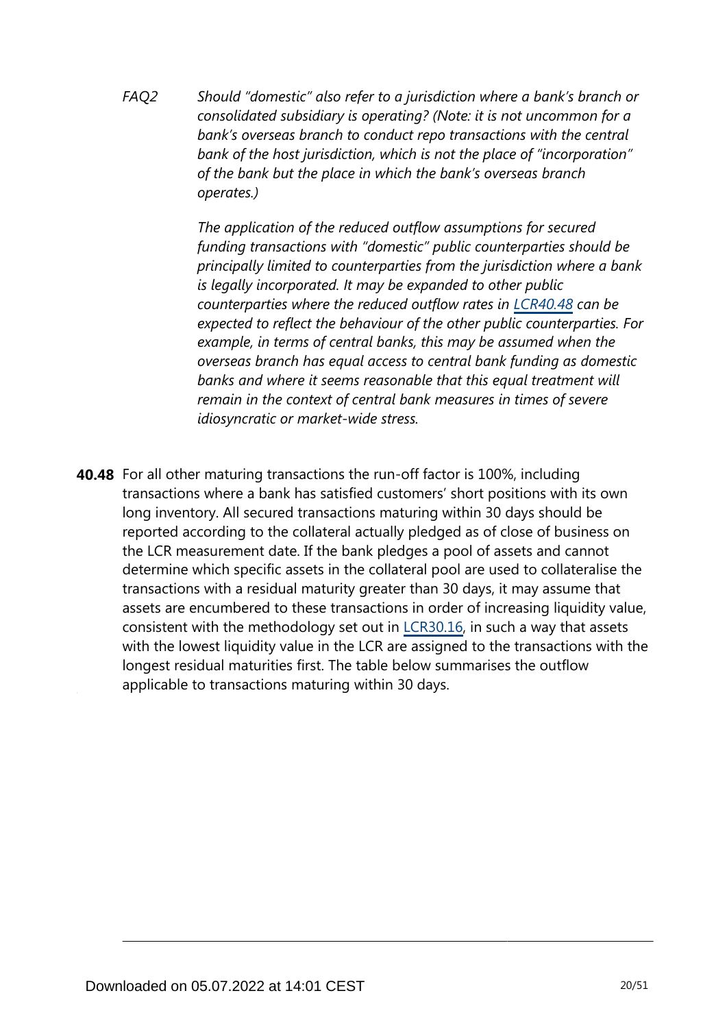*FAQ2 Should "domestic" also refer to a jurisdiction where a bank's branch or consolidated subsidiary is operating? (Note: it is not uncommon for a bank's overseas branch to conduct repo transactions with the central bank of the host jurisdiction, which is not the place of "incorporation" of the bank but the place in which the bank's overseas branch operates.)*

*The application of the reduced outflow assumptions for secured funding transactions with "domestic" public counterparties should be principally limited to counterparties from the jurisdiction where a bank is legally incorporated. It may be expanded to other public counterparties where the reduced outflow rates in [LCR40.48] can be expected to reflect the behaviour of the other public counterparties. For example, in terms of central banks, this may be assumed when the overseas branch has equal access to central bank funding as domestic banks and where it seems reasonable that this equal treatment will remain in the context of central bank measures in times of severe idiosyncratic or market-wide stress.*

**40.48** For all other maturing transactions the run-off factor is 100%, including transactions where a bank has satisfied customers' short positions with its own long inventory. All secured transactions maturing within 30 days should be reported according to the collateral actually pledged as of close of business on the LCR measurement date. If the bank pledges a pool of assets and cannot determine which specific assets in the collateral pool are used to collateralise the transactions with a residual maturity greater than 30 days, it may assume that assets are encumbered to these transactions in order of increasing liquidity value, consistent with the methodology set out in [LCR30.16], in such a way that assets with the lowest liquidity value in the LCR are assigned to the transactions with the longest residual maturities first. The table below summarises the outflow applicable to transactions maturing within 30 days.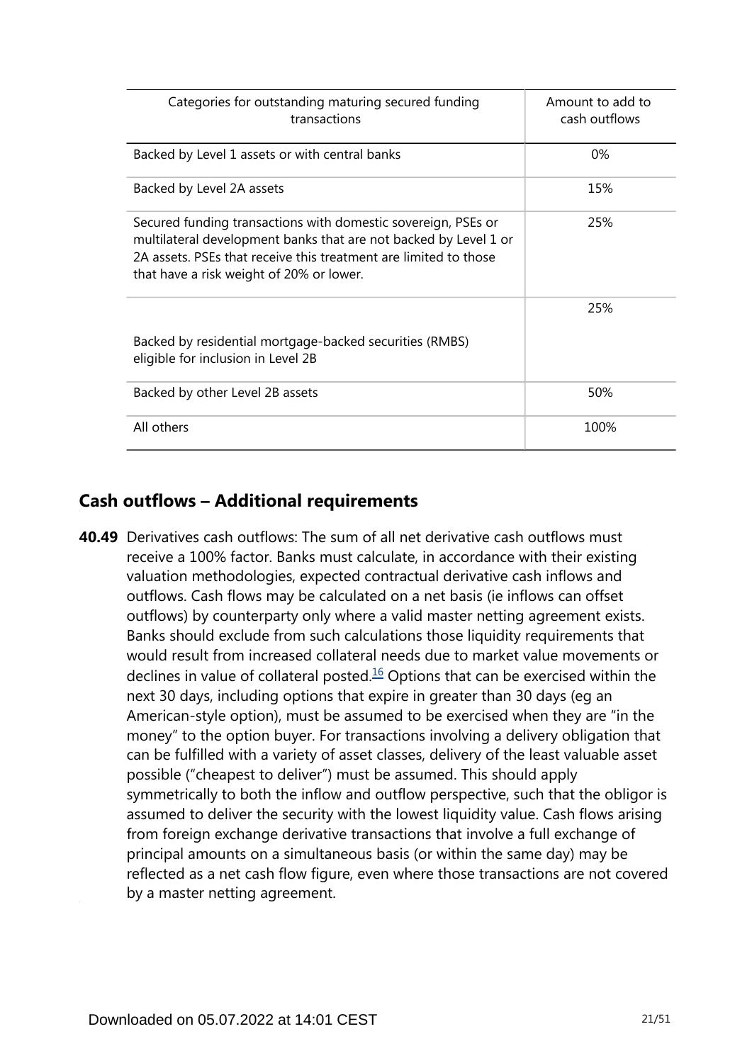| Categories for outstanding maturing secured funding transactions | Amount to add to cash outflows |
| --- | --- |
| Backed by Level 1 assets or with central banks | 0% |
| Backed by Level 2A assets | 15% |
| Secured funding transactions with domestic sovereign, PSEs or multilateral development banks that are not backed by Level 1 or 2A assets. PSEs that receive this treatment are limited to those that have a risk weight of 20% or lower. | 25% |
| Backed by residential mortgage-backed securities (RMBS) eligible for inclusion in Level 2B | 25% |
| Backed by other Level 2B assets | 50% |
| All others | 100% |

## Cash outflows – Additional requirements

**40.49** Derivatives cash outflows: The sum of all net derivative cash outflows must receive a 100% factor. Banks must calculate, in accordance with their existing valuation methodologies, expected contractual derivative cash inflows and outflows. Cash flows may be calculated on a net basis (ie inflows can offset outflows) by counterparty only where a valid master netting agreement exists. Banks should exclude from such calculations those liquidity requirements that would result from increased collateral needs due to market value movements or declines in value of collateral posted.[16] Options that can be exercised within the next 30 days, including options that expire in greater than 30 days (eg an American-style option), must be assumed to be exercised when they are "in the money" to the option buyer. For transactions involving a delivery obligation that can be fulfilled with a variety of asset classes, delivery of the least valuable asset possible ("cheapest to deliver") must be assumed. This should apply symmetrically to both the inflow and outflow perspective, such that the obligor is assumed to deliver the security with the lowest liquidity value. Cash flows arising from foreign exchange derivative transactions that involve a full exchange of principal amounts on a simultaneous basis (or within the same day) may be reflected as a net cash flow figure, even where those transactions are not covered by a master netting agreement.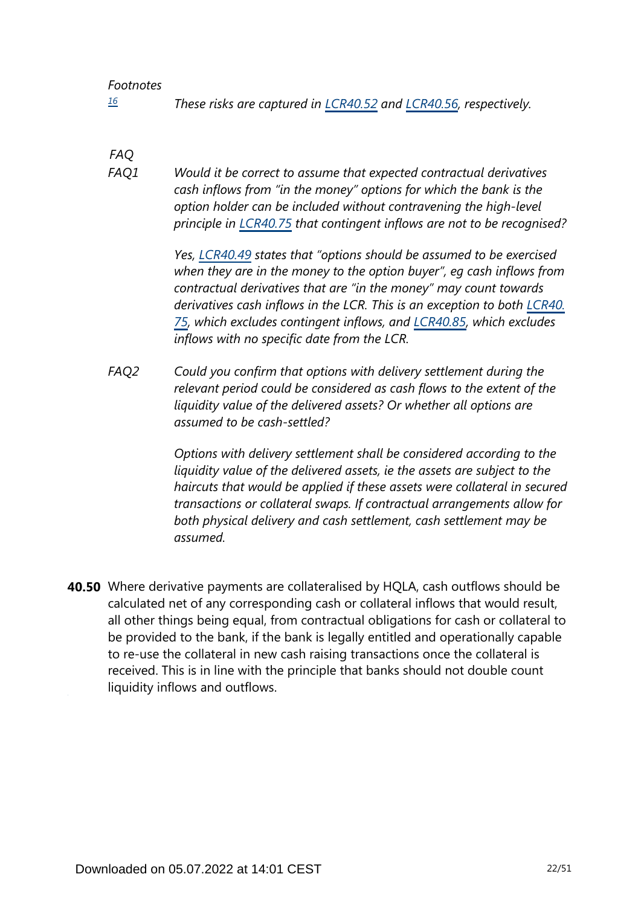*Footnotes*

[16] *These risks are captured in LCR40.52 and LCR40.56, respectively.*

*FAQ*

*FAQ1* *Would it be correct to assume that expected contractual derivatives cash inflows from "in the money" options for which the bank is the option holder can be included without contravening the high-level principle in LCR40.75 that contingent inflows are not to be recognised?*

*Yes, LCR40.49 states that "options should be assumed to be exercised when they are in the money to the option buyer", eg cash inflows from contractual derivatives that are "in the money" may count towards derivatives cash inflows in the LCR. This is an exception to both LCR40.75, which excludes contingent inflows, and LCR40.85, which excludes inflows with no specific date from the LCR.*

*FAQ2* *Could you confirm that options with delivery settlement during the relevant period could be considered as cash flows to the extent of the liquidity value of the delivered assets? Or whether all options are assumed to be cash-settled?*

*Options with delivery settlement shall be considered according to the liquidity value of the delivered assets, ie the assets are subject to the haircuts that would be applied if these assets were collateral in secured transactions or collateral swaps. If contractual arrangements allow for both physical delivery and cash settlement, cash settlement may be assumed.*

**40.50** Where derivative payments are collateralised by HQLA, cash outflows should be calculated net of any corresponding cash or collateral inflows that would result, all other things being equal, from contractual obligations for cash or collateral to be provided to the bank, if the bank is legally entitled and operationally capable to re-use the collateral in new cash raising transactions once the collateral is received. This is in line with the principle that banks should not double count liquidity inflows and outflows.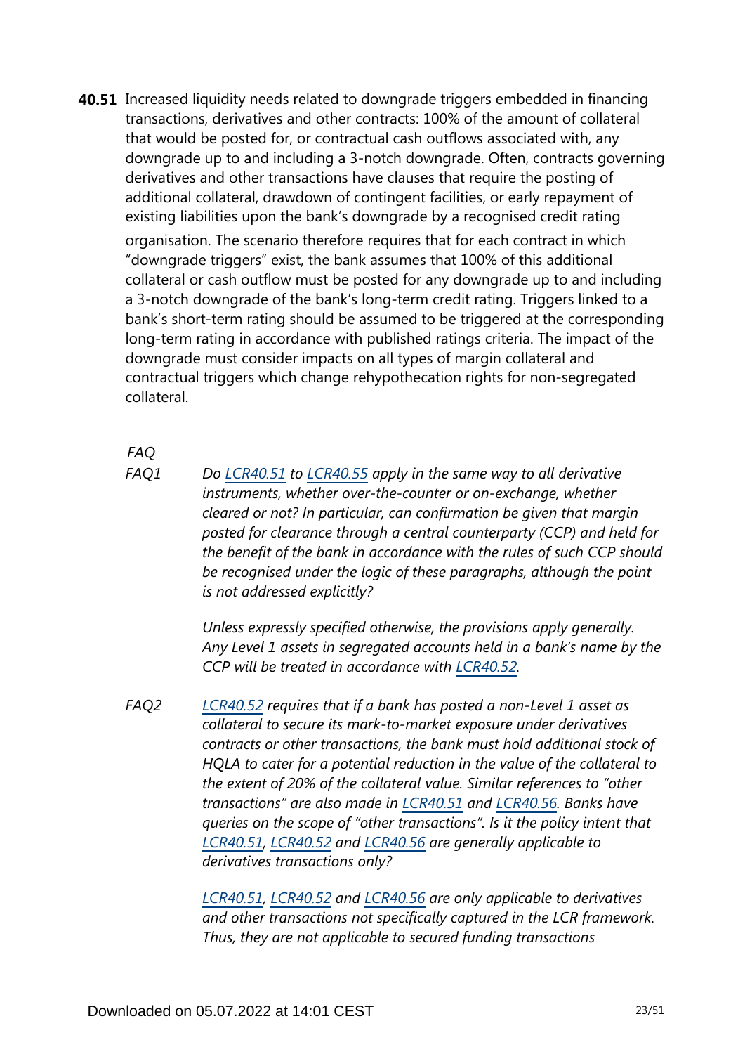**40.51** Increased liquidity needs related to downgrade triggers embedded in financing transactions, derivatives and other contracts: 100% of the amount of collateral that would be posted for, or contractual cash outflows associated with, any downgrade up to and including a 3-notch downgrade. Often, contracts governing derivatives and other transactions have clauses that require the posting of additional collateral, drawdown of contingent facilities, or early repayment of existing liabilities upon the bank's downgrade by a recognised credit rating organisation. The scenario therefore requires that for each contract in which "downgrade triggers" exist, the bank assumes that 100% of this additional collateral or cash outflow must be posted for any downgrade up to and including a 3-notch downgrade of the bank's long-term credit rating. Triggers linked to a bank's short-term rating should be assumed to be triggered at the corresponding long-term rating in accordance with published ratings criteria. The impact of the downgrade must consider impacts on all types of margin collateral and contractual triggers which change rehypothecation rights for non-segregated collateral.

*FAQ*

*FAQ1* *Do LCR40.51 to LCR40.55 apply in the same way to all derivative instruments, whether over-the-counter or on-exchange, whether cleared or not? In particular, can confirmation be given that margin posted for clearance through a central counterparty (CCP) and held for the benefit of the bank in accordance with the rules of such CCP should be recognised under the logic of these paragraphs, although the point is not addressed explicitly?*

*Unless expressly specified otherwise, the provisions apply generally. Any Level 1 assets in segregated accounts held in a bank's name by the CCP will be treated in accordance with LCR40.52.*

*FAQ2* *LCR40.52 requires that if a bank has posted a non-Level 1 asset as collateral to secure its mark-to-market exposure under derivatives contracts or other transactions, the bank must hold additional stock of HQLA to cater for a potential reduction in the value of the collateral to the extent of 20% of the collateral value. Similar references to "other transactions" are also made in LCR40.51 and LCR40.56. Banks have queries on the scope of "other transactions". Is it the policy intent that LCR40.51, LCR40.52 and LCR40.56 are generally applicable to derivatives transactions only?*

*LCR40.51, LCR40.52 and LCR40.56 are only applicable to derivatives and other transactions not specifically captured in the LCR framework. Thus, they are not applicable to secured funding transactions*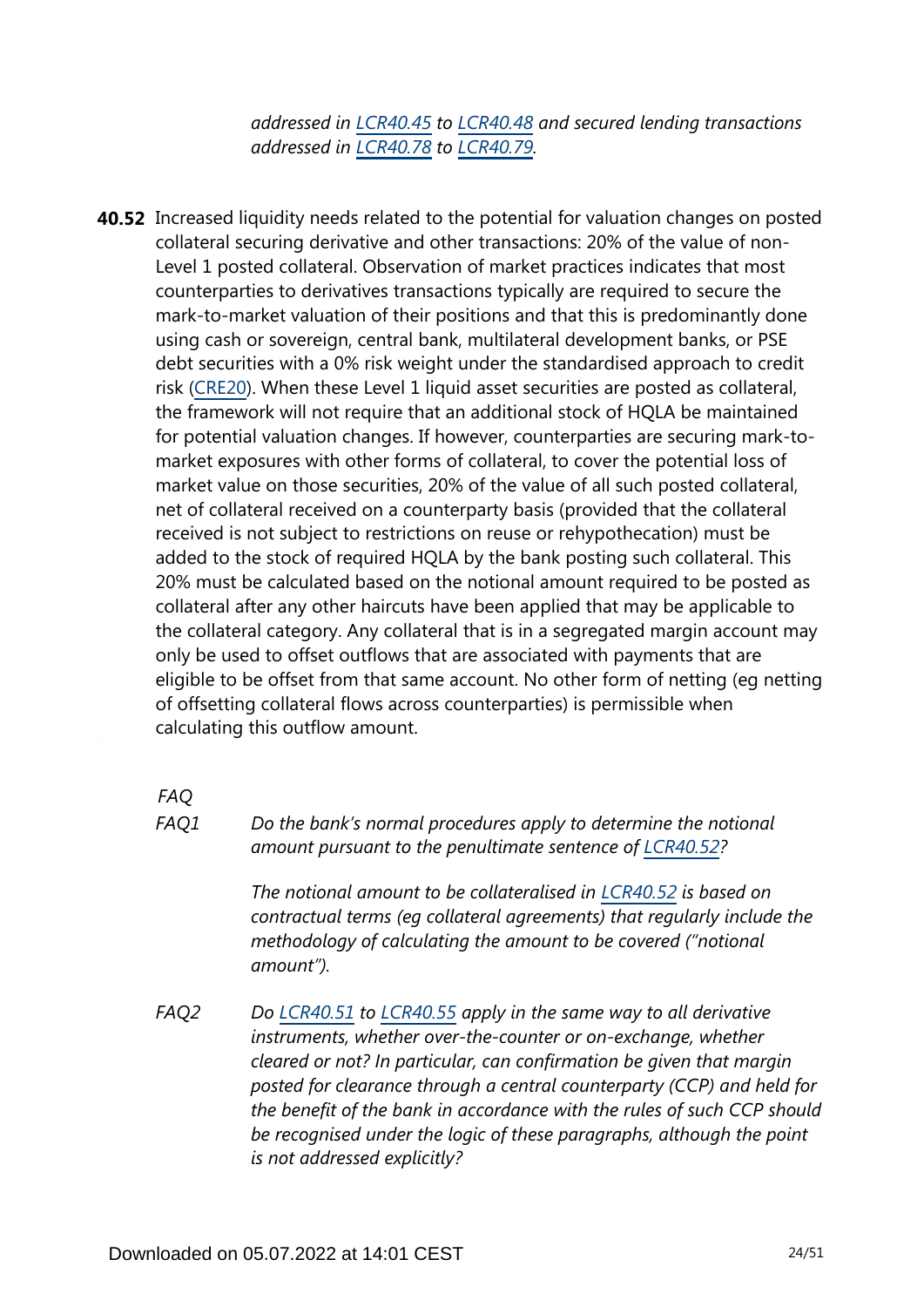*addressed in LCR40.45 to LCR40.48 and secured lending transactions addressed in LCR40.78 to LCR40.79.*

**40.52** Increased liquidity needs related to the potential for valuation changes on posted collateral securing derivative and other transactions: 20% of the value of non-Level 1 posted collateral. Observation of market practices indicates that most counterparties to derivatives transactions typically are required to secure the mark-to-market valuation of their positions and that this is predominantly done using cash or sovereign, central bank, multilateral development banks, or PSE debt securities with a 0% risk weight under the standardised approach to credit risk (CRE20). When these Level 1 liquid asset securities are posted as collateral, the framework will not require that an additional stock of HQLA be maintained for potential valuation changes. If however, counterparties are securing mark-to-market exposures with other forms of collateral, to cover the potential loss of market value on those securities, 20% of the value of all such posted collateral, net of collateral received on a counterparty basis (provided that the collateral received is not subject to restrictions on reuse or rehypothecation) must be added to the stock of required HQLA by the bank posting such collateral. This 20% must be calculated based on the notional amount required to be posted as collateral after any other haircuts have been applied that may be applicable to the collateral category. Any collateral that is in a segregated margin account may only be used to offset outflows that are associated with payments that are eligible to be offset from that same account. No other form of netting (eg netting of offsetting collateral flows across counterparties) is permissible when calculating this outflow amount.

*FAQ*

*FAQ1* *Do the bank's normal procedures apply to determine the notional amount pursuant to the penultimate sentence of LCR40.52?*

*The notional amount to be collateralised in LCR40.52 is based on contractual terms (eg collateral agreements) that regularly include the methodology of calculating the amount to be covered ("notional amount").*

*FAQ2* *Do LCR40.51 to LCR40.55 apply in the same way to all derivative instruments, whether over-the-counter or on-exchange, whether cleared or not? In particular, can confirmation be given that margin posted for clearance through a central counterparty (CCP) and held for the benefit of the bank in accordance with the rules of such CCP should be recognised under the logic of these paragraphs, although the point is not addressed explicitly?*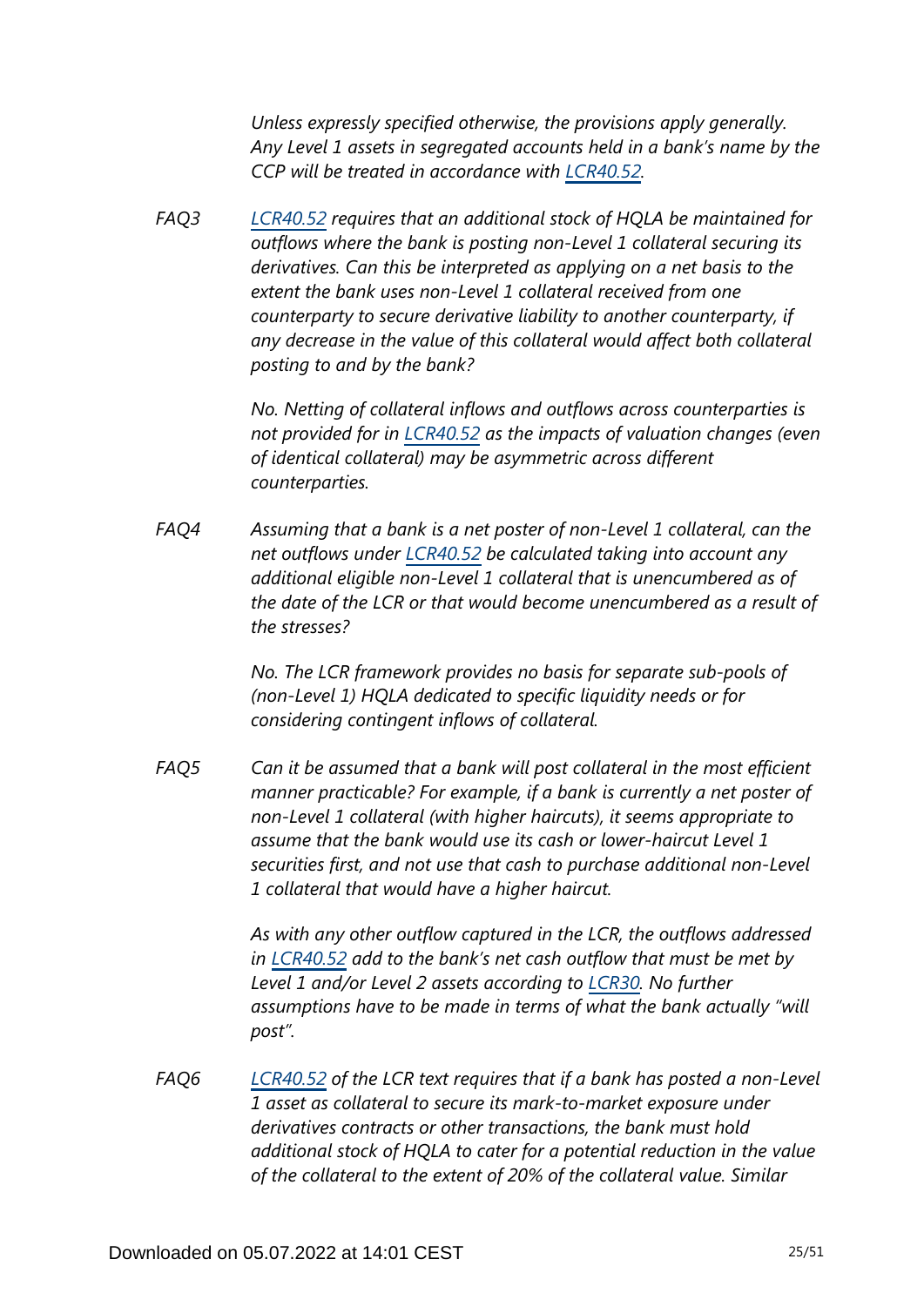*Unless expressly specified otherwise, the provisions apply generally. Any Level 1 assets in segregated accounts held in a bank's name by the CCP will be treated in accordance with LCR40.52.*

FAQ3 *LCR40.52 requires that an additional stock of HQLA be maintained for outflows where the bank is posting non-Level 1 collateral securing its derivatives. Can this be interpreted as applying on a net basis to the extent the bank uses non-Level 1 collateral received from one counterparty to secure derivative liability to another counterparty, if any decrease in the value of this collateral would affect both collateral posting to and by the bank?*

*No. Netting of collateral inflows and outflows across counterparties is not provided for in LCR40.52 as the impacts of valuation changes (even of identical collateral) may be asymmetric across different counterparties.*

FAQ4 *Assuming that a bank is a net poster of non-Level 1 collateral, can the net outflows under LCR40.52 be calculated taking into account any additional eligible non-Level 1 collateral that is unencumbered as of the date of the LCR or that would become unencumbered as a result of the stresses?*

*No. The LCR framework provides no basis for separate sub-pools of (non-Level 1) HQLA dedicated to specific liquidity needs or for considering contingent inflows of collateral.*

FAQ5 *Can it be assumed that a bank will post collateral in the most efficient manner practicable? For example, if a bank is currently a net poster of non-Level 1 collateral (with higher haircuts), it seems appropriate to assume that the bank would use its cash or lower-haircut Level 1 securities first, and not use that cash to purchase additional non-Level 1 collateral that would have a higher haircut.*

*As with any other outflow captured in the LCR, the outflows addressed in LCR40.52 add to the bank's net cash outflow that must be met by Level 1 and/or Level 2 assets according to LCR30. No further assumptions have to be made in terms of what the bank actually "will post".*

FAQ6 *LCR40.52 of the LCR text requires that if a bank has posted a non-Level 1 asset as collateral to secure its mark-to-market exposure under derivatives contracts or other transactions, the bank must hold additional stock of HQLA to cater for a potential reduction in the value of the collateral to the extent of 20% of the collateral value. Similar*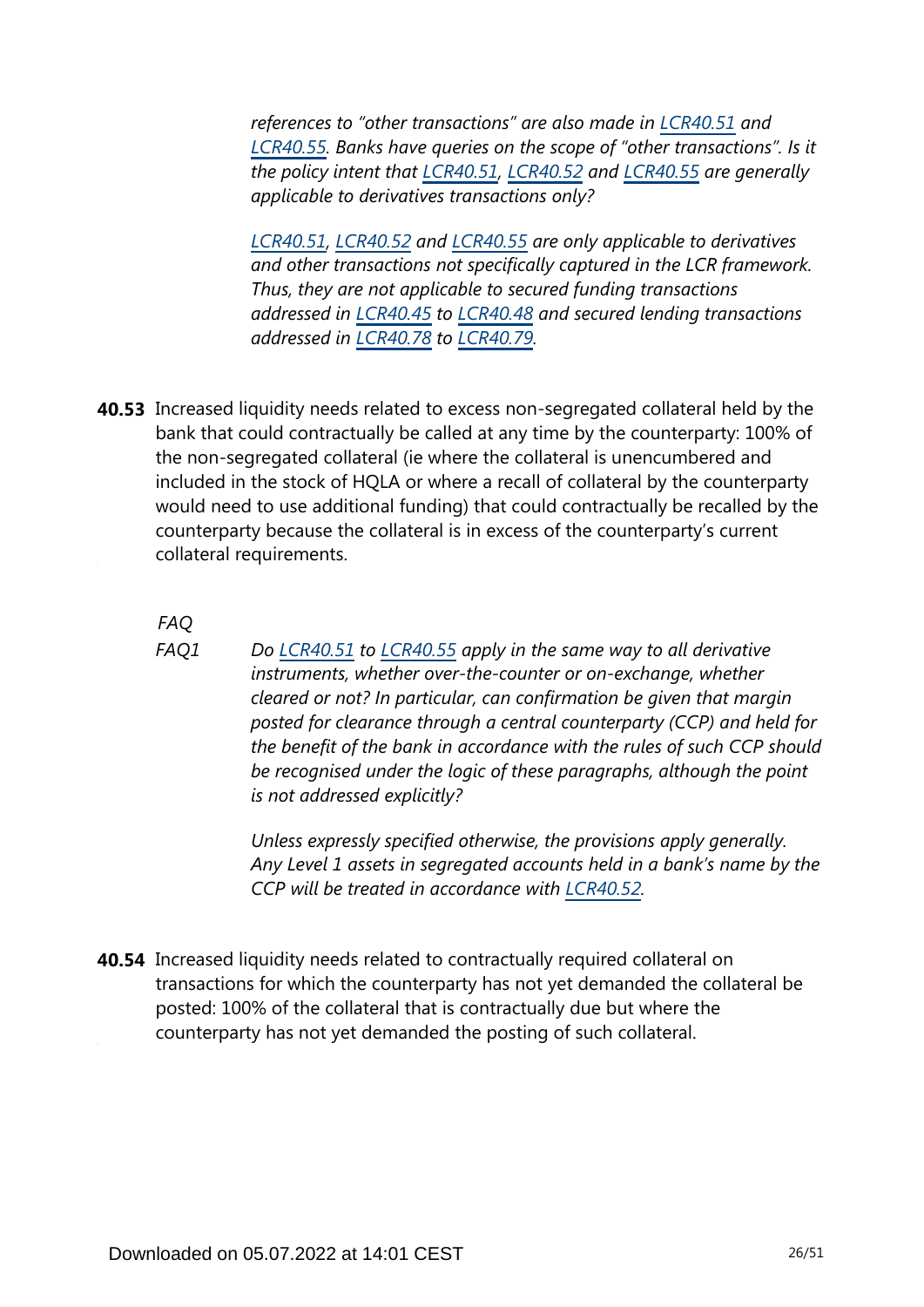*references to "other transactions" are also made in LCR40.51 and LCR40.55. Banks have queries on the scope of "other transactions". Is it the policy intent that LCR40.51, LCR40.52 and LCR40.55 are generally applicable to derivatives transactions only?*

*LCR40.51, LCR40.52 and LCR40.55 are only applicable to derivatives and other transactions not specifically captured in the LCR framework. Thus, they are not applicable to secured funding transactions addressed in LCR40.45 to LCR40.48 and secured lending transactions addressed in LCR40.78 to LCR40.79.*

**40.53** Increased liquidity needs related to excess non-segregated collateral held by the bank that could contractually be called at any time by the counterparty: 100% of the non-segregated collateral (ie where the collateral is unencumbered and included in the stock of HQLA or where a recall of collateral by the counterparty would need to use additional funding) that could contractually be recalled by the counterparty because the collateral is in excess of the counterparty's current collateral requirements.

*FAQ*

*FAQ1* *Do LCR40.51 to LCR40.55 apply in the same way to all derivative instruments, whether over-the-counter or on-exchange, whether cleared or not? In particular, can confirmation be given that margin posted for clearance through a central counterparty (CCP) and held for the benefit of the bank in accordance with the rules of such CCP should be recognised under the logic of these paragraphs, although the point is not addressed explicitly?*

*Unless expressly specified otherwise, the provisions apply generally. Any Level 1 assets in segregated accounts held in a bank's name by the CCP will be treated in accordance with LCR40.52.*

**40.54** Increased liquidity needs related to contractually required collateral on transactions for which the counterparty has not yet demanded the collateral be posted: 100% of the collateral that is contractually due but where the counterparty has not yet demanded the posting of such collateral.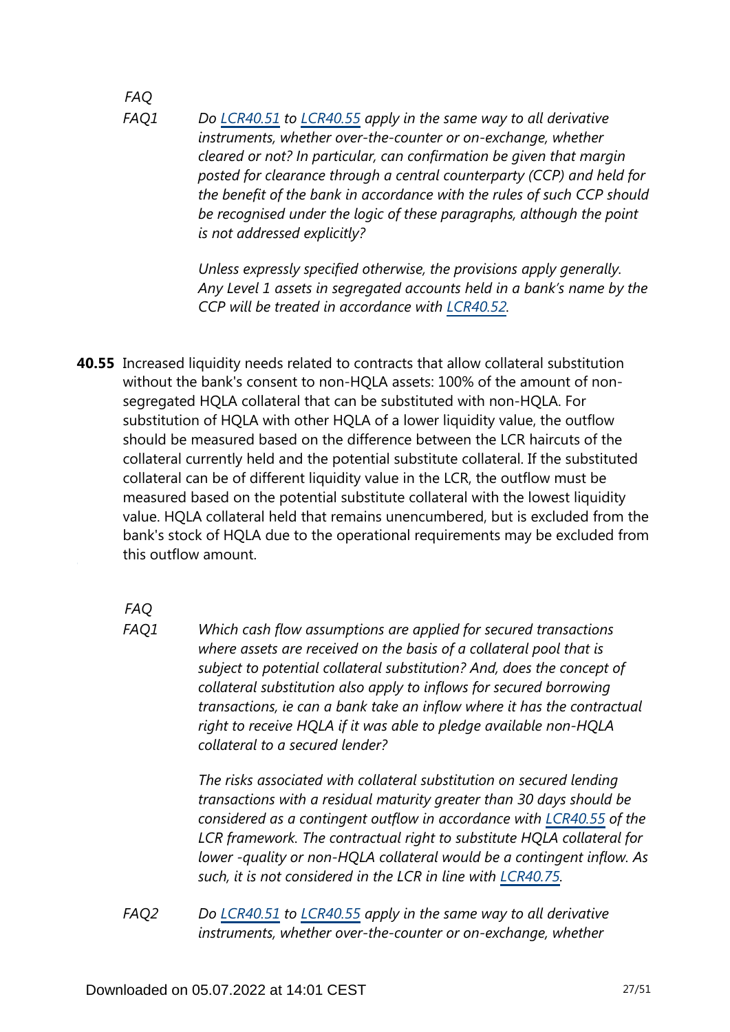*FAQ*

*FAQ1* *Do LCR40.51 to LCR40.55 apply in the same way to all derivative instruments, whether over-the-counter or on-exchange, whether cleared or not? In particular, can confirmation be given that margin posted for clearance through a central counterparty (CCP) and held for the benefit of the bank in accordance with the rules of such CCP should be recognised under the logic of these paragraphs, although the point is not addressed explicitly?*

*Unless expressly specified otherwise, the provisions apply generally. Any Level 1 assets in segregated accounts held in a bank's name by the CCP will be treated in accordance with LCR40.52.*

**40.55** Increased liquidity needs related to contracts that allow collateral substitution without the bank's consent to non-HQLA assets: 100% of the amount of non-segregated HQLA collateral that can be substituted with non-HQLA. For substitution of HQLA with other HQLA of a lower liquidity value, the outflow should be measured based on the difference between the LCR haircuts of the collateral currently held and the potential substitute collateral. If the substituted collateral can be of different liquidity value in the LCR, the outflow must be measured based on the potential substitute collateral with the lowest liquidity value. HQLA collateral held that remains unencumbered, but is excluded from the bank's stock of HQLA due to the operational requirements may be excluded from this outflow amount.

*FAQ*

*FAQ1* *Which cash flow assumptions are applied for secured transactions where assets are received on the basis of a collateral pool that is subject to potential collateral substitution? And, does the concept of collateral substitution also apply to inflows for secured borrowing transactions, ie can a bank take an inflow where it has the contractual right to receive HQLA if it was able to pledge available non-HQLA collateral to a secured lender?*

*The risks associated with collateral substitution on secured lending transactions with a residual maturity greater than 30 days should be considered as a contingent outflow in accordance with LCR40.55 of the LCR framework. The contractual right to substitute HQLA collateral for lower -quality or non-HQLA collateral would be a contingent inflow. As such, it is not considered in the LCR in line with LCR40.75.*

*FAQ2* *Do LCR40.51 to LCR40.55 apply in the same way to all derivative instruments, whether over-the-counter or on-exchange, whether*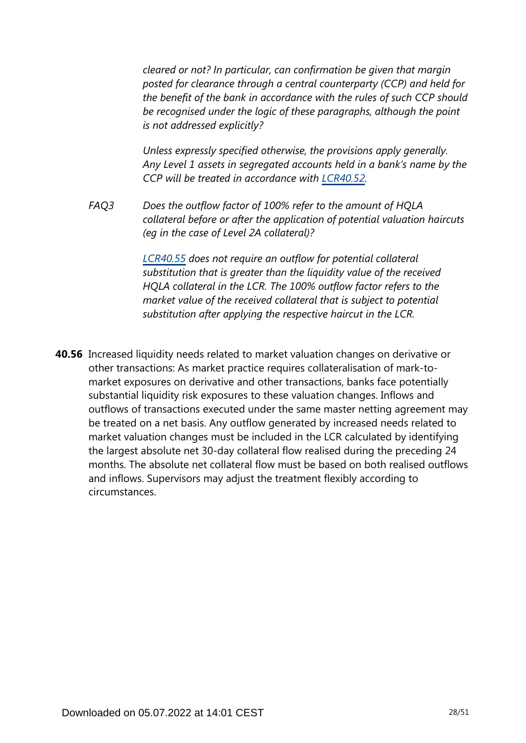*cleared or not? In particular, can confirmation be given that margin posted for clearance through a central counterparty (CCP) and held for the benefit of the bank in accordance with the rules of such CCP should be recognised under the logic of these paragraphs, although the point is not addressed explicitly?*

*Unless expressly specified otherwise, the provisions apply generally. Any Level 1 assets in segregated accounts held in a bank's name by the CCP will be treated in accordance with LCR40.52.*

*FAQ3* *Does the outflow factor of 100% refer to the amount of HQLA collateral before or after the application of potential valuation haircuts (eg in the case of Level 2A collateral)?*

*LCR40.55 does not require an outflow for potential collateral substitution that is greater than the liquidity value of the received HQLA collateral in the LCR. The 100% outflow factor refers to the market value of the received collateral that is subject to potential substitution after applying the respective haircut in the LCR.*

**40.56** Increased liquidity needs related to market valuation changes on derivative or other transactions: As market practice requires collateralisation of mark-to-market exposures on derivative and other transactions, banks face potentially substantial liquidity risk exposures to these valuation changes. Inflows and outflows of transactions executed under the same master netting agreement may be treated on a net basis. Any outflow generated by increased needs related to market valuation changes must be included in the LCR calculated by identifying the largest absolute net 30-day collateral flow realised during the preceding 24 months. The absolute net collateral flow must be based on both realised outflows and inflows. Supervisors may adjust the treatment flexibly according to circumstances.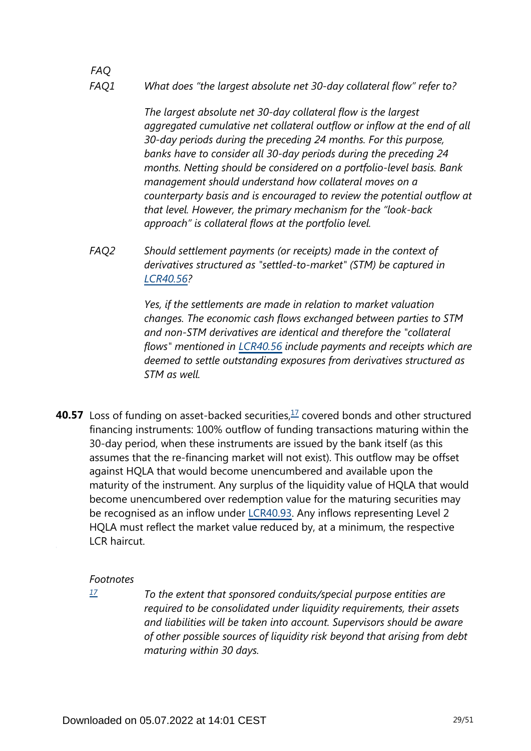*FAQ*

*FAQ1* *What does "the largest absolute net 30-day collateral flow" refer to?*

*The largest absolute net 30-day collateral flow is the largest aggregated cumulative net collateral outflow or inflow at the end of all 30-day periods during the preceding 24 months. For this purpose, banks have to consider all 30-day periods during the preceding 24 months. Netting should be considered on a portfolio-level basis. Bank management should understand how collateral moves on a counterparty basis and is encouraged to review the potential outflow at that level. However, the primary mechanism for the "look-back approach" is collateral flows at the portfolio level.*

*FAQ2* *Should settlement payments (or receipts) made in the context of derivatives structured as "settled-to-market" (STM) be captured in LCR40.56?*

*Yes, if the settlements are made in relation to market valuation changes. The economic cash flows exchanged between parties to STM and non-STM derivatives are identical and therefore the "collateral flows" mentioned in LCR40.56 include payments and receipts which are deemed to settle outstanding exposures from derivatives structured as STM as well.*

**40.57** Loss of funding on asset-backed securities,[17] covered bonds and other structured financing instruments: 100% outflow of funding transactions maturing within the 30-day period, when these instruments are issued by the bank itself (as this assumes that the re-financing market will not exist). This outflow may be offset against HQLA that would become unencumbered and available upon the maturity of the instrument. Any surplus of the liquidity value of HQLA that would become unencumbered over redemption value for the maturing securities may be recognised as an inflow under LCR40.93. Any inflows representing Level 2 HQLA must reflect the market value reduced by, at a minimum, the respective LCR haircut.

*Footnotes*

[17] *To the extent that sponsored conduits/special purpose entities are required to be consolidated under liquidity requirements, their assets and liabilities will be taken into account. Supervisors should be aware of other possible sources of liquidity risk beyond that arising from debt maturing within 30 days.*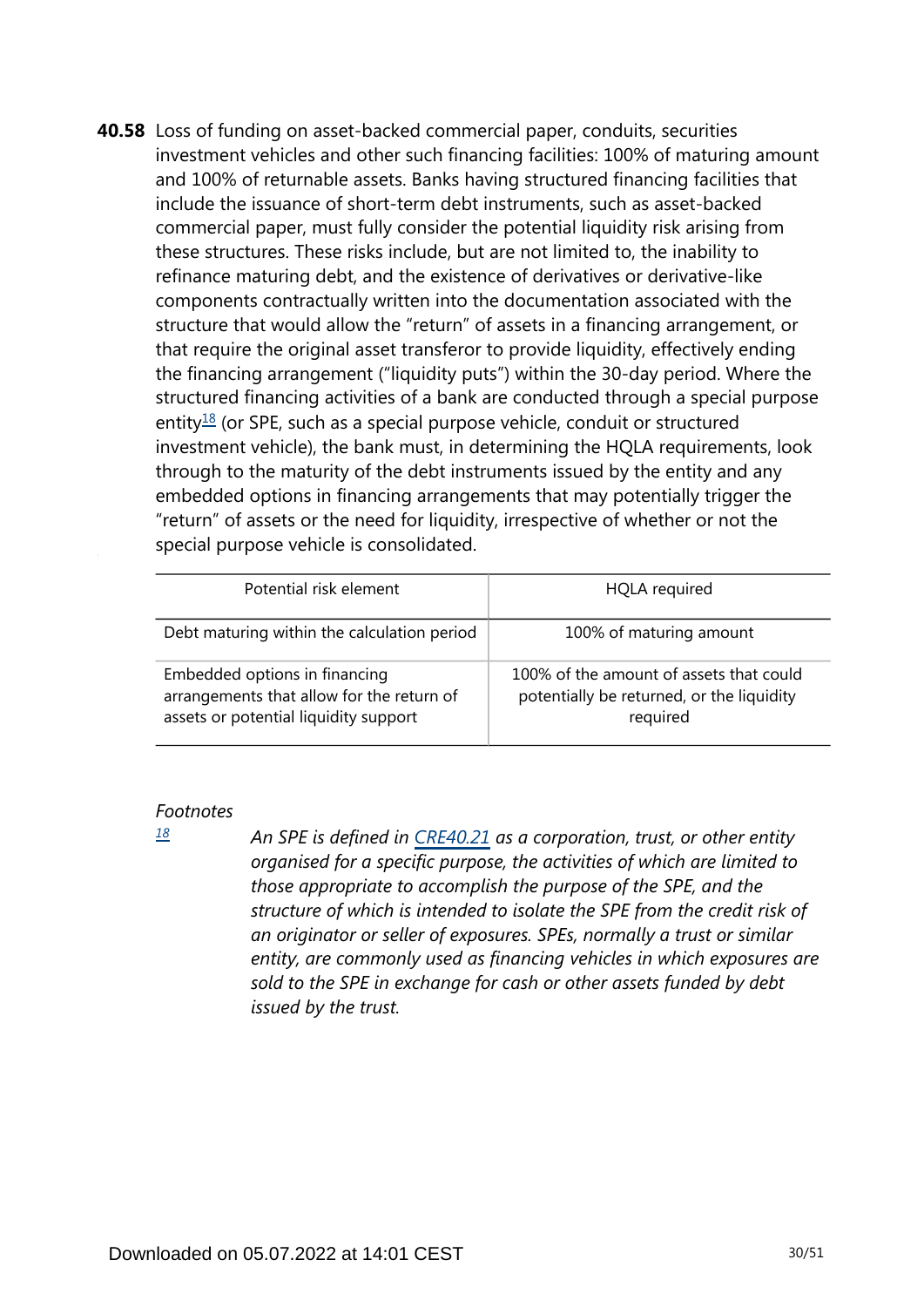**40.58** Loss of funding on asset-backed commercial paper, conduits, securities investment vehicles and other such financing facilities: 100% of maturing amount and 100% of returnable assets. Banks having structured financing facilities that include the issuance of short-term debt instruments, such as asset-backed commercial paper, must fully consider the potential liquidity risk arising from these structures. These risks include, but are not limited to, the inability to refinance maturing debt, and the existence of derivatives or derivative-like components contractually written into the documentation associated with the structure that would allow the "return" of assets in a financing arrangement, or that require the original asset transferor to provide liquidity, effectively ending the financing arrangement ("liquidity puts") within the 30-day period. Where the structured financing activities of a bank are conducted through a special purpose entity[18] (or SPE, such as a special purpose vehicle, conduit or structured investment vehicle), the bank must, in determining the HQLA requirements, look through to the maturity of the debt instruments issued by the entity and any embedded options in financing arrangements that may potentially trigger the "return" of assets or the need for liquidity, irrespective of whether or not the special purpose vehicle is consolidated.

| Potential risk element | HQLA required |
|---|---|
| Debt maturing within the calculation period | 100% of maturing amount |
| Embedded options in financing arrangements that allow for the return of assets or potential liquidity support | 100% of the amount of assets that could potentially be returned, or the liquidity required |

*Footnotes*

[18] *An SPE is defined in CRE40.21 as a corporation, trust, or other entity organised for a specific purpose, the activities of which are limited to those appropriate to accomplish the purpose of the SPE, and the structure of which is intended to isolate the SPE from the credit risk of an originator or seller of exposures. SPEs, normally a trust or similar entity, are commonly used as financing vehicles in which exposures are sold to the SPE in exchange for cash or other assets funded by debt issued by the trust.*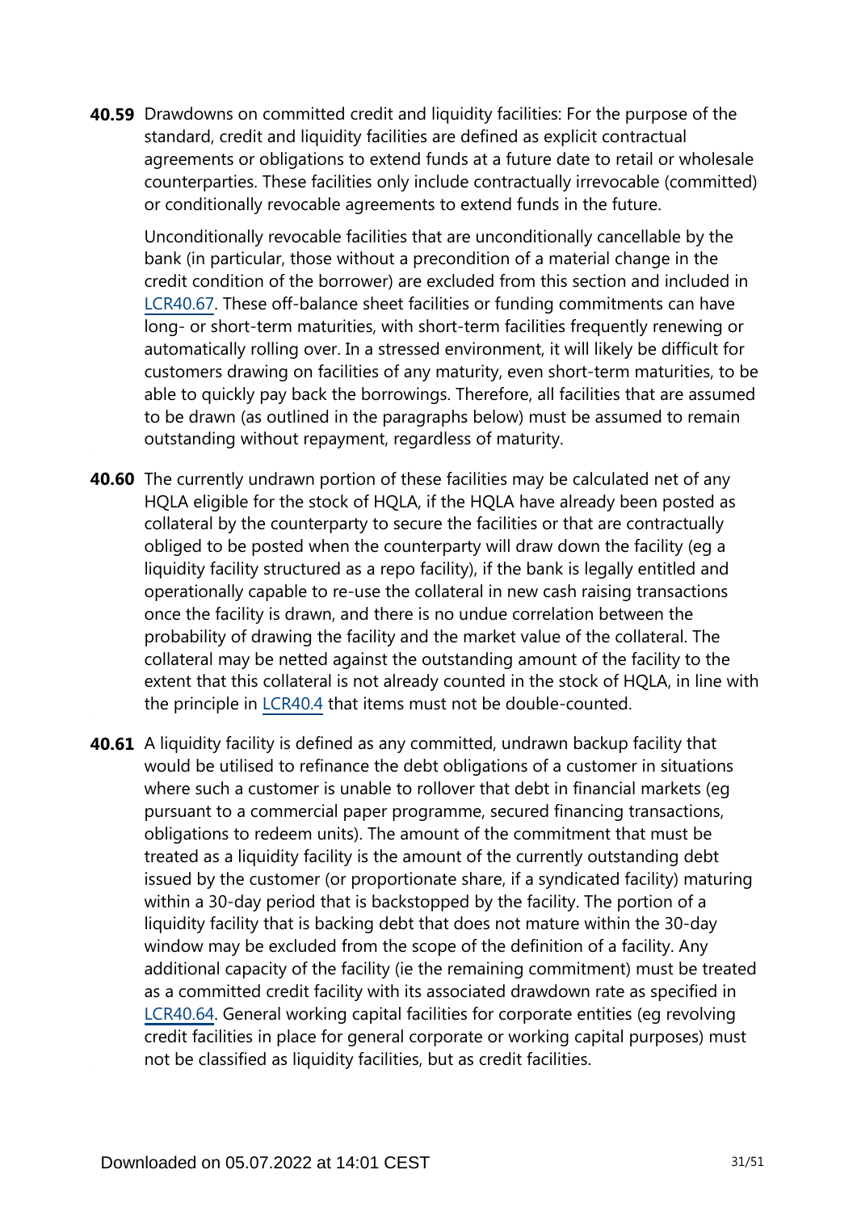**40.59** Drawdowns on committed credit and liquidity facilities: For the purpose of the standard, credit and liquidity facilities are defined as explicit contractual agreements or obligations to extend funds at a future date to retail or wholesale counterparties. These facilities only include contractually irrevocable (committed) or conditionally revocable agreements to extend funds in the future.

Unconditionally revocable facilities that are unconditionally cancellable by the bank (in particular, those without a precondition of a material change in the credit condition of the borrower) are excluded from this section and included in LCR40.67. These off-balance sheet facilities or funding commitments can have long- or short-term maturities, with short-term facilities frequently renewing or automatically rolling over. In a stressed environment, it will likely be difficult for customers drawing on facilities of any maturity, even short-term maturities, to be able to quickly pay back the borrowings. Therefore, all facilities that are assumed to be drawn (as outlined in the paragraphs below) must be assumed to remain outstanding without repayment, regardless of maturity.

**40.60** The currently undrawn portion of these facilities may be calculated net of any HQLA eligible for the stock of HQLA, if the HQLA have already been posted as collateral by the counterparty to secure the facilities or that are contractually obliged to be posted when the counterparty will draw down the facility (eg a liquidity facility structured as a repo facility), if the bank is legally entitled and operationally capable to re-use the collateral in new cash raising transactions once the facility is drawn, and there is no undue correlation between the probability of drawing the facility and the market value of the collateral. The collateral may be netted against the outstanding amount of the facility to the extent that this collateral is not already counted in the stock of HQLA, in line with the principle in LCR40.4 that items must not be double-counted.

**40.61** A liquidity facility is defined as any committed, undrawn backup facility that would be utilised to refinance the debt obligations of a customer in situations where such a customer is unable to rollover that debt in financial markets (eg pursuant to a commercial paper programme, secured financing transactions, obligations to redeem units). The amount of the commitment that must be treated as a liquidity facility is the amount of the currently outstanding debt issued by the customer (or proportionate share, if a syndicated facility) maturing within a 30-day period that is backstopped by the facility. The portion of a liquidity facility that is backing debt that does not mature within the 30-day window may be excluded from the scope of the definition of a facility. Any additional capacity of the facility (ie the remaining commitment) must be treated as a committed credit facility with its associated drawdown rate as specified in LCR40.64. General working capital facilities for corporate entities (eg revolving credit facilities in place for general corporate or working capital purposes) must not be classified as liquidity facilities, but as credit facilities.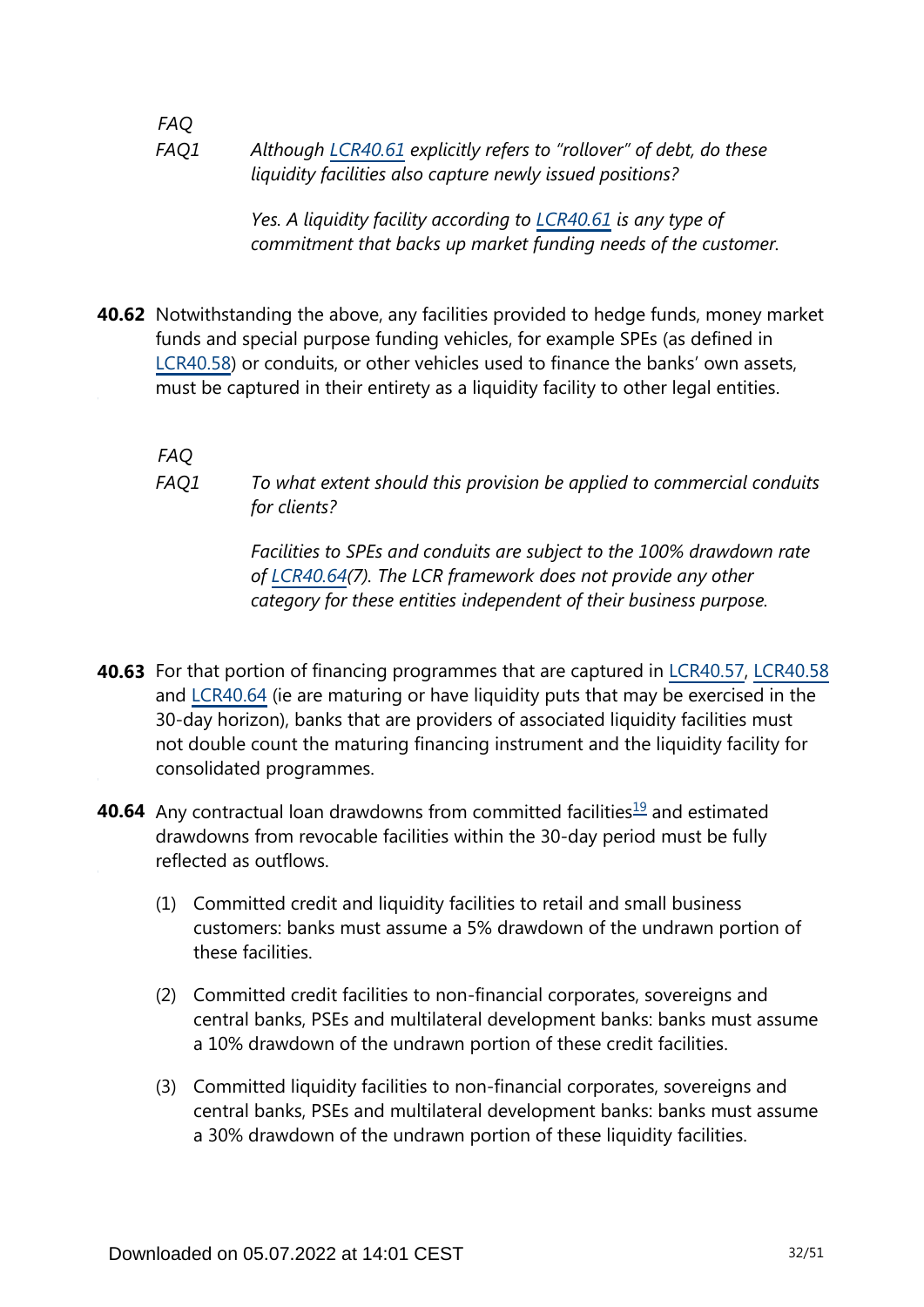*FAQ*

*FAQ1* *Although LCR40.61 explicitly refers to "rollover" of debt, do these liquidity facilities also capture newly issued positions?*

*Yes. A liquidity facility according to LCR40.61 is any type of commitment that backs up market funding needs of the customer.*

**40.62** Notwithstanding the above, any facilities provided to hedge funds, money market funds and special purpose funding vehicles, for example SPEs (as defined in LCR40.58) or conduits, or other vehicles used to finance the banks' own assets, must be captured in their entirety as a liquidity facility to other legal entities.

*FAQ*

*FAQ1* *To what extent should this provision be applied to commercial conduits for clients?*

*Facilities to SPEs and conduits are subject to the 100% drawdown rate of LCR40.64(7). The LCR framework does not provide any other category for these entities independent of their business purpose.*

**40.63** For that portion of financing programmes that are captured in LCR40.57, LCR40.58 and LCR40.64 (ie are maturing or have liquidity puts that may be exercised in the 30-day horizon), banks that are providers of associated liquidity facilities must not double count the maturing financing instrument and the liquidity facility for consolidated programmes.

**40.64** Any contractual loan drawdowns from committed facilities[19] and estimated drawdowns from revocable facilities within the 30-day period must be fully reflected as outflows.

(1) Committed credit and liquidity facilities to retail and small business customers: banks must assume a 5% drawdown of the undrawn portion of these facilities.

(2) Committed credit facilities to non-financial corporates, sovereigns and central banks, PSEs and multilateral development banks: banks must assume a 10% drawdown of the undrawn portion of these credit facilities.

(3) Committed liquidity facilities to non-financial corporates, sovereigns and central banks, PSEs and multilateral development banks: banks must assume a 30% drawdown of the undrawn portion of these liquidity facilities.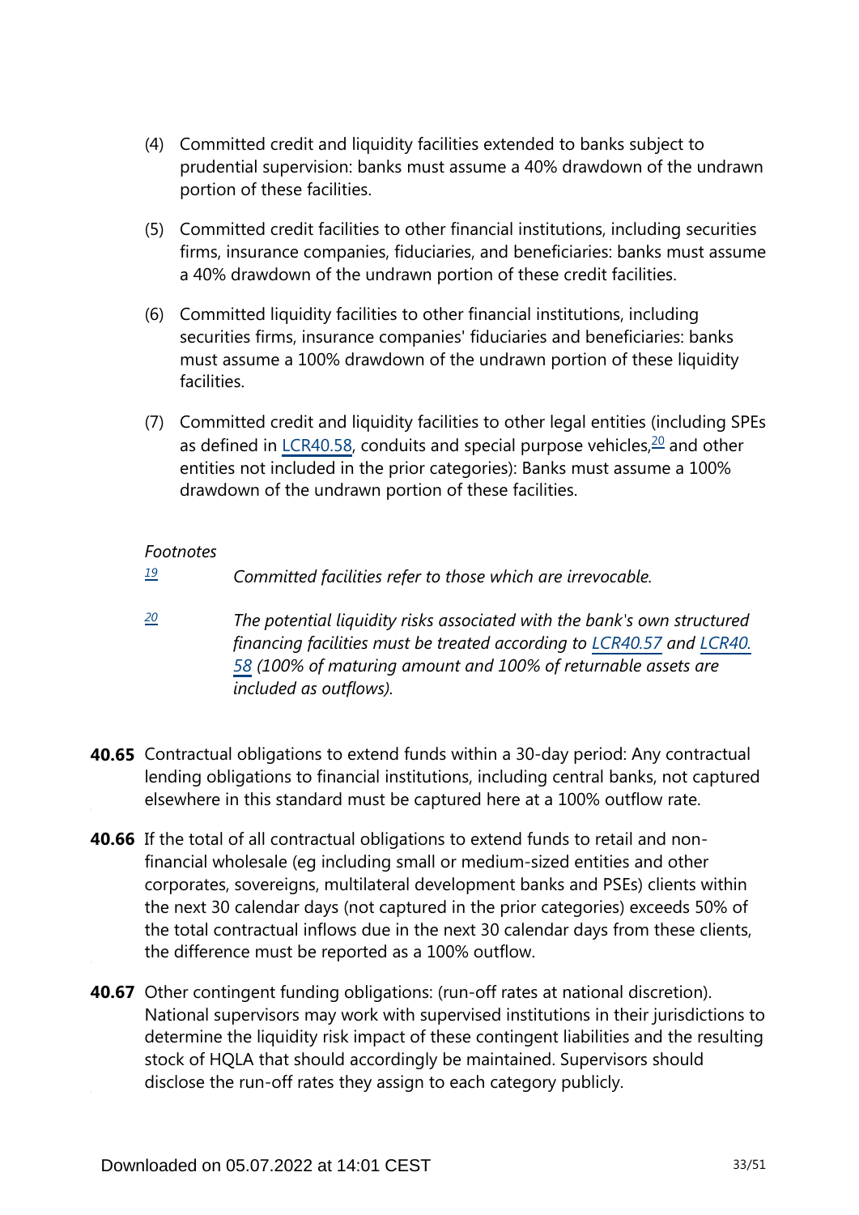(4) Committed credit and liquidity facilities extended to banks subject to prudential supervision: banks must assume a 40% drawdown of the undrawn portion of these facilities.

(5) Committed credit facilities to other financial institutions, including securities firms, insurance companies, fiduciaries, and beneficiaries: banks must assume a 40% drawdown of the undrawn portion of these credit facilities.

(6) Committed liquidity facilities to other financial institutions, including securities firms, insurance companies' fiduciaries and beneficiaries: banks must assume a 100% drawdown of the undrawn portion of these liquidity facilities.

(7) Committed credit and liquidity facilities to other legal entities (including SPEs as defined in LCR40.58, conduits and special purpose vehicles,[20] and other entities not included in the prior categories): Banks must assume a 100% drawdown of the undrawn portion of these facilities.

*Footnotes*

[19] *Committed facilities refer to those which are irrevocable.*

[20] *The potential liquidity risks associated with the bank's own structured financing facilities must be treated according to LCR40.57 and LCR40.58 (100% of maturing amount and 100% of returnable assets are included as outflows).*

**40.65** Contractual obligations to extend funds within a 30-day period: Any contractual lending obligations to financial institutions, including central banks, not captured elsewhere in this standard must be captured here at a 100% outflow rate.

**40.66** If the total of all contractual obligations to extend funds to retail and non-financial wholesale (eg including small or medium-sized entities and other corporates, sovereigns, multilateral development banks and PSEs) clients within the next 30 calendar days (not captured in the prior categories) exceeds 50% of the total contractual inflows due in the next 30 calendar days from these clients, the difference must be reported as a 100% outflow.

**40.67** Other contingent funding obligations: (run-off rates at national discretion). National supervisors may work with supervised institutions in their jurisdictions to determine the liquidity risk impact of these contingent liabilities and the resulting stock of HQLA that should accordingly be maintained. Supervisors should disclose the run-off rates they assign to each category publicly.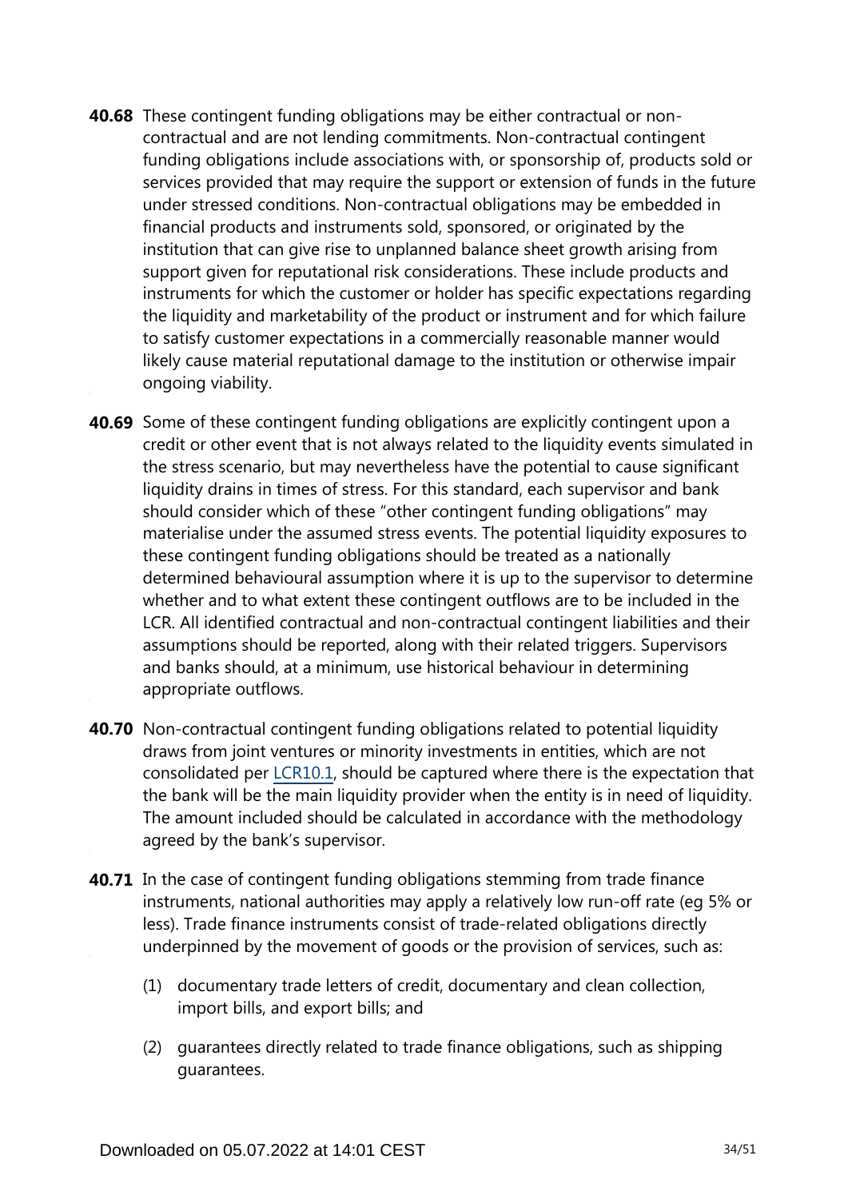**40.68** These contingent funding obligations may be either contractual or non-contractual and are not lending commitments. Non-contractual contingent funding obligations include associations with, or sponsorship of, products sold or services provided that may require the support or extension of funds in the future under stressed conditions. Non-contractual obligations may be embedded in financial products and instruments sold, sponsored, or originated by the institution that can give rise to unplanned balance sheet growth arising from support given for reputational risk considerations. These include products and instruments for which the customer or holder has specific expectations regarding the liquidity and marketability of the product or instrument and for which failure to satisfy customer expectations in a commercially reasonable manner would likely cause material reputational damage to the institution or otherwise impair ongoing viability.

**40.69** Some of these contingent funding obligations are explicitly contingent upon a credit or other event that is not always related to the liquidity events simulated in the stress scenario, but may nevertheless have the potential to cause significant liquidity drains in times of stress. For this standard, each supervisor and bank should consider which of these "other contingent funding obligations" may materialise under the assumed stress events. The potential liquidity exposures to these contingent funding obligations should be treated as a nationally determined behavioural assumption where it is up to the supervisor to determine whether and to what extent these contingent outflows are to be included in the LCR. All identified contractual and non-contractual contingent liabilities and their assumptions should be reported, along with their related triggers. Supervisors and banks should, at a minimum, use historical behaviour in determining appropriate outflows.

**40.70** Non-contractual contingent funding obligations related to potential liquidity draws from joint ventures or minority investments in entities, which are not consolidated per LCR10.1, should be captured where there is the expectation that the bank will be the main liquidity provider when the entity is in need of liquidity. The amount included should be calculated in accordance with the methodology agreed by the bank's supervisor.

**40.71** In the case of contingent funding obligations stemming from trade finance instruments, national authorities may apply a relatively low run-off rate (eg 5% or less). Trade finance instruments consist of trade-related obligations directly underpinned by the movement of goods or the provision of services, such as:

(1) documentary trade letters of credit, documentary and clean collection, import bills, and export bills; and

(2) guarantees directly related to trade finance obligations, such as shipping guarantees.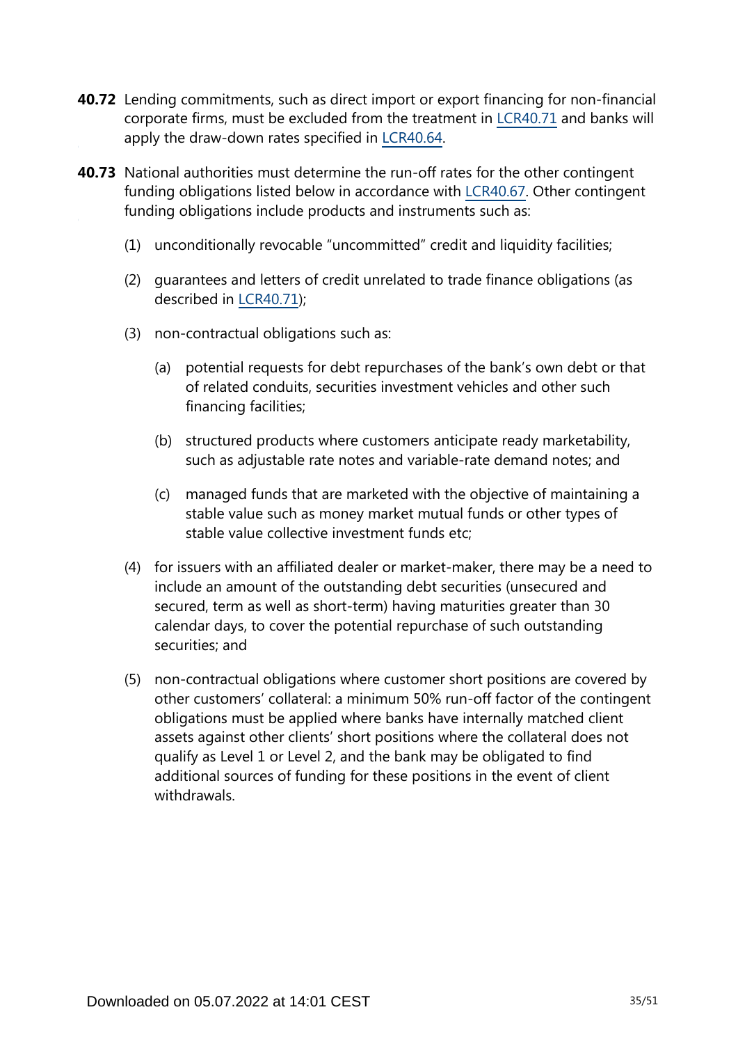**40.72** Lending commitments, such as direct import or export financing for non-financial corporate firms, must be excluded from the treatment in LCR40.71 and banks will apply the draw-down rates specified in LCR40.64.

**40.73** National authorities must determine the run-off rates for the other contingent funding obligations listed below in accordance with LCR40.67. Other contingent funding obligations include products and instruments such as:

(1) unconditionally revocable "uncommitted" credit and liquidity facilities;

(2) guarantees and letters of credit unrelated to trade finance obligations (as described in LCR40.71);

(3) non-contractual obligations such as:

   (a) potential requests for debt repurchases of the bank's own debt or that of related conduits, securities investment vehicles and other such financing facilities;

   (b) structured products where customers anticipate ready marketability, such as adjustable rate notes and variable-rate demand notes; and

   (c) managed funds that are marketed with the objective of maintaining a stable value such as money market mutual funds or other types of stable value collective investment funds etc;

(4) for issuers with an affiliated dealer or market-maker, there may be a need to include an amount of the outstanding debt securities (unsecured and secured, term as well as short-term) having maturities greater than 30 calendar days, to cover the potential repurchase of such outstanding securities; and

(5) non-contractual obligations where customer short positions are covered by other customers' collateral: a minimum 50% run-off factor of the contingent obligations must be applied where banks have internally matched client assets against other clients' short positions where the collateral does not qualify as Level 1 or Level 2, and the bank may be obligated to find additional sources of funding for these positions in the event of client withdrawals.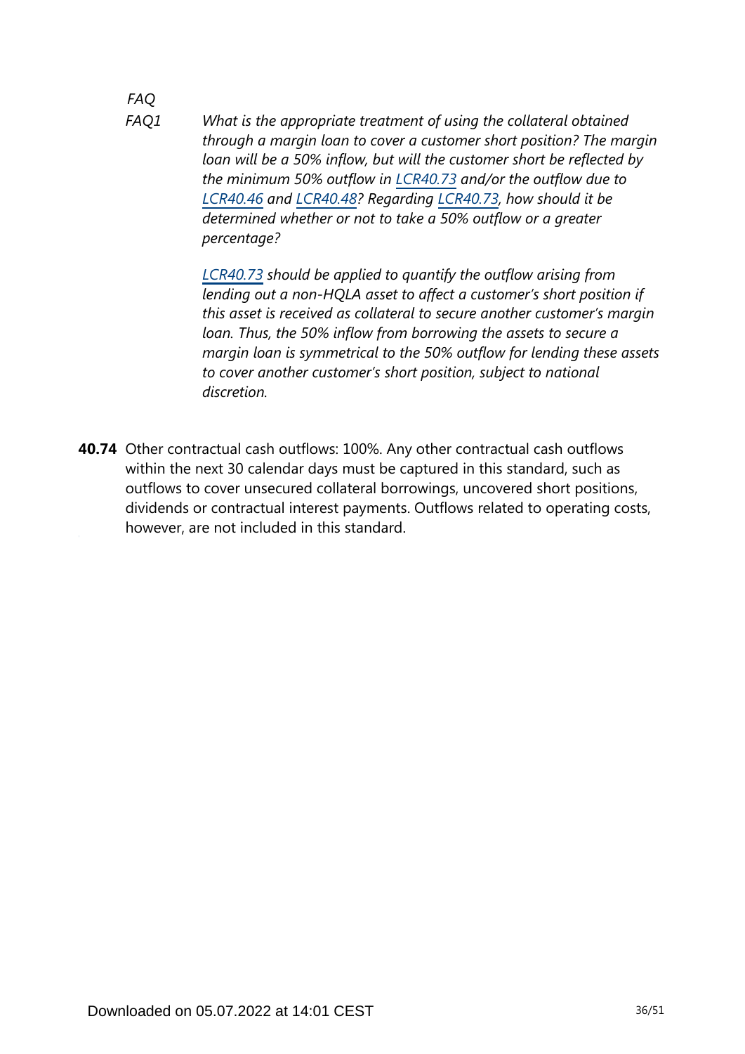*FAQ*

*FAQ1* *What is the appropriate treatment of using the collateral obtained through a margin loan to cover a customer short position? The margin loan will be a 50% inflow, but will the customer short be reflected by the minimum 50% outflow in LCR40.73 and/or the outflow due to LCR40.46 and LCR40.48? Regarding LCR40.73, how should it be determined whether or not to take a 50% outflow or a greater percentage?*

*LCR40.73 should be applied to quantify the outflow arising from lending out a non-HQLA asset to affect a customer's short position if this asset is received as collateral to secure another customer's margin loan. Thus, the 50% inflow from borrowing the assets to secure a margin loan is symmetrical to the 50% outflow for lending these assets to cover another customer's short position, subject to national discretion.*

**40.74** Other contractual cash outflows: 100%. Any other contractual cash outflows within the next 30 calendar days must be captured in this standard, such as outflows to cover unsecured collateral borrowings, uncovered short positions, dividends or contractual interest payments. Outflows related to operating costs, however, are not included in this standard.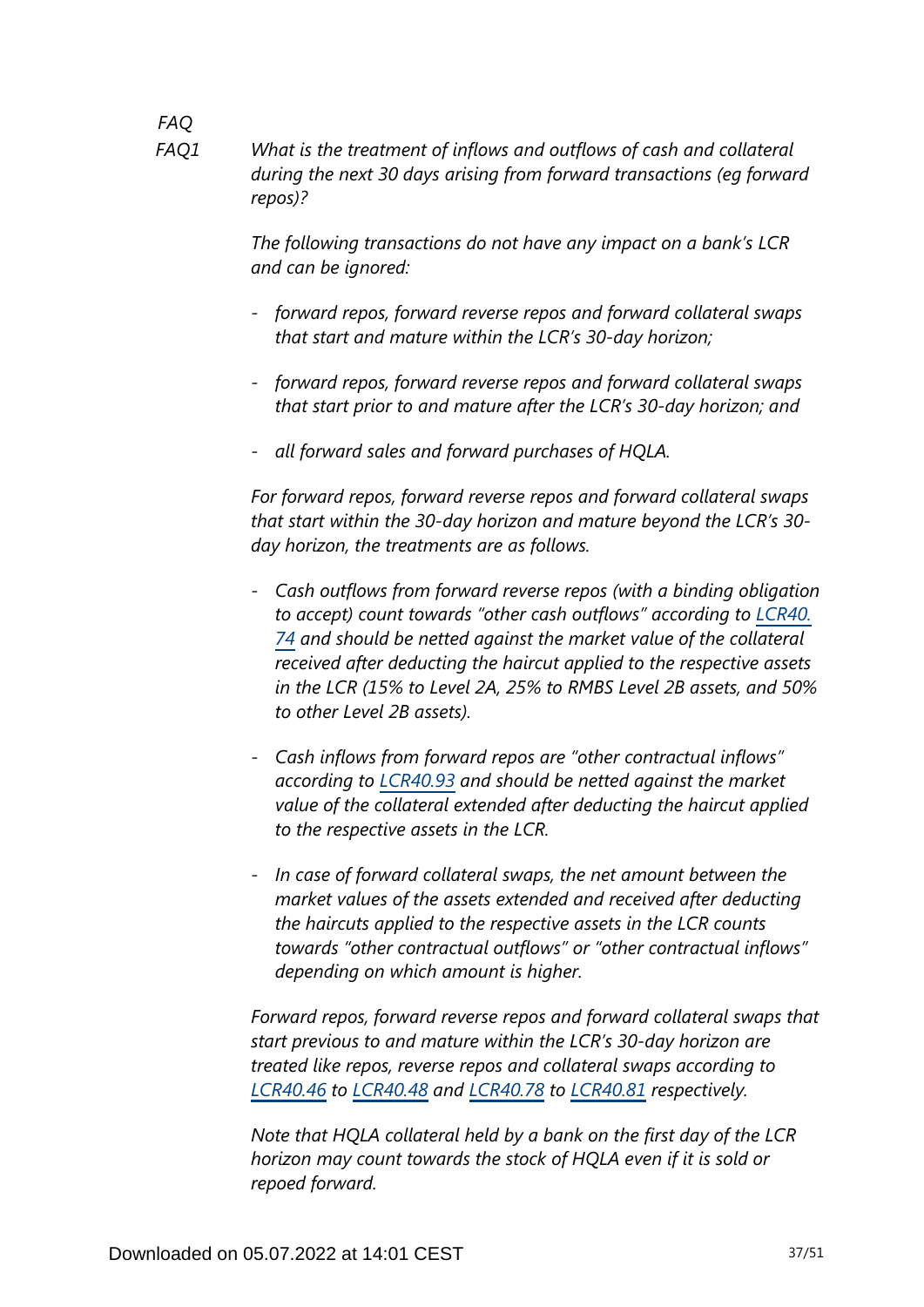*FAQ*

*FAQ1* *What is the treatment of inflows and outflows of cash and collateral during the next 30 days arising from forward transactions (eg forward repos)?*

*The following transactions do not have any impact on a bank's LCR and can be ignored:*

- *forward repos, forward reverse repos and forward collateral swaps that start and mature within the LCR's 30-day horizon;*
- *forward repos, forward reverse repos and forward collateral swaps that start prior to and mature after the LCR's 30-day horizon; and*
- *all forward sales and forward purchases of HQLA.*

*For forward repos, forward reverse repos and forward collateral swaps that start within the 30-day horizon and mature beyond the LCR's 30-day horizon, the treatments are as follows.*

- *Cash outflows from forward reverse repos (with a binding obligation to accept) count towards "other cash outflows" according to LCR40.74 and should be netted against the market value of the collateral received after deducting the haircut applied to the respective assets in the LCR (15% to Level 2A, 25% to RMBS Level 2B assets, and 50% to other Level 2B assets).*
- *Cash inflows from forward repos are "other contractual inflows" according to LCR40.93 and should be netted against the market value of the collateral extended after deducting the haircut applied to the respective assets in the LCR.*
- *In case of forward collateral swaps, the net amount between the market values of the assets extended and received after deducting the haircuts applied to the respective assets in the LCR counts towards "other contractual outflows" or "other contractual inflows" depending on which amount is higher.*

*Forward repos, forward reverse repos and forward collateral swaps that start previous to and mature within the LCR's 30-day horizon are treated like repos, reverse repos and collateral swaps according to LCR40.46 to LCR40.48 and LCR40.78 to LCR40.81 respectively.*

*Note that HQLA collateral held by a bank on the first day of the LCR horizon may count towards the stock of HQLA even if it is sold or repoed forward.*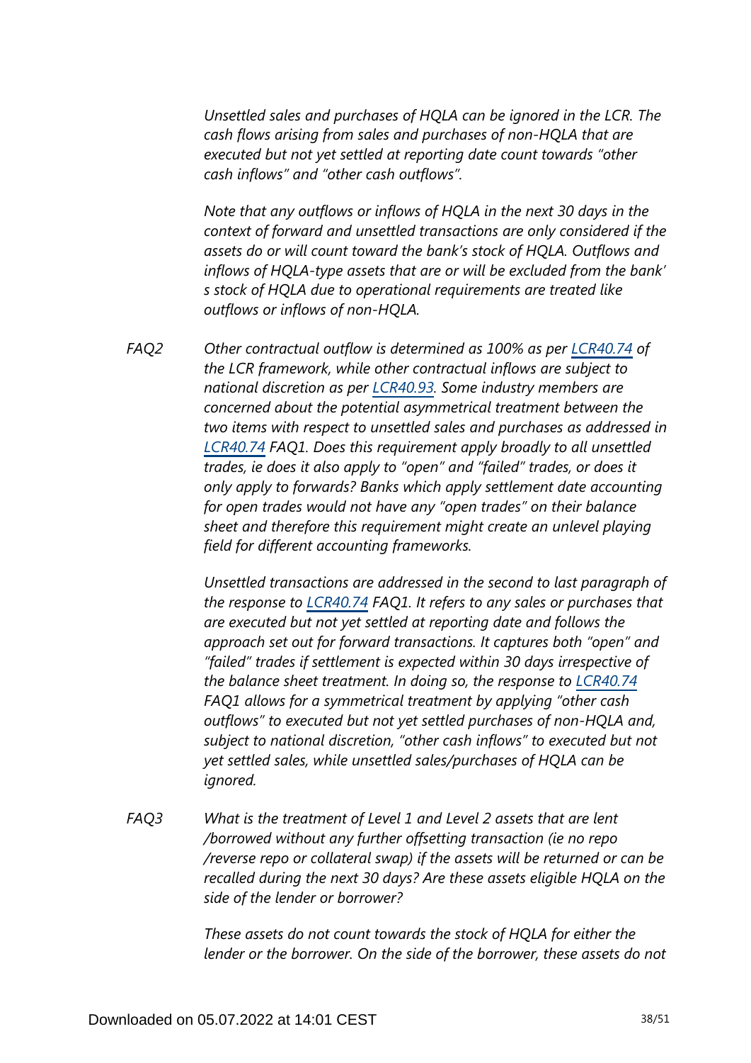*Unsettled sales and purchases of HQLA can be ignored in the LCR. The cash flows arising from sales and purchases of non-HQLA that are executed but not yet settled at reporting date count towards "other cash inflows" and "other cash outflows".*

*Note that any outflows or inflows of HQLA in the next 30 days in the context of forward and unsettled transactions are only considered if the assets do or will count toward the bank's stock of HQLA. Outflows and inflows of HQLA-type assets that are or will be excluded from the bank's stock of HQLA due to operational requirements are treated like outflows or inflows of non-HQLA.*

FAQ2 *Other contractual outflow is determined as 100% as per LCR40.74 of the LCR framework, while other contractual inflows are subject to national discretion as per LCR40.93. Some industry members are concerned about the potential asymmetrical treatment between the two items with respect to unsettled sales and purchases as addressed in LCR40.74 FAQ1. Does this requirement apply broadly to all unsettled trades, ie does it also apply to "open" and "failed" trades, or does it only apply to forwards? Banks which apply settlement date accounting for open trades would not have any "open trades" on their balance sheet and therefore this requirement might create an unlevel playing field for different accounting frameworks.*

*Unsettled transactions are addressed in the second to last paragraph of the response to LCR40.74 FAQ1. It refers to any sales or purchases that are executed but not yet settled at reporting date and follows the approach set out for forward transactions. It captures both "open" and "failed" trades if settlement is expected within 30 days irrespective of the balance sheet treatment. In doing so, the response to LCR40.74 FAQ1 allows for a symmetrical treatment by applying "other cash outflows" to executed but not yet settled purchases of non-HQLA and, subject to national discretion, "other cash inflows" to executed but not yet settled sales, while unsettled sales/purchases of HQLA can be ignored.*

FAQ3 *What is the treatment of Level 1 and Level 2 assets that are lent /borrowed without any further offsetting transaction (ie no repo /reverse repo or collateral swap) if the assets will be returned or can be recalled during the next 30 days? Are these assets eligible HQLA on the side of the lender or borrower?*

*These assets do not count towards the stock of HQLA for either the lender or the borrower. On the side of the borrower, these assets do not*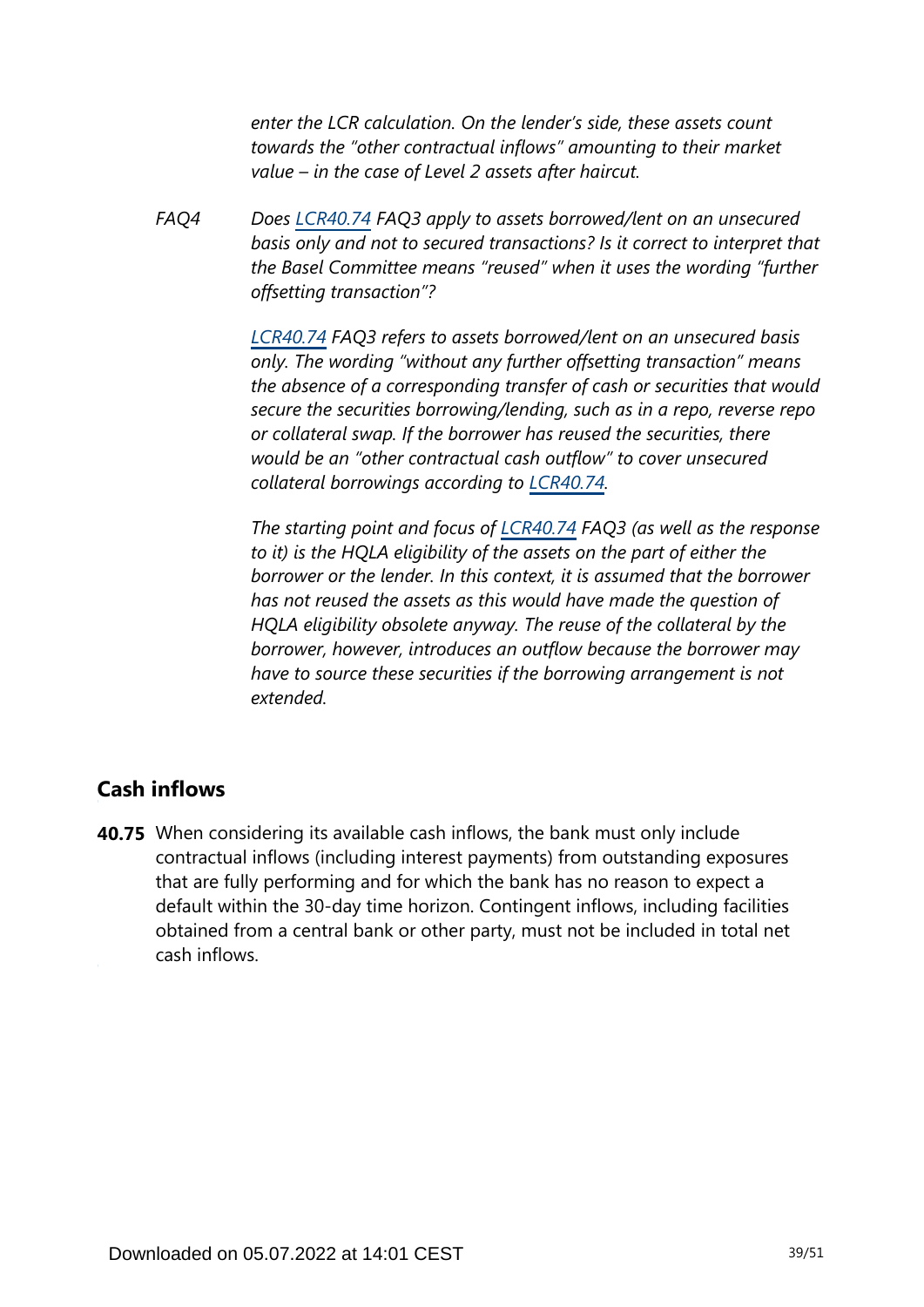*enter the LCR calculation. On the lender's side, these assets count towards the "other contractual inflows" amounting to their market value – in the case of Level 2 assets after haircut.*

FAQ4 *Does LCR40.74 FAQ3 apply to assets borrowed/lent on an unsecured basis only and not to secured transactions? Is it correct to interpret that the Basel Committee means "reused" when it uses the wording "further offsetting transaction"?*

*LCR40.74 FAQ3 refers to assets borrowed/lent on an unsecured basis only. The wording "without any further offsetting transaction" means the absence of a corresponding transfer of cash or securities that would secure the securities borrowing/lending, such as in a repo, reverse repo or collateral swap. If the borrower has reused the securities, there would be an "other contractual cash outflow" to cover unsecured collateral borrowings according to LCR40.74.*

*The starting point and focus of LCR40.74 FAQ3 (as well as the response to it) is the HQLA eligibility of the assets on the part of either the borrower or the lender. In this context, it is assumed that the borrower has not reused the assets as this would have made the question of HQLA eligibility obsolete anyway. The reuse of the collateral by the borrower, however, introduces an outflow because the borrower may have to source these securities if the borrowing arrangement is not extended.*

## Cash inflows

**40.75** When considering its available cash inflows, the bank must only include contractual inflows (including interest payments) from outstanding exposures that are fully performing and for which the bank has no reason to expect a default within the 30-day time horizon. Contingent inflows, including facilities obtained from a central bank or other party, must not be included in total net cash inflows.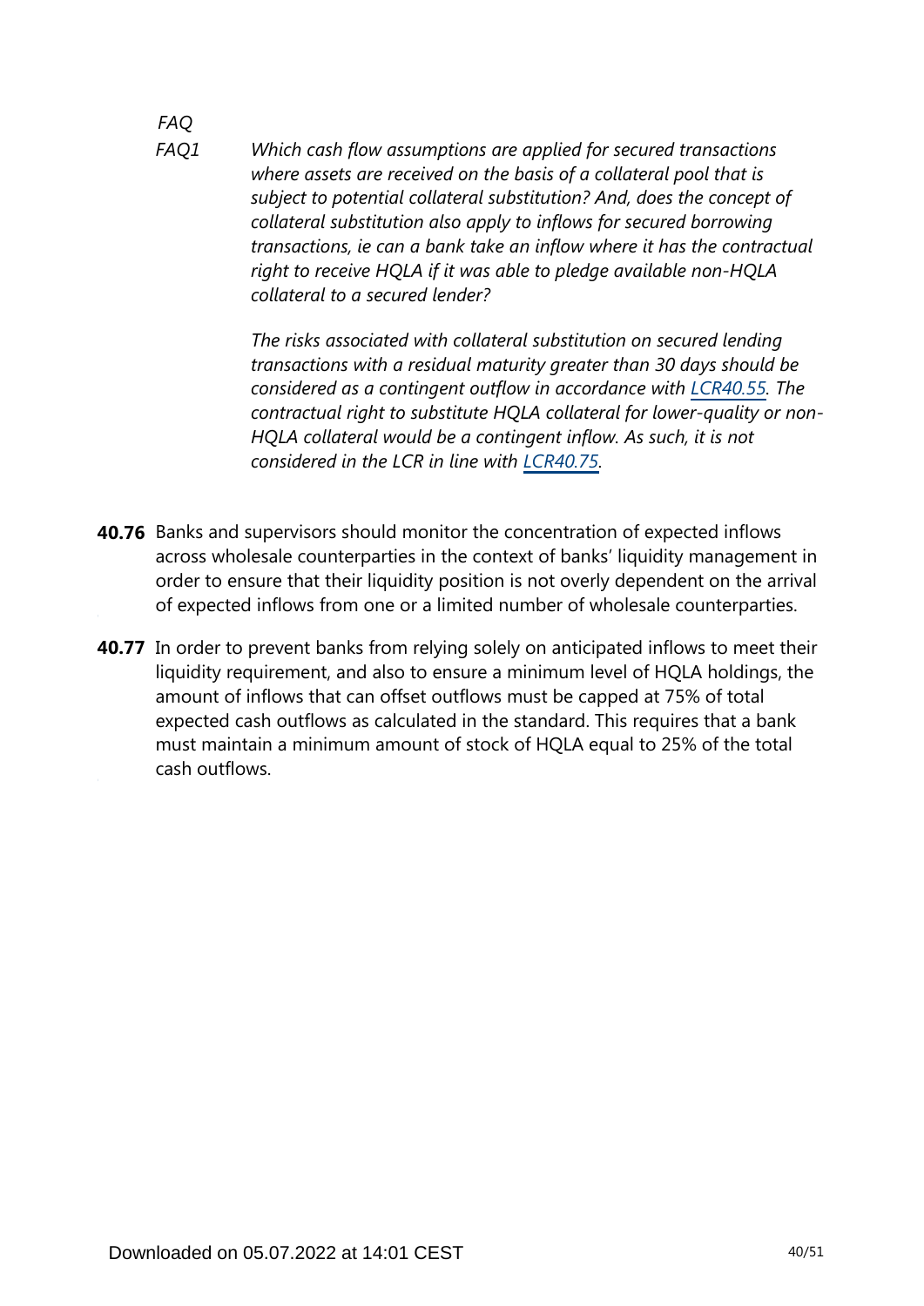*FAQ*

*FAQ1* *Which cash flow assumptions are applied for secured transactions where assets are received on the basis of a collateral pool that is subject to potential collateral substitution? And, does the concept of collateral substitution also apply to inflows for secured borrowing transactions, ie can a bank take an inflow where it has the contractual right to receive HQLA if it was able to pledge available non-HQLA collateral to a secured lender?*

*The risks associated with collateral substitution on secured lending transactions with a residual maturity greater than 30 days should be considered as a contingent outflow in accordance with LCR40.55. The contractual right to substitute HQLA collateral for lower-quality or non-HQLA collateral would be a contingent inflow. As such, it is not considered in the LCR in line with LCR40.75.*

**40.76** Banks and supervisors should monitor the concentration of expected inflows across wholesale counterparties in the context of banks' liquidity management in order to ensure that their liquidity position is not overly dependent on the arrival of expected inflows from one or a limited number of wholesale counterparties.

**40.77** In order to prevent banks from relying solely on anticipated inflows to meet their liquidity requirement, and also to ensure a minimum level of HQLA holdings, the amount of inflows that can offset outflows must be capped at 75% of total expected cash outflows as calculated in the standard. This requires that a bank must maintain a minimum amount of stock of HQLA equal to 25% of the total cash outflows.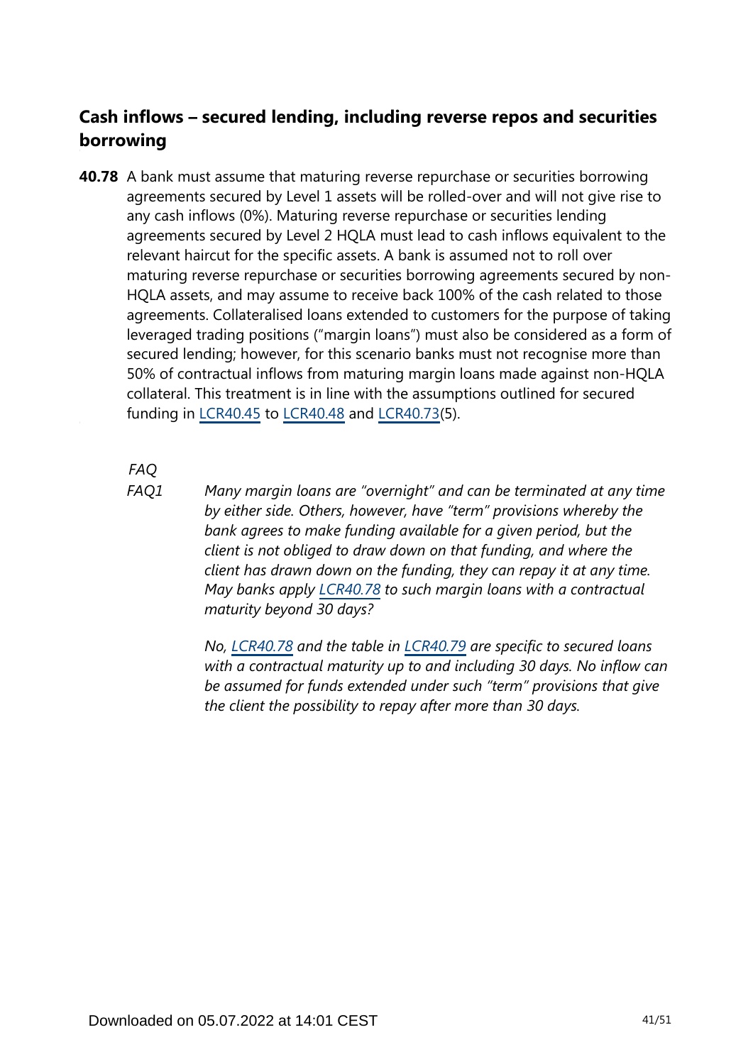## Cash inflows – secured lending, including reverse repos and securities borrowing

**40.78** A bank must assume that maturing reverse repurchase or securities borrowing agreements secured by Level 1 assets will be rolled-over and will not give rise to any cash inflows (0%). Maturing reverse repurchase or securities lending agreements secured by Level 2 HQLA must lead to cash inflows equivalent to the relevant haircut for the specific assets. A bank is assumed not to roll over maturing reverse repurchase or securities borrowing agreements secured by non-HQLA assets, and may assume to receive back 100% of the cash related to those agreements. Collateralised loans extended to customers for the purpose of taking leveraged trading positions ("margin loans") must also be considered as a form of secured lending; however, for this scenario banks must not recognise more than 50% of contractual inflows from maturing margin loans made against non-HQLA collateral. This treatment is in line with the assumptions outlined for secured funding in LCR40.45 to LCR40.48 and LCR40.73(5).

*FAQ*

*FAQ1* *Many margin loans are "overnight" and can be terminated at any time by either side. Others, however, have "term" provisions whereby the bank agrees to make funding available for a given period, but the client is not obliged to draw down on that funding, and where the client has drawn down on the funding, they can repay it at any time. May banks apply LCR40.78 to such margin loans with a contractual maturity beyond 30 days?*

*No, LCR40.78 and the table in LCR40.79 are specific to secured loans with a contractual maturity up to and including 30 days. No inflow can be assumed for funds extended under such "term" provisions that give the client the possibility to repay after more than 30 days.*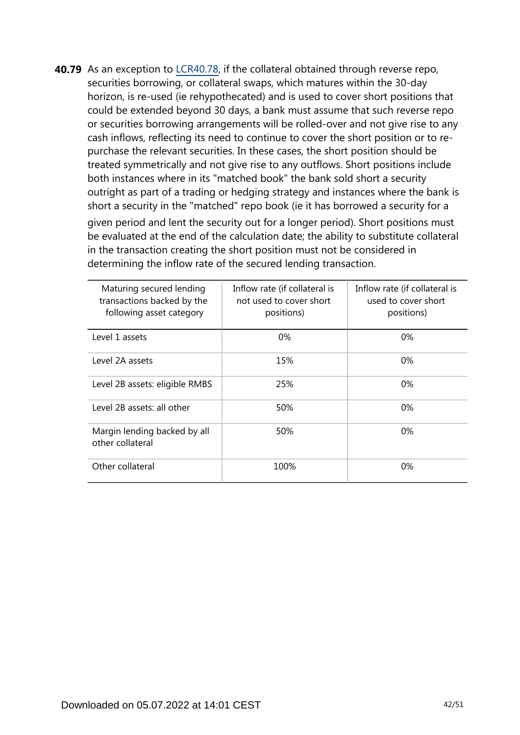**40.79** As an exception to LCR40.78, if the collateral obtained through reverse repo, securities borrowing, or collateral swaps, which matures within the 30-day horizon, is re-used (ie rehypothecated) and is used to cover short positions that could be extended beyond 30 days, a bank must assume that such reverse repo or securities borrowing arrangements will be rolled-over and not give rise to any cash inflows, reflecting its need to continue to cover the short position or to re-purchase the relevant securities. In these cases, the short position should be treated symmetrically and not give rise to any outflows. Short positions include both instances where in its "matched book" the bank sold short a security outright as part of a trading or hedging strategy and instances where the bank is short a security in the "matched" repo book (ie it has borrowed a security for a given period and lent the security out for a longer period). Short positions must be evaluated at the end of the calculation date; the ability to substitute collateral in the transaction creating the short position must not be considered in determining the inflow rate of the secured lending transaction.

| Maturing secured lending transactions backed by the following asset category | Inflow rate (if collateral is not used to cover short positions) | Inflow rate (if collateral is used to cover short positions) |
|---|---|---|
| Level 1 assets | 0% | 0% |
| Level 2A assets | 15% | 0% |
| Level 2B assets: eligible RMBS | 25% | 0% |
| Level 2B assets: all other | 50% | 0% |
| Margin lending backed by all other collateral | 50% | 0% |
| Other collateral | 100% | 0% |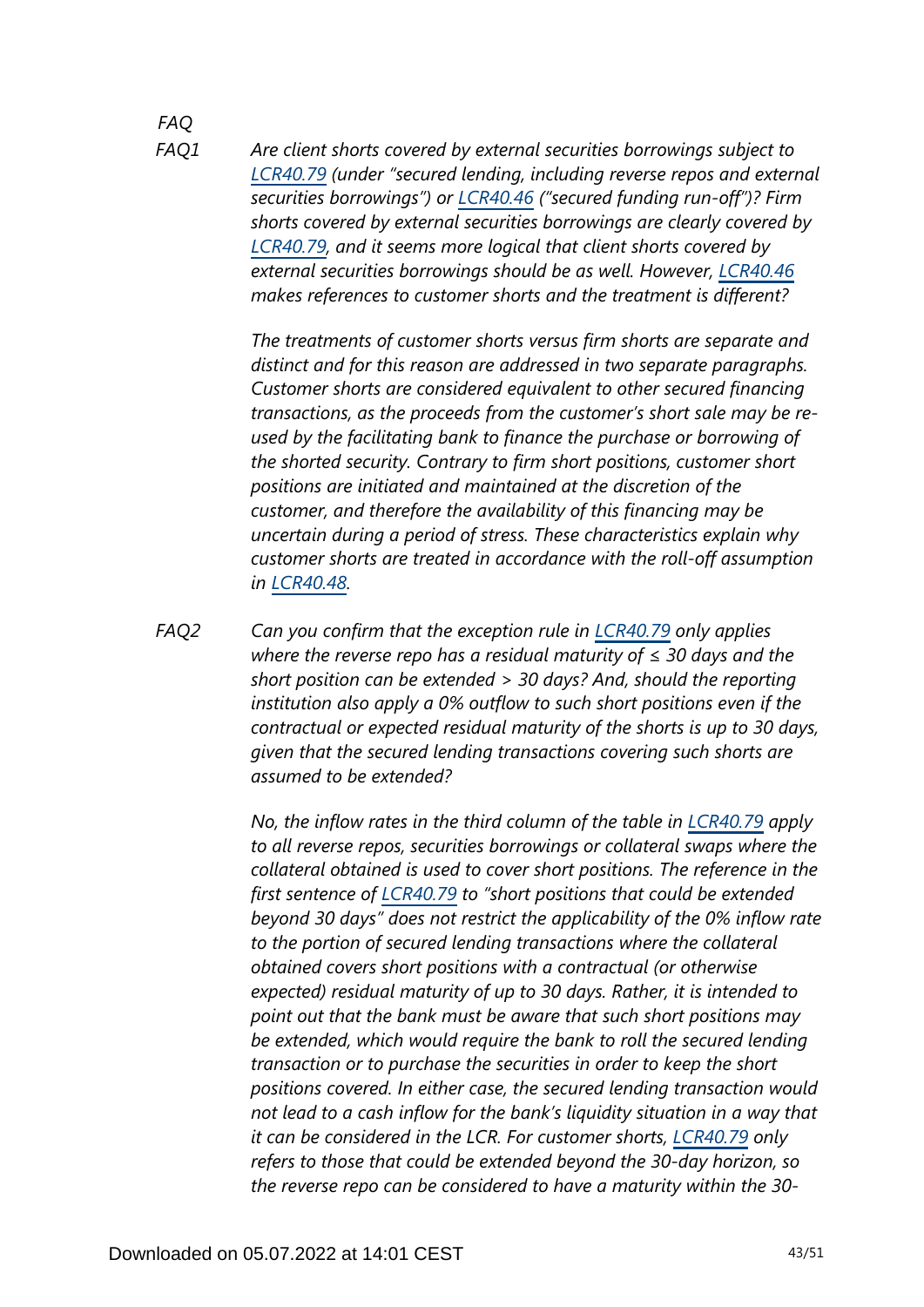*FAQ*

*FAQ1* *Are client shorts covered by external securities borrowings subject to [LCR40.79] (under "secured lending, including reverse repos and external securities borrowings") or [LCR40.46] ("secured funding run-off")? Firm shorts covered by external securities borrowings are clearly covered by [LCR40.79], and it seems more logical that client shorts covered by external securities borrowings should be as well. However, [LCR40.46] makes references to customer shorts and the treatment is different?*

*The treatments of customer shorts versus firm shorts are separate and distinct and for this reason are addressed in two separate paragraphs. Customer shorts are considered equivalent to other secured financing transactions, as the proceeds from the customer's short sale may be re-used by the facilitating bank to finance the purchase or borrowing of the shorted security. Contrary to firm short positions, customer short positions are initiated and maintained at the discretion of the customer, and therefore the availability of this financing may be uncertain during a period of stress. These characteristics explain why customer shorts are treated in accordance with the roll-off assumption in [LCR40.48].*

*FAQ2* *Can you confirm that the exception rule in [LCR40.79] only applies where the reverse repo has a residual maturity of ≤ 30 days and the short position can be extended > 30 days? And, should the reporting institution also apply a 0% outflow to such short positions even if the contractual or expected residual maturity of the shorts is up to 30 days, given that the secured lending transactions covering such shorts are assumed to be extended?*

*No, the inflow rates in the third column of the table in [LCR40.79] apply to all reverse repos, securities borrowings or collateral swaps where the collateral obtained is used to cover short positions. The reference in the first sentence of [LCR40.79] to "short positions that could be extended beyond 30 days" does not restrict the applicability of the 0% inflow rate to the portion of secured lending transactions where the collateral obtained covers short positions with a contractual (or otherwise expected) residual maturity of up to 30 days. Rather, it is intended to point out that the bank must be aware that such short positions may be extended, which would require the bank to roll the secured lending transaction or to purchase the securities in order to keep the short positions covered. In either case, the secured lending transaction would not lead to a cash inflow for the bank's liquidity situation in a way that it can be considered in the LCR. For customer shorts, [LCR40.79] only refers to those that could be extended beyond the 30-day horizon, so the reverse repo can be considered to have a maturity within the 30-*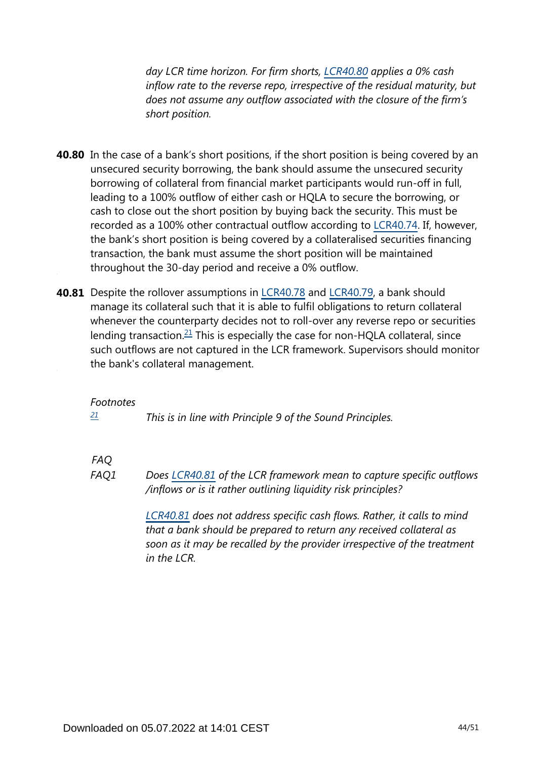*day LCR time horizon. For firm shorts, LCR40.80 applies a 0% cash inflow rate to the reverse repo, irrespective of the residual maturity, but does not assume any outflow associated with the closure of the firm's short position.*

**40.80** In the case of a bank's short positions, if the short position is being covered by an unsecured security borrowing, the bank should assume the unsecured security borrowing of collateral from financial market participants would run-off in full, leading to a 100% outflow of either cash or HQLA to secure the borrowing, or cash to close out the short position by buying back the security. This must be recorded as a 100% other contractual outflow according to LCR40.74. If, however, the bank's short position is being covered by a collateralised securities financing transaction, the bank must assume the short position will be maintained throughout the 30-day period and receive a 0% outflow.

**40.81** Despite the rollover assumptions in LCR40.78 and LCR40.79, a bank should manage its collateral such that it is able to fulfil obligations to return collateral whenever the counterparty decides not to roll-over any reverse repo or securities lending transaction.[21] This is especially the case for non-HQLA collateral, since such outflows are not captured in the LCR framework. Supervisors should monitor the bank's collateral management.

*Footnotes*

[21] *This is in line with Principle 9 of the Sound Principles.*

*FAQ*

*FAQ1* *Does LCR40.81 of the LCR framework mean to capture specific outflows /inflows or is it rather outlining liquidity risk principles?*

*LCR40.81 does not address specific cash flows. Rather, it calls to mind that a bank should be prepared to return any received collateral as soon as it may be recalled by the provider irrespective of the treatment in the LCR.*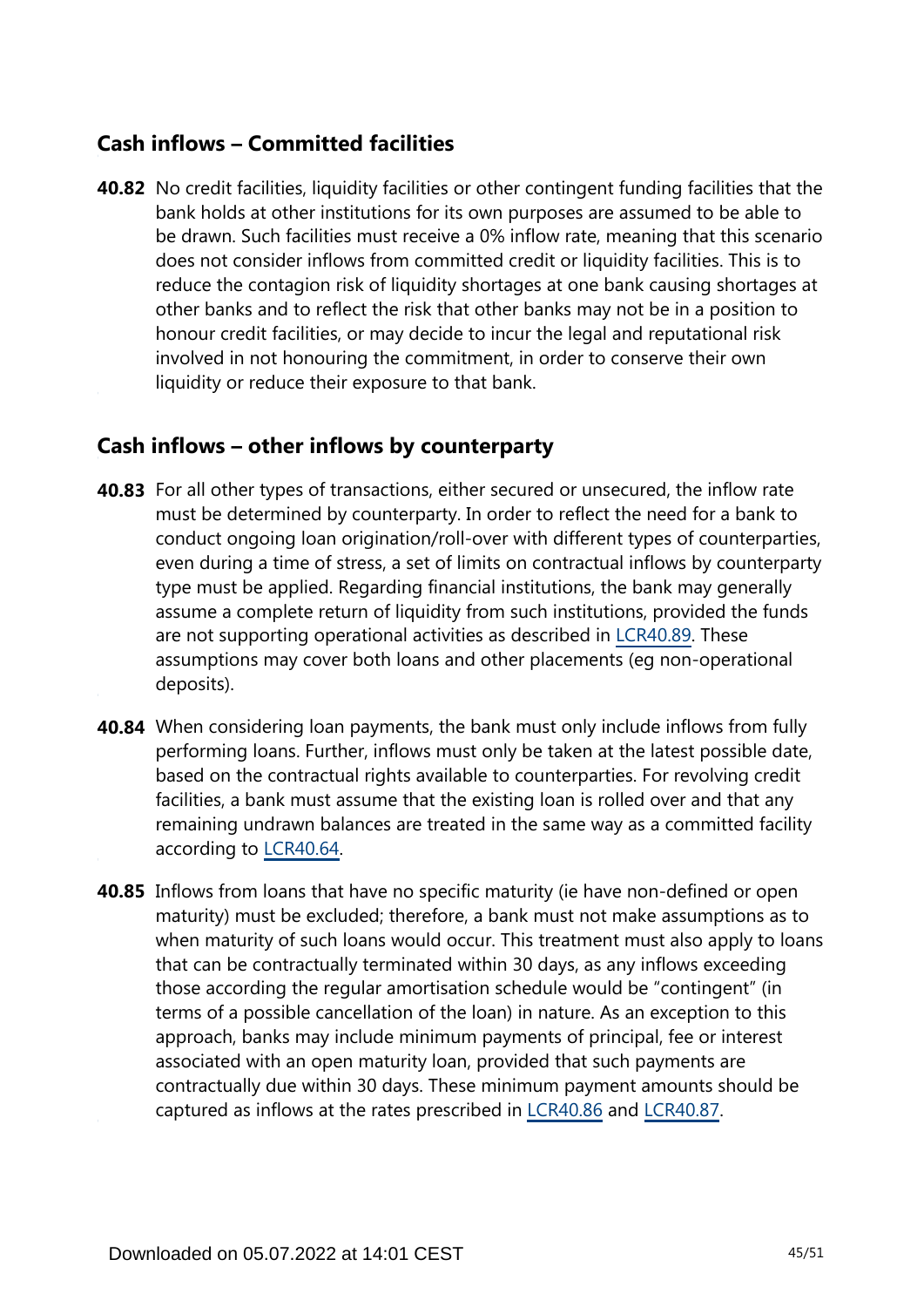## Cash inflows – Committed facilities

**40.82** No credit facilities, liquidity facilities or other contingent funding facilities that the bank holds at other institutions for its own purposes are assumed to be able to be drawn. Such facilities must receive a 0% inflow rate, meaning that this scenario does not consider inflows from committed credit or liquidity facilities. This is to reduce the contagion risk of liquidity shortages at one bank causing shortages at other banks and to reflect the risk that other banks may not be in a position to honour credit facilities, or may decide to incur the legal and reputational risk involved in not honouring the commitment, in order to conserve their own liquidity or reduce their exposure to that bank.

## Cash inflows – other inflows by counterparty

**40.83** For all other types of transactions, either secured or unsecured, the inflow rate must be determined by counterparty. In order to reflect the need for a bank to conduct ongoing loan origination/roll-over with different types of counterparties, even during a time of stress, a set of limits on contractual inflows by counterparty type must be applied. Regarding financial institutions, the bank may generally assume a complete return of liquidity from such institutions, provided the funds are not supporting operational activities as described in LCR40.89. These assumptions may cover both loans and other placements (eg non-operational deposits).

**40.84** When considering loan payments, the bank must only include inflows from fully performing loans. Further, inflows must only be taken at the latest possible date, based on the contractual rights available to counterparties. For revolving credit facilities, a bank must assume that the existing loan is rolled over and that any remaining undrawn balances are treated in the same way as a committed facility according to LCR40.64.

**40.85** Inflows from loans that have no specific maturity (ie have non-defined or open maturity) must be excluded; therefore, a bank must not make assumptions as to when maturity of such loans would occur. This treatment must also apply to loans that can be contractually terminated within 30 days, as any inflows exceeding those according the regular amortisation schedule would be "contingent" (in terms of a possible cancellation of the loan) in nature. As an exception to this approach, banks may include minimum payments of principal, fee or interest associated with an open maturity loan, provided that such payments are contractually due within 30 days. These minimum payment amounts should be captured as inflows at the rates prescribed in LCR40.86 and LCR40.87.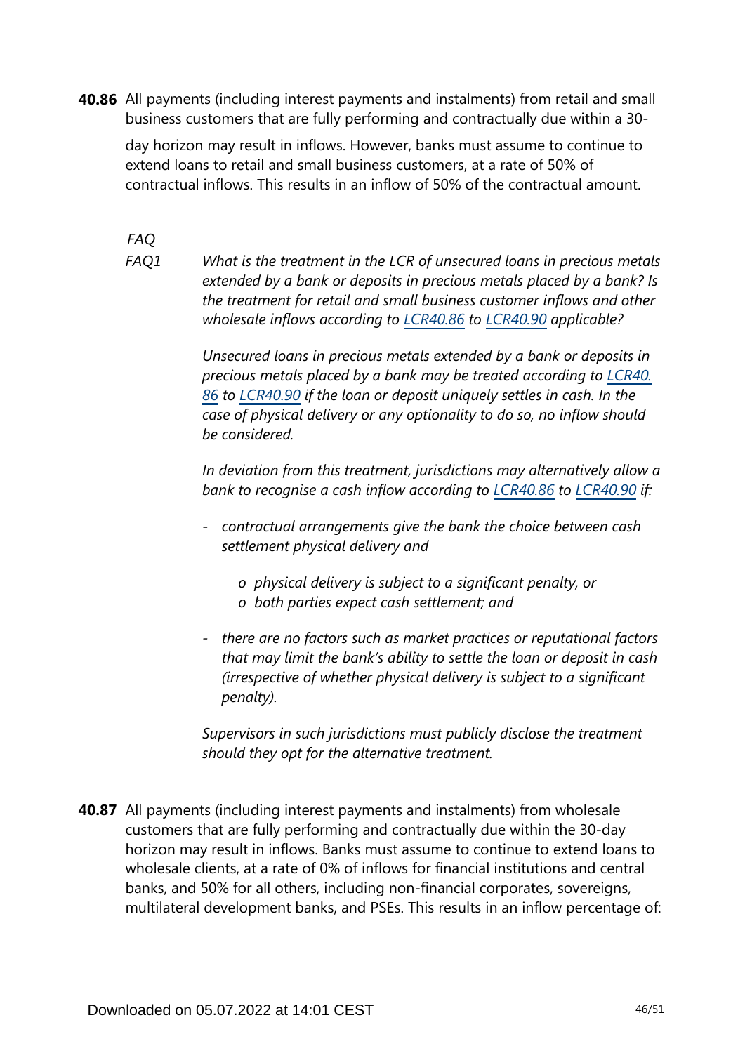**40.86** All payments (including interest payments and instalments) from retail and small business customers that are fully performing and contractually due within a 30-day horizon may result in inflows. However, banks must assume to continue to extend loans to retail and small business customers, at a rate of 50% of contractual inflows. This results in an inflow of 50% of the contractual amount.

*FAQ*

*FAQ1* *What is the treatment in the LCR of unsecured loans in precious metals extended by a bank or deposits in precious metals placed by a bank? Is the treatment for retail and small business customer inflows and other wholesale inflows according to LCR40.86 to LCR40.90 applicable?*

*Unsecured loans in precious metals extended by a bank or deposits in precious metals placed by a bank may be treated according to LCR40.86 to LCR40.90 if the loan or deposit uniquely settles in cash. In the case of physical delivery or any optionality to do so, no inflow should be considered.*

*In deviation from this treatment, jurisdictions may alternatively allow a bank to recognise a cash inflow according to LCR40.86 to LCR40.90 if:*

- *contractual arrangements give the bank the choice between cash settlement physical delivery and*
  - *physical delivery is subject to a significant penalty, or*
  - *both parties expect cash settlement; and*
- *there are no factors such as market practices or reputational factors that may limit the bank's ability to settle the loan or deposit in cash (irrespective of whether physical delivery is subject to a significant penalty).*

*Supervisors in such jurisdictions must publicly disclose the treatment should they opt for the alternative treatment.*

**40.87** All payments (including interest payments and instalments) from wholesale customers that are fully performing and contractually due within the 30-day horizon may result in inflows. Banks must assume to continue to extend loans to wholesale clients, at a rate of 0% of inflows for financial institutions and central banks, and 50% for all others, including non-financial corporates, sovereigns, multilateral development banks, and PSEs. This results in an inflow percentage of: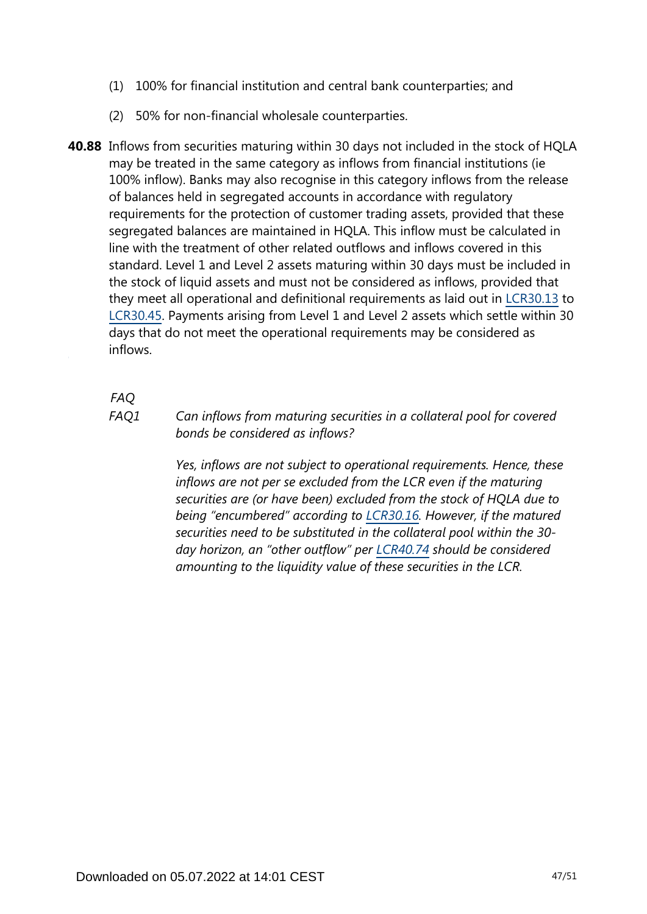(1) 100% for financial institution and central bank counterparties; and

(2) 50% for non-financial wholesale counterparties.

**40.88** Inflows from securities maturing within 30 days not included in the stock of HQLA may be treated in the same category as inflows from financial institutions (ie 100% inflow). Banks may also recognise in this category inflows from the release of balances held in segregated accounts in accordance with regulatory requirements for the protection of customer trading assets, provided that these segregated balances are maintained in HQLA. This inflow must be calculated in line with the treatment of other related outflows and inflows covered in this standard. Level 1 and Level 2 assets maturing within 30 days must be included in the stock of liquid assets and must not be considered as inflows, provided that they meet all operational and definitional requirements as laid out in LCR30.13 to LCR30.45. Payments arising from Level 1 and Level 2 assets which settle within 30 days that do not meet the operational requirements may be considered as inflows.

*FAQ*

*FAQ1* *Can inflows from maturing securities in a collateral pool for covered bonds be considered as inflows?*

*Yes, inflows are not subject to operational requirements. Hence, these inflows are not per se excluded from the LCR even if the maturing securities are (or have been) excluded from the stock of HQLA due to being "encumbered" according to LCR30.16. However, if the matured securities need to be substituted in the collateral pool within the 30-day horizon, an "other outflow" per LCR40.74 should be considered amounting to the liquidity value of these securities in the LCR.*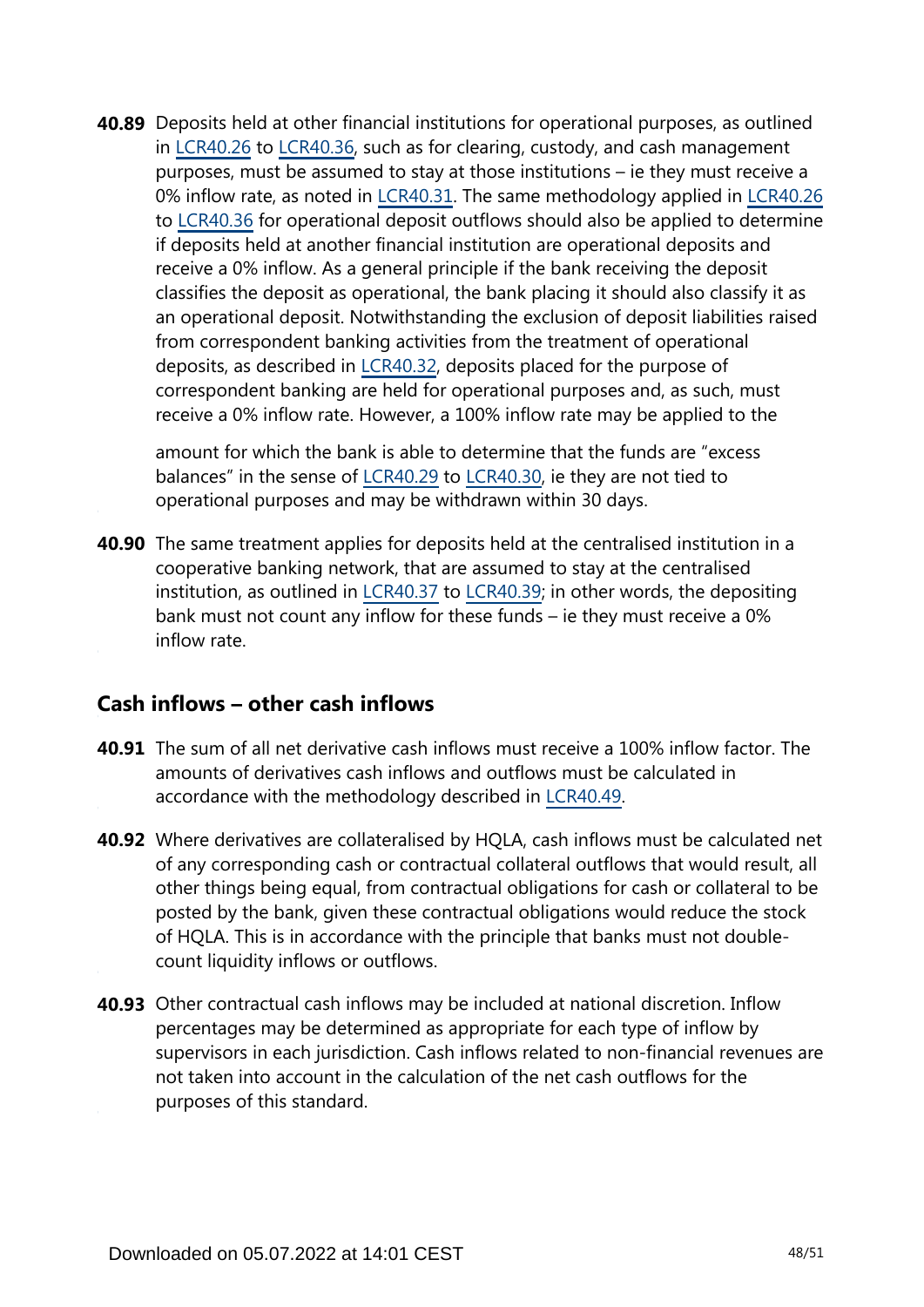**40.89** Deposits held at other financial institutions for operational purposes, as outlined in LCR40.26 to LCR40.36, such as for clearing, custody, and cash management purposes, must be assumed to stay at those institutions – ie they must receive a 0% inflow rate, as noted in LCR40.31. The same methodology applied in LCR40.26 to LCR40.36 for operational deposit outflows should also be applied to determine if deposits held at another financial institution are operational deposits and receive a 0% inflow. As a general principle if the bank receiving the deposit classifies the deposit as operational, the bank placing it should also classify it as an operational deposit. Notwithstanding the exclusion of deposit liabilities raised from correspondent banking activities from the treatment of operational deposits, as described in LCR40.32, deposits placed for the purpose of correspondent banking are held for operational purposes and, as such, must receive a 0% inflow rate. However, a 100% inflow rate may be applied to the amount for which the bank is able to determine that the funds are "excess balances" in the sense of LCR40.29 to LCR40.30, ie they are not tied to operational purposes and may be withdrawn within 30 days.

**40.90** The same treatment applies for deposits held at the centralised institution in a cooperative banking network, that are assumed to stay at the centralised institution, as outlined in LCR40.37 to LCR40.39; in other words, the depositing bank must not count any inflow for these funds – ie they must receive a 0% inflow rate.

## Cash inflows – other cash inflows

**40.91** The sum of all net derivative cash inflows must receive a 100% inflow factor. The amounts of derivatives cash inflows and outflows must be calculated in accordance with the methodology described in LCR40.49.

**40.92** Where derivatives are collateralised by HQLA, cash inflows must be calculated net of any corresponding cash or contractual collateral outflows that would result, all other things being equal, from contractual obligations for cash or collateral to be posted by the bank, given these contractual obligations would reduce the stock of HQLA. This is in accordance with the principle that banks must not double-count liquidity inflows or outflows.

**40.93** Other contractual cash inflows may be included at national discretion. Inflow percentages may be determined as appropriate for each type of inflow by supervisors in each jurisdiction. Cash inflows related to non-financial revenues are not taken into account in the calculation of the net cash outflows for the purposes of this standard.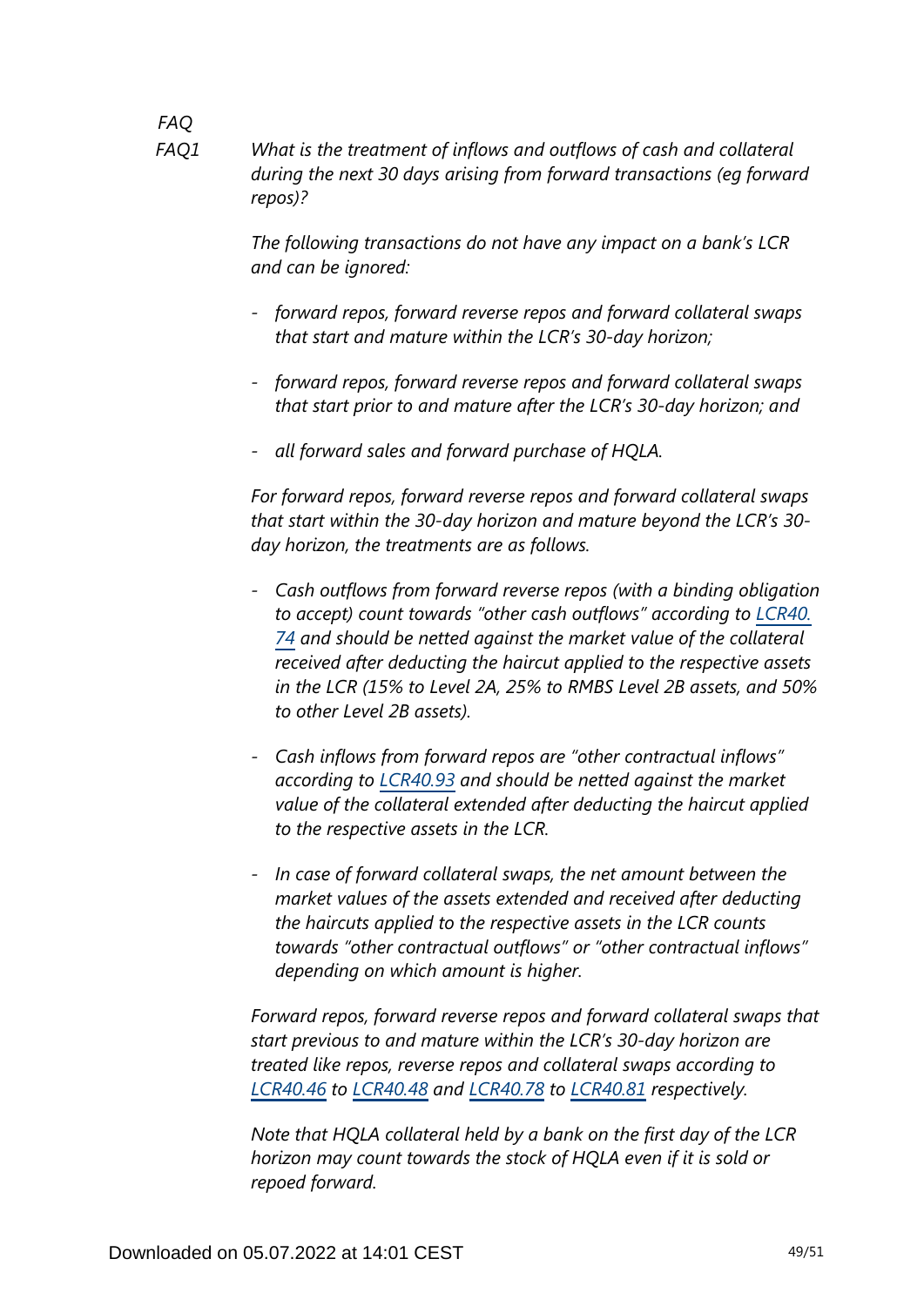*FAQ*

*FAQ1* *What is the treatment of inflows and outflows of cash and collateral during the next 30 days arising from forward transactions (eg forward repos)?*

*The following transactions do not have any impact on a bank's LCR and can be ignored:*

- *forward repos, forward reverse repos and forward collateral swaps that start and mature within the LCR's 30-day horizon;*
- *forward repos, forward reverse repos and forward collateral swaps that start prior to and mature after the LCR's 30-day horizon; and*
- *all forward sales and forward purchase of HQLA.*

*For forward repos, forward reverse repos and forward collateral swaps that start within the 30-day horizon and mature beyond the LCR's 30-day horizon, the treatments are as follows.*

- *Cash outflows from forward reverse repos (with a binding obligation to accept) count towards "other cash outflows" according to LCR40.74 and should be netted against the market value of the collateral received after deducting the haircut applied to the respective assets in the LCR (15% to Level 2A, 25% to RMBS Level 2B assets, and 50% to other Level 2B assets).*
- *Cash inflows from forward repos are "other contractual inflows" according to LCR40.93 and should be netted against the market value of the collateral extended after deducting the haircut applied to the respective assets in the LCR.*
- *In case of forward collateral swaps, the net amount between the market values of the assets extended and received after deducting the haircuts applied to the respective assets in the LCR counts towards "other contractual outflows" or "other contractual inflows" depending on which amount is higher.*

*Forward repos, forward reverse repos and forward collateral swaps that start previous to and mature within the LCR's 30-day horizon are treated like repos, reverse repos and collateral swaps according to LCR40.46 to LCR40.48 and LCR40.78 to LCR40.81 respectively.*

*Note that HQLA collateral held by a bank on the first day of the LCR horizon may count towards the stock of HQLA even if it is sold or repoed forward.*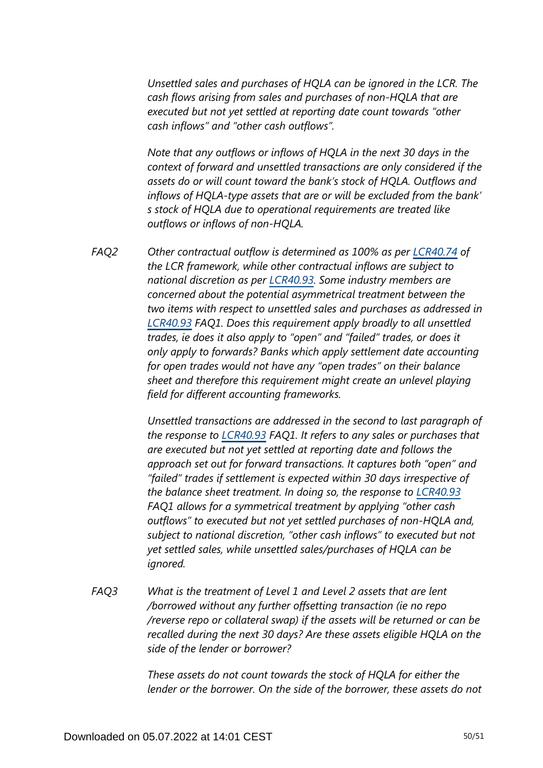*Unsettled sales and purchases of HQLA can be ignored in the LCR. The cash flows arising from sales and purchases of non-HQLA that are executed but not yet settled at reporting date count towards "other cash inflows" and "other cash outflows".*

*Note that any outflows or inflows of HQLA in the next 30 days in the context of forward and unsettled transactions are only considered if the assets do or will count toward the bank's stock of HQLA. Outflows and inflows of HQLA-type assets that are or will be excluded from the bank's stock of HQLA due to operational requirements are treated like outflows or inflows of non-HQLA.*

FAQ2 *Other contractual outflow is determined as 100% as per [LCR40.74] of the LCR framework, while other contractual inflows are subject to national discretion as per [LCR40.93]. Some industry members are concerned about the potential asymmetrical treatment between the two items with respect to unsettled sales and purchases as addressed in [LCR40.93] FAQ1. Does this requirement apply broadly to all unsettled trades, ie does it also apply to "open" and "failed" trades, or does it only apply to forwards? Banks which apply settlement date accounting for open trades would not have any "open trades" on their balance sheet and therefore this requirement might create an unlevel playing field for different accounting frameworks.*

*Unsettled transactions are addressed in the second to last paragraph of the response to [LCR40.93] FAQ1. It refers to any sales or purchases that are executed but not yet settled at reporting date and follows the approach set out for forward transactions. It captures both "open" and "failed" trades if settlement is expected within 30 days irrespective of the balance sheet treatment. In doing so, the response to [LCR40.93] FAQ1 allows for a symmetrical treatment by applying "other cash outflows" to executed but not yet settled purchases of non-HQLA and, subject to national discretion, "other cash inflows" to executed but not yet settled sales, while unsettled sales/purchases of HQLA can be ignored.*

FAQ3 *What is the treatment of Level 1 and Level 2 assets that are lent /borrowed without any further offsetting transaction (ie no repo /reverse repo or collateral swap) if the assets will be returned or can be recalled during the next 30 days? Are these assets eligible HQLA on the side of the lender or borrower?*

*These assets do not count towards the stock of HQLA for either the lender or the borrower. On the side of the borrower, these assets do not*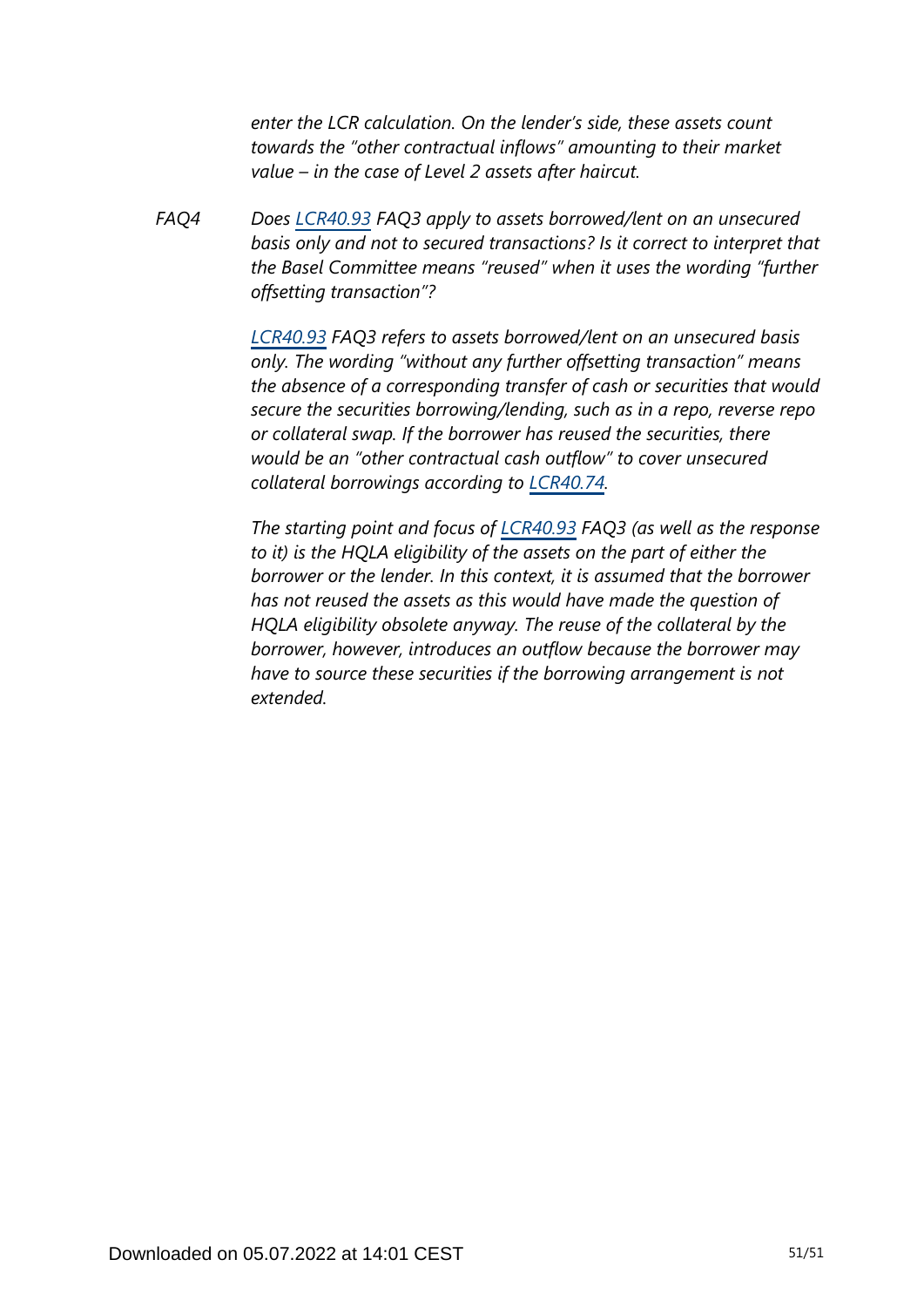*enter the LCR calculation. On the lender's side, these assets count towards the "other contractual inflows" amounting to their market value – in the case of Level 2 assets after haircut.*

FAQ4 *Does LCR40.93 FAQ3 apply to assets borrowed/lent on an unsecured basis only and not to secured transactions? Is it correct to interpret that the Basel Committee means "reused" when it uses the wording "further offsetting transaction"?*

*LCR40.93 FAQ3 refers to assets borrowed/lent on an unsecured basis only. The wording "without any further offsetting transaction" means the absence of a corresponding transfer of cash or securities that would secure the securities borrowing/lending, such as in a repo, reverse repo or collateral swap. If the borrower has reused the securities, there would be an "other contractual cash outflow" to cover unsecured collateral borrowings according to LCR40.74.*

*The starting point and focus of LCR40.93 FAQ3 (as well as the response to it) is the HQLA eligibility of the assets on the part of either the borrower or the lender. In this context, it is assumed that the borrower has not reused the assets as this would have made the question of HQLA eligibility obsolete anyway. The reuse of the collateral by the borrower, however, introduces an outflow because the borrower may have to source these securities if the borrowing arrangement is not extended.*